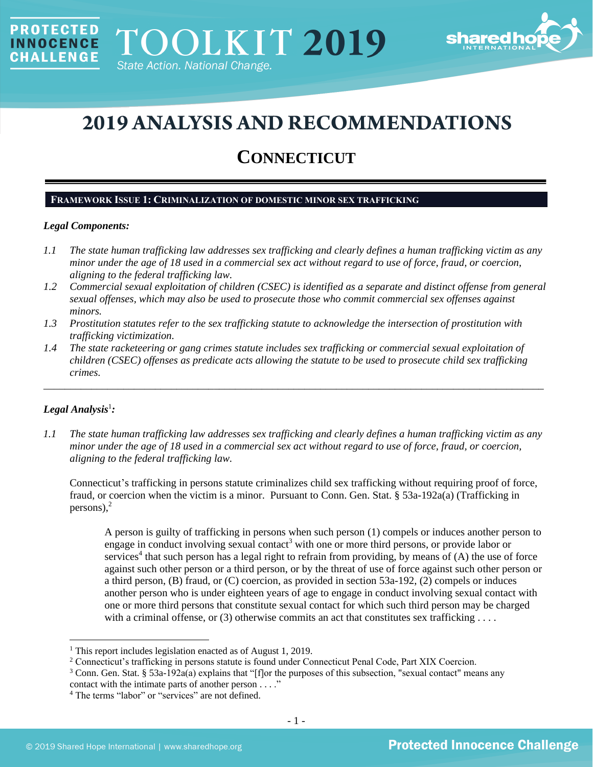# 2019 ANALYSIS AND RECOMMENDATIONS

## CONNECTICUT

### FRAMEWORK ISSUE 1: CRIMINALIZATION OF DOMESTIC MINOR SEX TRAFFICKING

***Legal Components:***

*1.1 The state human trafficking law addresses sex trafficking and clearly defines a human trafficking victim as any minor under the age of 18 used in a commercial sex act without regard to use of force, fraud, or coercion, aligning to the federal trafficking law.*

*1.2 Commercial sexual exploitation of children (CSEC) is identified as a separate and distinct offense from general sexual offenses, which may also be used to prosecute those who commit commercial sex offenses against minors.*

*1.3 Prostitution statutes refer to the sex trafficking statute to acknowledge the intersection of prostitution with trafficking victimization.*

*1.4 The state racketeering or gang crimes statute includes sex trafficking or commercial sexual exploitation of children (CSEC) offenses as predicate acts allowing the statute to be used to prosecute child sex trafficking crimes.*

---

***Legal Analysis***[1]***:***

*1.1 The state human trafficking law addresses sex trafficking and clearly defines a human trafficking victim as any minor under the age of 18 used in a commercial sex act without regard to use of force, fraud, or coercion, aligning to the federal trafficking law.*

Connecticut's trafficking in persons statute criminalizes child sex trafficking without requiring proof of force, fraud, or coercion when the victim is a minor. Pursuant to Conn. Gen. Stat. § 53a-192a(a) (Trafficking in persons),[2]

> A person is guilty of trafficking in persons when such person (1) compels or induces another person to engage in conduct involving sexual contact[3] with one or more third persons, or provide labor or services[4] that such person has a legal right to refrain from providing, by means of (A) the use of force against such other person or a third person, or by the threat of use of force against such other person or a third person, (B) fraud, or (C) coercion, as provided in section 53a-192, (2) compels or induces another person who is under eighteen years of age to engage in conduct involving sexual contact with one or more third persons that constitute sexual contact for which such third person may be charged with a criminal offense, or (3) otherwise commits an act that constitutes sex trafficking . . . .

---

[1] This report includes legislation enacted as of August 1, 2019.

[2] Connecticut's trafficking in persons statute is found under Connecticut Penal Code, Part XIX Coercion.

[3] Conn. Gen. Stat. § 53a-192a(a) explains that "[f]or the purposes of this subsection, "sexual contact" means any contact with the intimate parts of another person . . . ."

[4] The terms "labor" or "services" are not defined.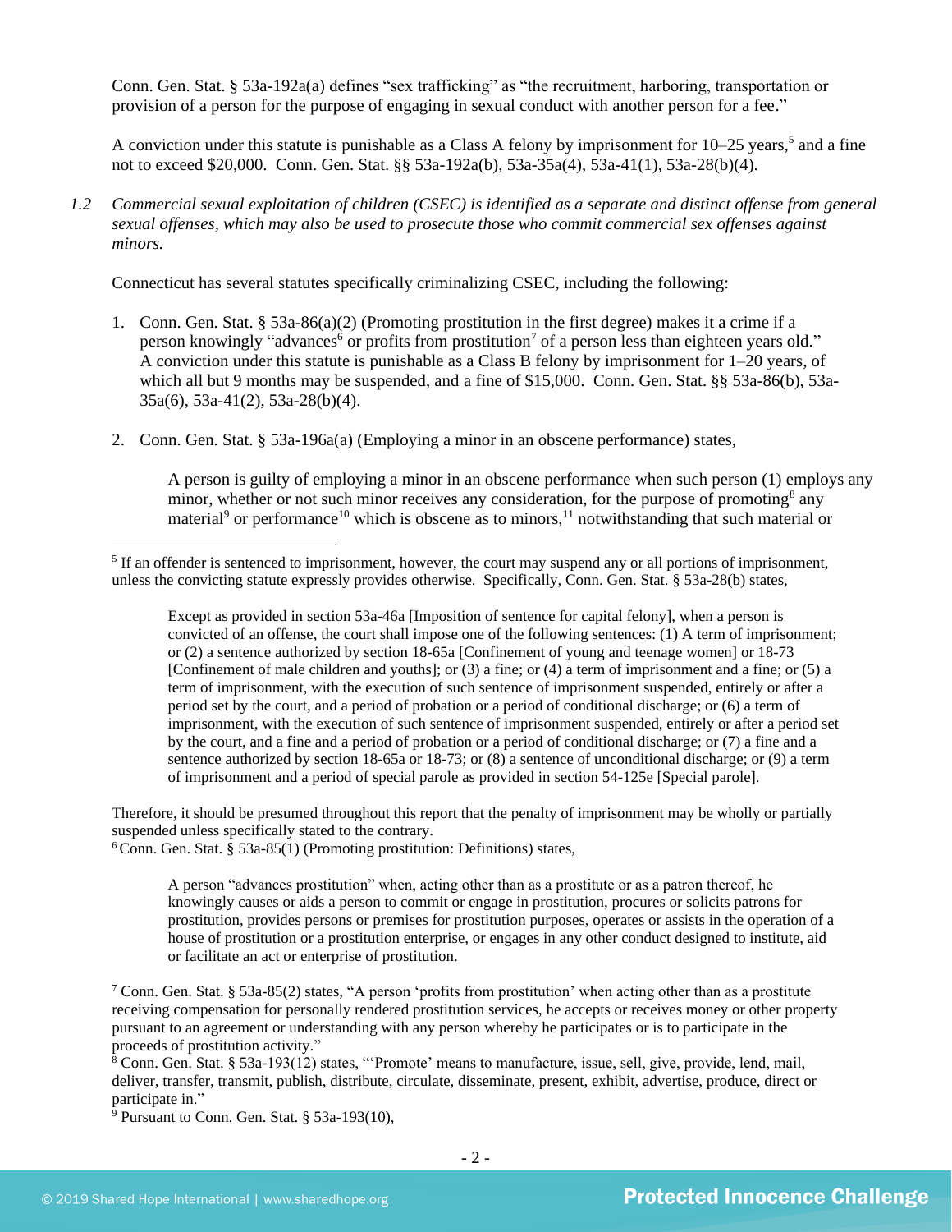Conn. Gen. Stat. § 53a-192a(a) defines "sex trafficking" as "the recruitment, harboring, transportation or provision of a person for the purpose of engaging in sexual conduct with another person for a fee."

A conviction under this statute is punishable as a Class A felony by imprisonment for 10–25 years,[5] and a fine not to exceed $20,000. Conn. Gen. Stat. §§ 53a-192a(b), 53a-35a(4), 53a-41(1), 53a-28(b)(4).

*1.2 Commercial sexual exploitation of children (CSEC) is identified as a separate and distinct offense from general sexual offenses, which may also be used to prosecute those who commit commercial sex offenses against minors.*

Connecticut has several statutes specifically criminalizing CSEC, including the following:

1. Conn. Gen. Stat. § 53a-86(a)(2) (Promoting prostitution in the first degree) makes it a crime if a person knowingly "advances[6] or profits from prostitution[7] of a person less than eighteen years old." A conviction under this statute is punishable as a Class B felony by imprisonment for 1–20 years, of which all but 9 months may be suspended, and a fine of $15,000. Conn. Gen. Stat. §§ 53a-86(b), 53a-35a(6), 53a-41(2), 53a-28(b)(4).

2. Conn. Gen. Stat. § 53a-196a(a) (Employing a minor in an obscene performance) states,

   > A person is guilty of employing a minor in an obscene performance when such person (1) employs any minor, whether or not such minor receives any consideration, for the purpose of promoting[8] any material[9] or performance[10] which is obscene as to minors,[11] notwithstanding that such material or

---

[5] If an offender is sentenced to imprisonment, however, the court may suspend any or all portions of imprisonment, unless the convicting statute expressly provides otherwise. Specifically, Conn. Gen. Stat. § 53a-28(b) states,

> Except as provided in section 53a-46a [Imposition of sentence for capital felony], when a person is convicted of an offense, the court shall impose one of the following sentences: (1) A term of imprisonment; or (2) a sentence authorized by section 18-65a [Confinement of young and teenage women] or 18-73 [Confinement of male children and youths]; or (3) a fine; or (4) a term of imprisonment and a fine; or (5) a term of imprisonment, with the execution of such sentence of imprisonment suspended, entirely or after a period set by the court, and a period of probation or a period of conditional discharge; or (6) a term of imprisonment, with the execution of such sentence of imprisonment suspended, entirely or after a period set by the court, and a fine and a period of probation or a period of conditional discharge; or (7) a fine and a sentence authorized by section 18-65a or 18-73; or (8) a sentence of unconditional discharge; or (9) a term of imprisonment and a period of special parole as provided in section 54-125e [Special parole].

Therefore, it should be presumed throughout this report that the penalty of imprisonment may be wholly or partially suspended unless specifically stated to the contrary.

[6] Conn. Gen. Stat. § 53a-85(1) (Promoting prostitution: Definitions) states,

> A person "advances prostitution" when, acting other than as a prostitute or as a patron thereof, he knowingly causes or aids a person to commit or engage in prostitution, procures or solicits patrons for prostitution, provides persons or premises for prostitution purposes, operates or assists in the operation of a house of prostitution or a prostitution enterprise, or engages in any other conduct designed to institute, aid or facilitate an act or enterprise of prostitution.

[7] Conn. Gen. Stat. § 53a-85(2) states, "A person 'profits from prostitution' when acting other than as a prostitute receiving compensation for personally rendered prostitution services, he accepts or receives money or other property pursuant to an agreement or understanding with any person whereby he participates or is to participate in the proceeds of prostitution activity."

[8] Conn. Gen. Stat. § 53a-193(12) states, "'Promote' means to manufacture, issue, sell, give, provide, lend, mail, deliver, transfer, transmit, publish, distribute, circulate, disseminate, present, exhibit, advertise, produce, direct or participate in."

[9] Pursuant to Conn. Gen. Stat. § 53a-193(10),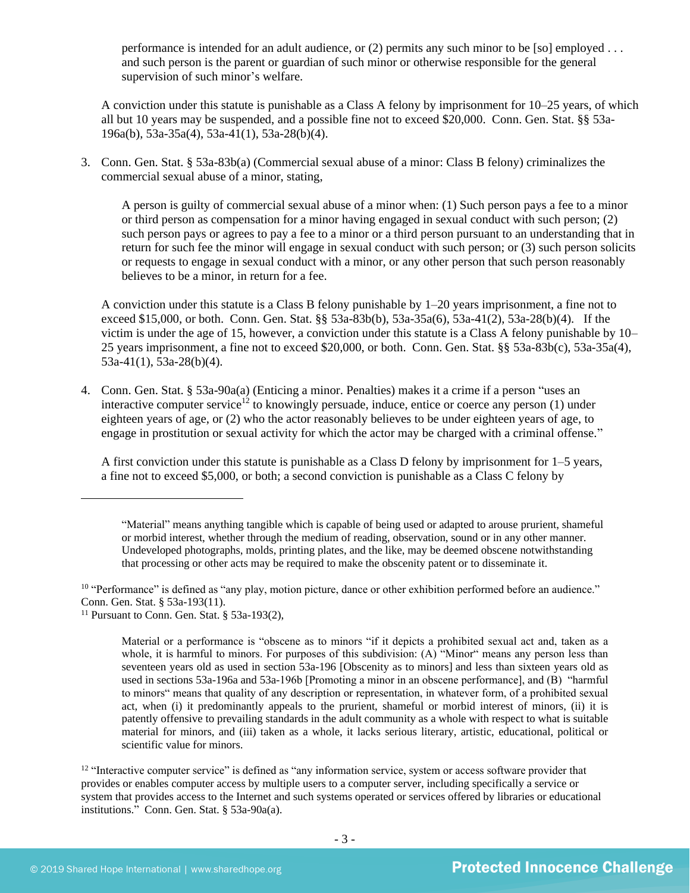performance is intended for an adult audience, or (2) permits any such minor to be [so] employed . . . and such person is the parent or guardian of such minor or otherwise responsible for the general supervision of such minor's welfare.

A conviction under this statute is punishable as a Class A felony by imprisonment for 10–25 years, of which all but 10 years may be suspended, and a possible fine not to exceed $20,000. Conn. Gen. Stat. §§ 53a-196a(b), 53a-35a(4), 53a-41(1), 53a-28(b)(4).

3. Conn. Gen. Stat. § 53a-83b(a) (Commercial sexual abuse of a minor: Class B felony) criminalizes the commercial sexual abuse of a minor, stating,

   > A person is guilty of commercial sexual abuse of a minor when: (1) Such person pays a fee to a minor or third person as compensation for a minor having engaged in sexual conduct with such person; (2) such person pays or agrees to pay a fee to a minor or a third person pursuant to an understanding that in return for such fee the minor will engage in sexual conduct with such person; or (3) such person solicits or requests to engage in sexual conduct with a minor, or any other person that such person reasonably believes to be a minor, in return for a fee.

   A conviction under this statute is a Class B felony punishable by 1–20 years imprisonment, a fine not to exceed $15,000, or both. Conn. Gen. Stat. §§ 53a-83b(b), 53a-35a(6), 53a-41(2), 53a-28(b)(4). If the victim is under the age of 15, however, a conviction under this statute is a Class A felony punishable by 10–25 years imprisonment, a fine not to exceed $20,000, or both. Conn. Gen. Stat. §§ 53a-83b(c), 53a-35a(4), 53a-41(1), 53a-28(b)(4).

4. Conn. Gen. Stat. § 53a-90a(a) (Enticing a minor. Penalties) makes it a crime if a person "uses an interactive computer service[12] to knowingly persuade, induce, entice or coerce any person (1) under eighteen years of age, or (2) who the actor reasonably believes to be under eighteen years of age, to engage in prostitution or sexual activity for which the actor may be charged with a criminal offense."

   A first conviction under this statute is punishable as a Class D felony by imprisonment for 1–5 years, a fine not to exceed $5,000, or both; a second conviction is punishable as a Class C felony by

---

> "Material" means anything tangible which is capable of being used or adapted to arouse prurient, shameful or morbid interest, whether through the medium of reading, observation, sound or in any other manner. Undeveloped photographs, molds, printing plates, and the like, may be deemed obscene notwithstanding that processing or other acts may be required to make the obscenity patent or to disseminate it.

[10] "Performance" is defined as "any play, motion picture, dance or other exhibition performed before an audience." Conn. Gen. Stat. § 53a-193(11).

[11] Pursuant to Conn. Gen. Stat. § 53a-193(2),

> Material or a performance is "obscene as to minors "if it depicts a prohibited sexual act and, taken as a whole, it is harmful to minors. For purposes of this subdivision: (A) "Minor" means any person less than seventeen years old as used in section 53a-196 [Obscenity as to minors] and less than sixteen years old as used in sections 53a-196a and 53a-196b [Promoting a minor in an obscene performance], and (B) "harmful to minors" means that quality of any description or representation, in whatever form, of a prohibited sexual act, when (i) it predominantly appeals to the prurient, shameful or morbid interest of minors, (ii) it is patently offensive to prevailing standards in the adult community as a whole with respect to what is suitable material for minors, and (iii) taken as a whole, it lacks serious literary, artistic, educational, political or scientific value for minors.

[12] "Interactive computer service" is defined as "any information service, system or access software provider that provides or enables computer access by multiple users to a computer server, including specifically a service or system that provides access to the Internet and such systems operated or services offered by libraries or educational institutions." Conn. Gen. Stat. § 53a-90a(a).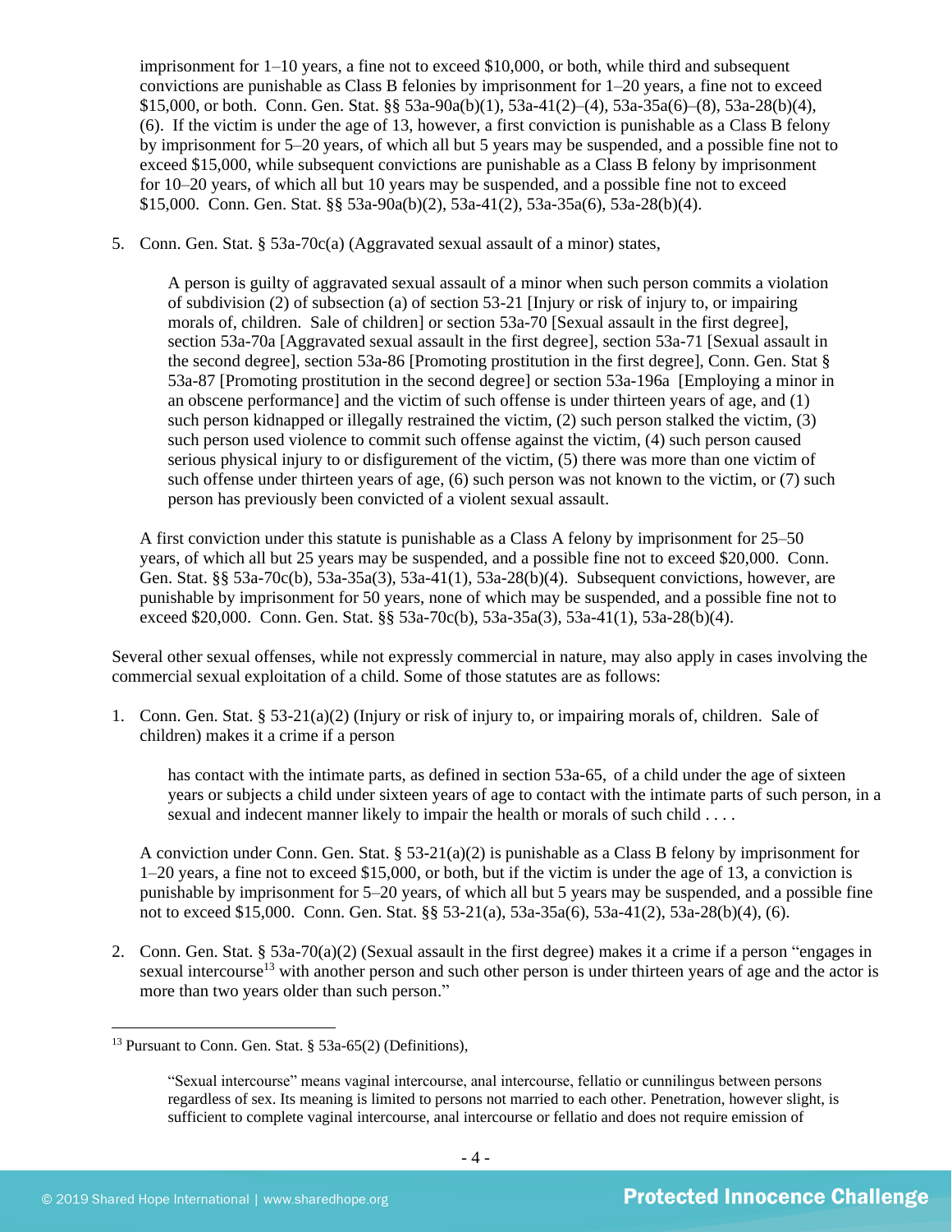imprisonment for 1–10 years, a fine not to exceed $10,000, or both, while third and subsequent convictions are punishable as Class B felonies by imprisonment for 1–20 years, a fine not to exceed $15,000, or both. Conn. Gen. Stat. §§ 53a-90a(b)(1), 53a-41(2)–(4), 53a-35a(6)–(8), 53a-28(b)(4), (6). If the victim is under the age of 13, however, a first conviction is punishable as a Class B felony by imprisonment for 5–20 years, of which all but 5 years may be suspended, and a possible fine not to exceed $15,000, while subsequent convictions are punishable as a Class B felony by imprisonment for 10–20 years, of which all but 10 years may be suspended, and a possible fine not to exceed $15,000. Conn. Gen. Stat. §§ 53a-90a(b)(2), 53a-41(2), 53a-35a(6), 53a-28(b)(4).

5. Conn. Gen. Stat. § 53a-70c(a) (Aggravated sexual assault of a minor) states,

   > A person is guilty of aggravated sexual assault of a minor when such person commits a violation of subdivision (2) of subsection (a) of section 53-21 [Injury or risk of injury to, or impairing morals of, children. Sale of children] or section 53a-70 [Sexual assault in the first degree], section 53a-70a [Aggravated sexual assault in the first degree], section 53a-71 [Sexual assault in the second degree], section 53a-86 [Promoting prostitution in the first degree], Conn. Gen. Stat § 53a-87 [Promoting prostitution in the second degree] or section 53a-196a [Employing a minor in an obscene performance] and the victim of such offense is under thirteen years of age, and (1) such person kidnapped or illegally restrained the victim, (2) such person stalked the victim, (3) such person used violence to commit such offense against the victim, (4) such person caused serious physical injury to or disfigurement of the victim, (5) there was more than one victim of such offense under thirteen years of age, (6) such person was not known to the victim, or (7) such person has previously been convicted of a violent sexual assault.

   A first conviction under this statute is punishable as a Class A felony by imprisonment for 25–50 years, of which all but 25 years may be suspended, and a possible fine not to exceed $20,000. Conn. Gen. Stat. §§ 53a-70c(b), 53a-35a(3), 53a-41(1), 53a-28(b)(4). Subsequent convictions, however, are punishable by imprisonment for 50 years, none of which may be suspended, and a possible fine not to exceed $20,000. Conn. Gen. Stat. §§ 53a-70c(b), 53a-35a(3), 53a-41(1), 53a-28(b)(4).

Several other sexual offenses, while not expressly commercial in nature, may also apply in cases involving the commercial sexual exploitation of a child. Some of those statutes are as follows:

1. Conn. Gen. Stat. § 53-21(a)(2) (Injury or risk of injury to, or impairing morals of, children. Sale of children) makes it a crime if a person

   > has contact with the intimate parts, as defined in section 53a-65, of a child under the age of sixteen years or subjects a child under sixteen years of age to contact with the intimate parts of such person, in a sexual and indecent manner likely to impair the health or morals of such child . . . .

   A conviction under Conn. Gen. Stat. § 53-21(a)(2) is punishable as a Class B felony by imprisonment for 1–20 years, a fine not to exceed $15,000, or both, but if the victim is under the age of 13, a conviction is punishable by imprisonment for 5–20 years, of which all but 5 years may be suspended, and a possible fine not to exceed $15,000. Conn. Gen. Stat. §§ 53-21(a), 53a-35a(6), 53a-41(2), 53a-28(b)(4), (6).

2. Conn. Gen. Stat. § 53a-70(a)(2) (Sexual assault in the first degree) makes it a crime if a person "engages in sexual intercourse[13] with another person and such other person is under thirteen years of age and the actor is more than two years older than such person."

[13] Pursuant to Conn. Gen. Stat. § 53a-65(2) (Definitions),

> "Sexual intercourse" means vaginal intercourse, anal intercourse, fellatio or cunnilingus between persons regardless of sex. Its meaning is limited to persons not married to each other. Penetration, however slight, is sufficient to complete vaginal intercourse, anal intercourse or fellatio and does not require emission of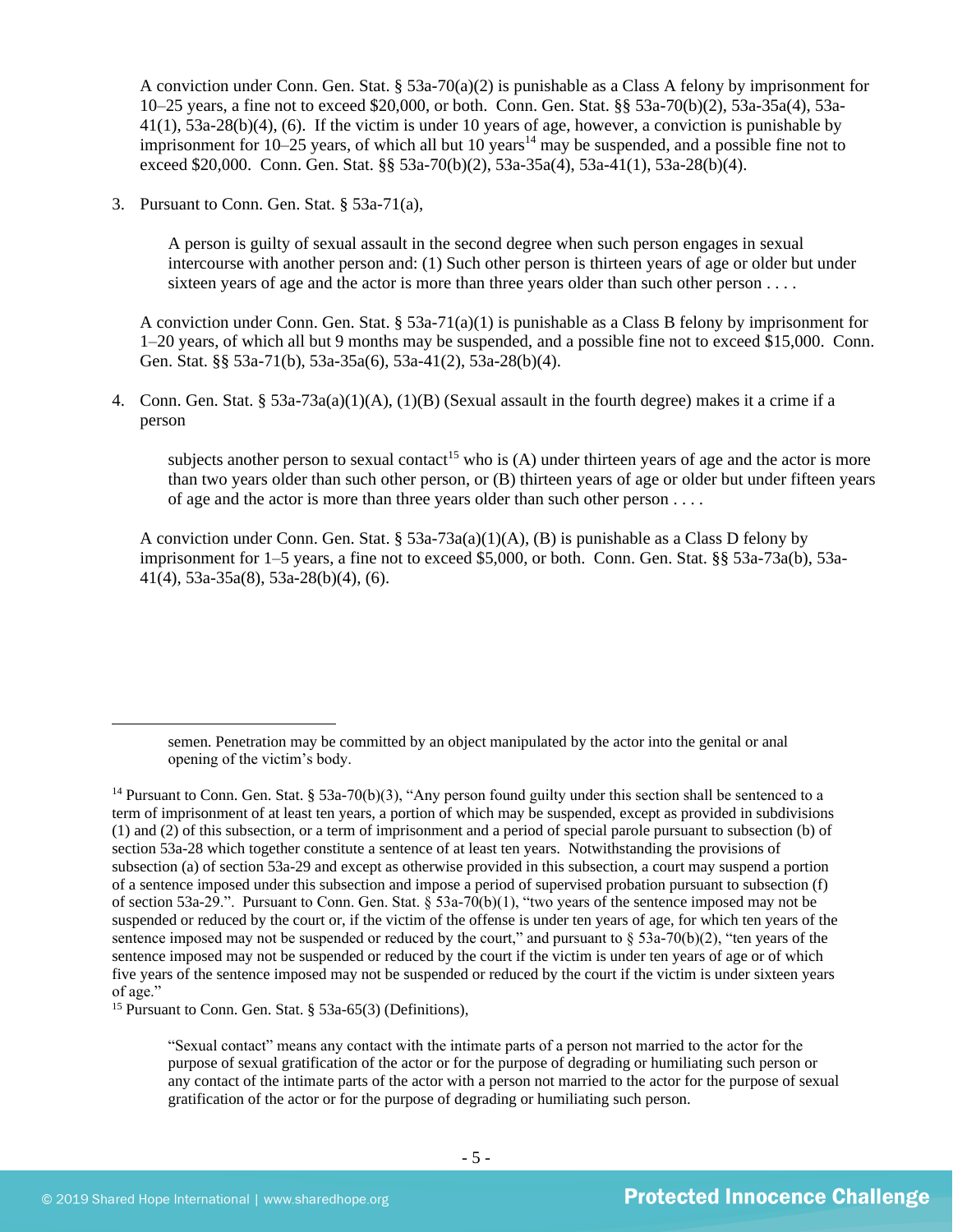A conviction under Conn. Gen. Stat. § 53a-70(a)(2) is punishable as a Class A felony by imprisonment for 10–25 years, a fine not to exceed $20,000, or both. Conn. Gen. Stat. §§ 53a-70(b)(2), 53a-35a(4), 53a-41(1), 53a-28(b)(4), (6). If the victim is under 10 years of age, however, a conviction is punishable by imprisonment for 10–25 years, of which all but 10 years[14] may be suspended, and a possible fine not to exceed $20,000. Conn. Gen. Stat. §§ 53a-70(b)(2), 53a-35a(4), 53a-41(1), 53a-28(b)(4).

3. Pursuant to Conn. Gen. Stat. § 53a-71(a),

> A person is guilty of sexual assault in the second degree when such person engages in sexual intercourse with another person and: (1) Such other person is thirteen years of age or older but under sixteen years of age and the actor is more than three years older than such other person . . . .

A conviction under Conn. Gen. Stat. § 53a-71(a)(1) is punishable as a Class B felony by imprisonment for 1–20 years, of which all but 9 months may be suspended, and a possible fine not to exceed $15,000. Conn. Gen. Stat. §§ 53a-71(b), 53a-35a(6), 53a-41(2), 53a-28(b)(4).

4. Conn. Gen. Stat. § 53a-73a(a)(1)(A), (1)(B) (Sexual assault in the fourth degree) makes it a crime if a person

> subjects another person to sexual contact[15] who is (A) under thirteen years of age and the actor is more than two years older than such other person, or (B) thirteen years of age or older but under fifteen years of age and the actor is more than three years older than such other person . . . .

A conviction under Conn. Gen. Stat. § 53a-73a(a)(1)(A), (B) is punishable as a Class D felony by imprisonment for 1–5 years, a fine not to exceed $5,000, or both. Conn. Gen. Stat. §§ 53a-73a(b), 53a-41(4), 53a-35a(8), 53a-28(b)(4), (6).

---

> semen. Penetration may be committed by an object manipulated by the actor into the genital or anal opening of the victim's body.

[14] Pursuant to Conn. Gen. Stat. § 53a-70(b)(3), "Any person found guilty under this section shall be sentenced to a term of imprisonment of at least ten years, a portion of which may be suspended, except as provided in subdivisions (1) and (2) of this subsection, or a term of imprisonment and a period of special parole pursuant to subsection (b) of section 53a-28 which together constitute a sentence of at least ten years. Notwithstanding the provisions of subsection (a) of section 53a-29 and except as otherwise provided in this subsection, a court may suspend a portion of a sentence imposed under this subsection and impose a period of supervised probation pursuant to subsection (f) of section 53a-29.". Pursuant to Conn. Gen. Stat. § 53a-70(b)(1), "two years of the sentence imposed may not be suspended or reduced by the court or, if the victim of the offense is under ten years of age, for which ten years of the sentence imposed may not be suspended or reduced by the court," and pursuant to § 53a-70(b)(2), "ten years of the sentence imposed may not be suspended or reduced by the court if the victim is under ten years of age or of which five years of the sentence imposed may not be suspended or reduced by the court if the victim is under sixteen years of age."

[15] Pursuant to Conn. Gen. Stat. § 53a-65(3) (Definitions),

> "Sexual contact" means any contact with the intimate parts of a person not married to the actor for the purpose of sexual gratification of the actor or for the purpose of degrading or humiliating such person or any contact of the intimate parts of the actor with a person not married to the actor for the purpose of sexual gratification of the actor or for the purpose of degrading or humiliating such person.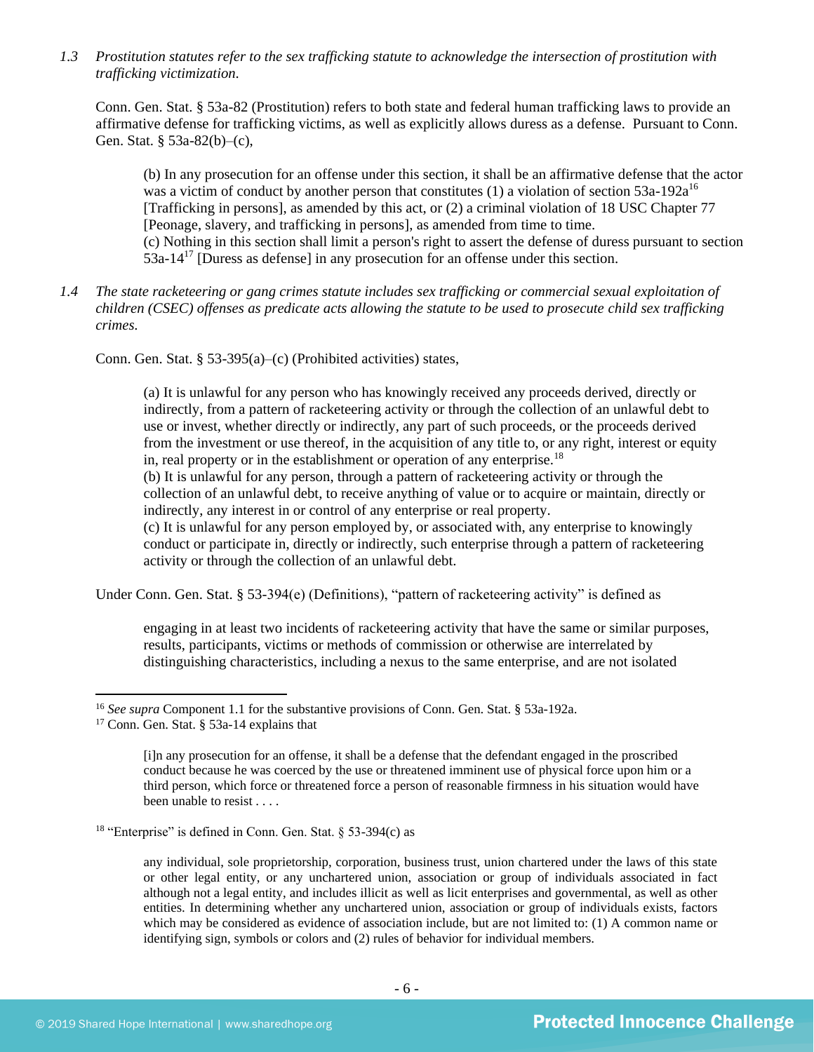*1.3 Prostitution statutes refer to the sex trafficking statute to acknowledge the intersection of prostitution with trafficking victimization.*

Conn. Gen. Stat. § 53a-82 (Prostitution) refers to both state and federal human trafficking laws to provide an affirmative defense for trafficking victims, as well as explicitly allows duress as a defense. Pursuant to Conn. Gen. Stat. § 53a-82(b)–(c),

> (b) In any prosecution for an offense under this section, it shall be an affirmative defense that the actor was a victim of conduct by another person that constitutes (1) a violation of section 53a-192a[16] [Trafficking in persons], as amended by this act, or (2) a criminal violation of 18 USC Chapter 77 [Peonage, slavery, and trafficking in persons], as amended from time to time.
> (c) Nothing in this section shall limit a person's right to assert the defense of duress pursuant to section 53a-14[17] [Duress as defense] in any prosecution for an offense under this section.

*1.4 The state racketeering or gang crimes statute includes sex trafficking or commercial sexual exploitation of children (CSEC) offenses as predicate acts allowing the statute to be used to prosecute child sex trafficking crimes.*

Conn. Gen. Stat. § 53-395(a)–(c) (Prohibited activities) states,

> (a) It is unlawful for any person who has knowingly received any proceeds derived, directly or indirectly, from a pattern of racketeering activity or through the collection of an unlawful debt to use or invest, whether directly or indirectly, any part of such proceeds, or the proceeds derived from the investment or use thereof, in the acquisition of any title to, or any right, interest or equity in, real property or in the establishment or operation of any enterprise.[18]
> (b) It is unlawful for any person, through a pattern of racketeering activity or through the collection of an unlawful debt, to receive anything of value or to acquire or maintain, directly or indirectly, any interest in or control of any enterprise or real property.
> (c) It is unlawful for any person employed by, or associated with, any enterprise to knowingly conduct or participate in, directly or indirectly, such enterprise through a pattern of racketeering activity or through the collection of an unlawful debt.

Under Conn. Gen. Stat. § 53-394(e) (Definitions), "pattern of racketeering activity" is defined as

> engaging in at least two incidents of racketeering activity that have the same or similar purposes, results, participants, victims or methods of commission or otherwise are interrelated by distinguishing characteristics, including a nexus to the same enterprise, and are not isolated

---

[16] *See supra* Component 1.1 for the substantive provisions of Conn. Gen. Stat. § 53a-192a.

[17] Conn. Gen. Stat. § 53a-14 explains that

> [i]n any prosecution for an offense, it shall be a defense that the defendant engaged in the proscribed conduct because he was coerced by the use or threatened imminent use of physical force upon him or a third person, which force or threatened force a person of reasonable firmness in his situation would have been unable to resist . . . .

[18] "Enterprise" is defined in Conn. Gen. Stat. § 53-394(c) as

> any individual, sole proprietorship, corporation, business trust, union chartered under the laws of this state or other legal entity, or any unchartered union, association or group of individuals associated in fact although not a legal entity, and includes illicit as well as licit enterprises and governmental, as well as other entities. In determining whether any unchartered union, association or group of individuals exists, factors which may be considered as evidence of association include, but are not limited to: (1) A common name or identifying sign, symbols or colors and (2) rules of behavior for individual members.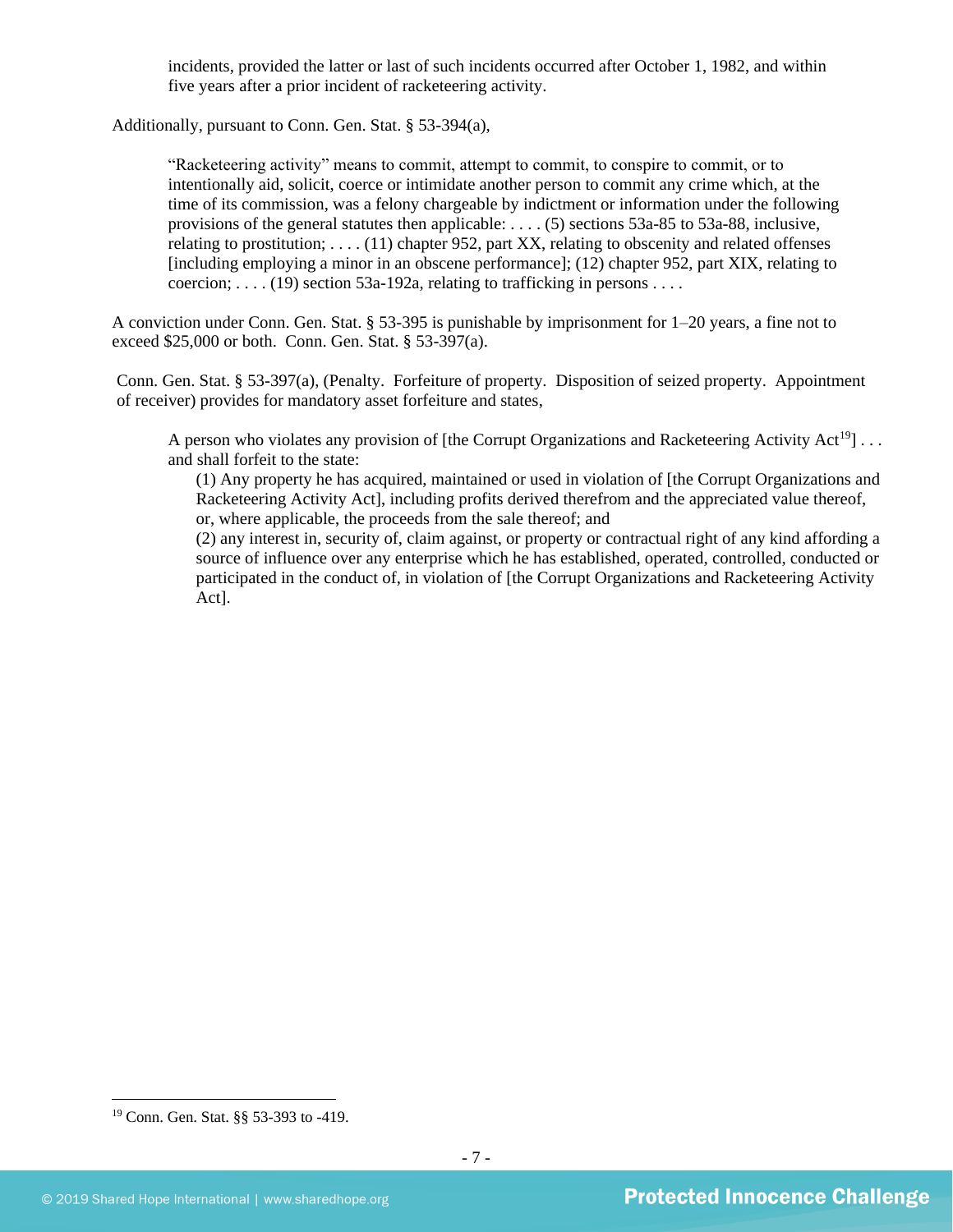> incidents, provided the latter or last of such incidents occurred after October 1, 1982, and within five years after a prior incident of racketeering activity.

Additionally, pursuant to Conn. Gen. Stat. § 53-394(a),

> "Racketeering activity" means to commit, attempt to commit, to conspire to commit, or to intentionally aid, solicit, coerce or intimidate another person to commit any crime which, at the time of its commission, was a felony chargeable by indictment or information under the following provisions of the general statutes then applicable: . . . . (5) sections 53a-85 to 53a-88, inclusive, relating to prostitution; . . . . (11) chapter 952, part XX, relating to obscenity and related offenses [including employing a minor in an obscene performance]; (12) chapter 952, part XIX, relating to coercion; . . . . (19) section 53a-192a, relating to trafficking in persons . . . .

A conviction under Conn. Gen. Stat. § 53-395 is punishable by imprisonment for 1–20 years, a fine not to exceed $25,000 or both. Conn. Gen. Stat. § 53-397(a).

Conn. Gen. Stat. § 53-397(a), (Penalty. Forfeiture of property. Disposition of seized property. Appointment of receiver) provides for mandatory asset forfeiture and states,

> A person who violates any provision of [the Corrupt Organizations and Racketeering Activity Act[19]] . . . and shall forfeit to the state:
>
> (1) Any property he has acquired, maintained or used in violation of [the Corrupt Organizations and Racketeering Activity Act], including profits derived therefrom and the appreciated value thereof, or, where applicable, the proceeds from the sale thereof; and
>
> (2) any interest in, security of, claim against, or property or contractual right of any kind affording a source of influence over any enterprise which he has established, operated, controlled, conducted or participated in the conduct of, in violation of [the Corrupt Organizations and Racketeering Activity Act].

---

[19] Conn. Gen. Stat. §§ 53-393 to -419.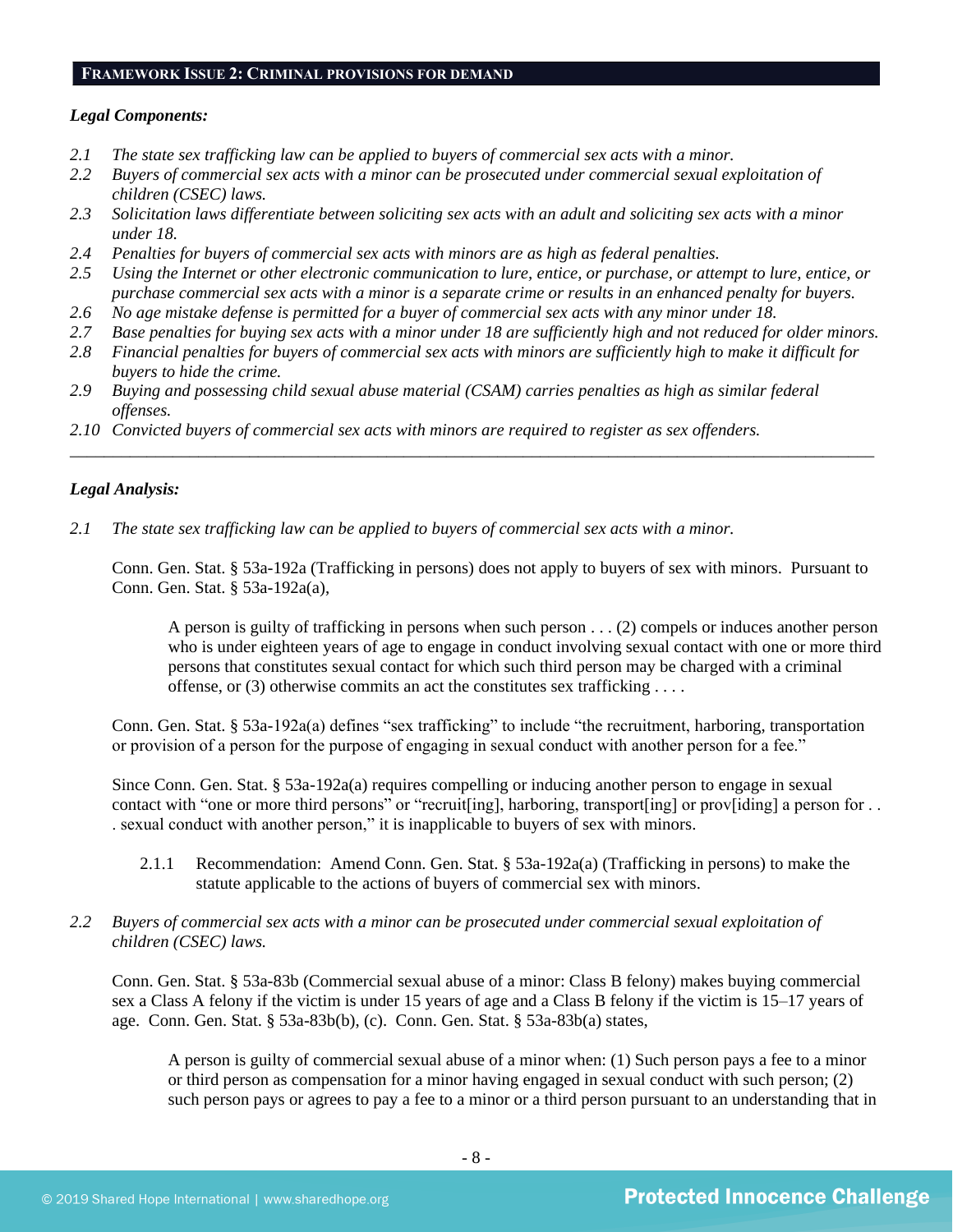## FRAMEWORK ISSUE 2: CRIMINAL PROVISIONS FOR DEMAND

***Legal Components:***

*2.1 The state sex trafficking law can be applied to buyers of commercial sex acts with a minor.*
*2.2 Buyers of commercial sex acts with a minor can be prosecuted under commercial sexual exploitation of children (CSEC) laws.*
*2.3 Solicitation laws differentiate between soliciting sex acts with an adult and soliciting sex acts with a minor under 18.*
*2.4 Penalties for buyers of commercial sex acts with minors are as high as federal penalties.*
*2.5 Using the Internet or other electronic communication to lure, entice, or purchase, or attempt to lure, entice, or purchase commercial sex acts with a minor is a separate crime or results in an enhanced penalty for buyers.*
*2.6 No age mistake defense is permitted for a buyer of commercial sex acts with any minor under 18.*
*2.7 Base penalties for buying sex acts with a minor under 18 are sufficiently high and not reduced for older minors.*
*2.8 Financial penalties for buyers of commercial sex acts with minors are sufficiently high to make it difficult for buyers to hide the crime.*
*2.9 Buying and possessing child sexual abuse material (CSAM) carries penalties as high as similar federal offenses.*
*2.10 Convicted buyers of commercial sex acts with minors are required to register as sex offenders.*

---

***Legal Analysis:***

*2.1 The state sex trafficking law can be applied to buyers of commercial sex acts with a minor.*

Conn. Gen. Stat. § 53a-192a (Trafficking in persons) does not apply to buyers of sex with minors. Pursuant to Conn. Gen. Stat. § 53a-192a(a),

> A person is guilty of trafficking in persons when such person . . . (2) compels or induces another person who is under eighteen years of age to engage in conduct involving sexual contact with one or more third persons that constitutes sexual contact for which such third person may be charged with a criminal offense, or (3) otherwise commits an act the constitutes sex trafficking . . . .

Conn. Gen. Stat. § 53a-192a(a) defines "sex trafficking" to include "the recruitment, harboring, transportation or provision of a person for the purpose of engaging in sexual conduct with another person for a fee."

Since Conn. Gen. Stat. § 53a-192a(a) requires compelling or inducing another person to engage in sexual contact with "one or more third persons" or "recruit[ing], harboring, transport[ing] or prov[iding] a person for . . . sexual conduct with another person," it is inapplicable to buyers of sex with minors.

2.1.1 Recommendation: Amend Conn. Gen. Stat. § 53a-192a(a) (Trafficking in persons) to make the statute applicable to the actions of buyers of commercial sex with minors.

*2.2 Buyers of commercial sex acts with a minor can be prosecuted under commercial sexual exploitation of children (CSEC) laws.*

Conn. Gen. Stat. § 53a-83b (Commercial sexual abuse of a minor: Class B felony) makes buying commercial sex a Class A felony if the victim is under 15 years of age and a Class B felony if the victim is 15–17 years of age. Conn. Gen. Stat. § 53a-83b(b), (c). Conn. Gen. Stat. § 53a-83b(a) states,

> A person is guilty of commercial sexual abuse of a minor when: (1) Such person pays a fee to a minor or third person as compensation for a minor having engaged in sexual conduct with such person; (2) such person pays or agrees to pay a fee to a minor or a third person pursuant to an understanding that in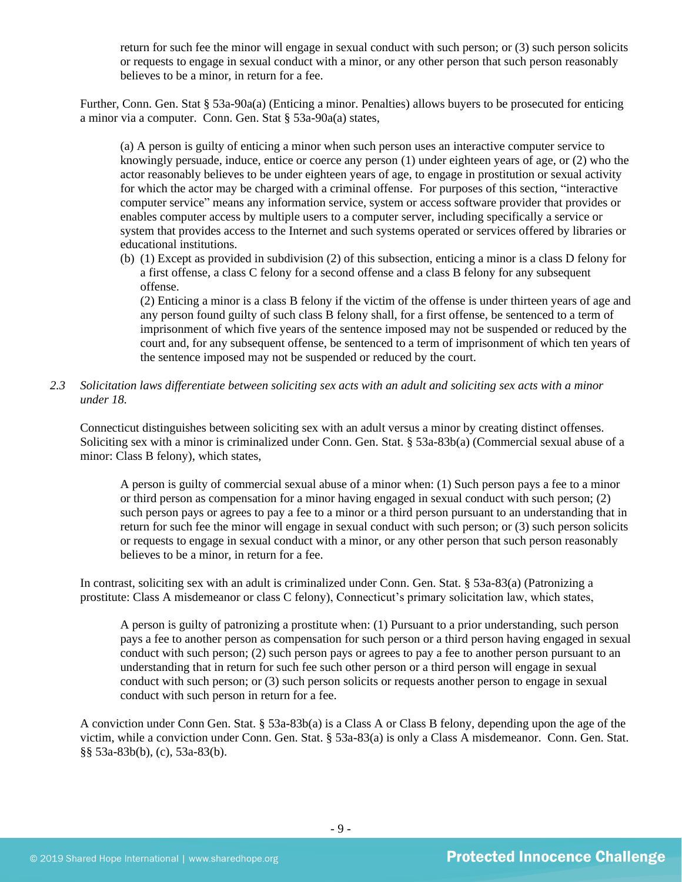> return for such fee the minor will engage in sexual conduct with such person; or (3) such person solicits or requests to engage in sexual conduct with a minor, or any other person that such person reasonably believes to be a minor, in return for a fee.

Further, Conn. Gen. Stat § 53a-90a(a) (Enticing a minor. Penalties) allows buyers to be prosecuted for enticing a minor via a computer. Conn. Gen. Stat § 53a-90a(a) states,

> (a) A person is guilty of enticing a minor when such person uses an interactive computer service to knowingly persuade, induce, entice or coerce any person (1) under eighteen years of age, or (2) who the actor reasonably believes to be under eighteen years of age, to engage in prostitution or sexual activity for which the actor may be charged with a criminal offense. For purposes of this section, "interactive computer service" means any information service, system or access software provider that provides or enables computer access by multiple users to a computer server, including specifically a service or system that provides access to the Internet and such systems operated or services offered by libraries or educational institutions.
>
> (b) (1) Except as provided in subdivision (2) of this subsection, enticing a minor is a class D felony for a first offense, a class C felony for a second offense and a class B felony for any subsequent offense.
>
> (2) Enticing a minor is a class B felony if the victim of the offense is under thirteen years of age and any person found guilty of such class B felony shall, for a first offense, be sentenced to a term of imprisonment of which five years of the sentence imposed may not be suspended or reduced by the court and, for any subsequent offense, be sentenced to a term of imprisonment of which ten years of the sentence imposed may not be suspended or reduced by the court.

*2.3 Solicitation laws differentiate between soliciting sex acts with an adult and soliciting sex acts with a minor under 18.*

Connecticut distinguishes between soliciting sex with an adult versus a minor by creating distinct offenses. Soliciting sex with a minor is criminalized under Conn. Gen. Stat. § 53a-83b(a) (Commercial sexual abuse of a minor: Class B felony), which states,

> A person is guilty of commercial sexual abuse of a minor when: (1) Such person pays a fee to a minor or third person as compensation for a minor having engaged in sexual conduct with such person; (2) such person pays or agrees to pay a fee to a minor or a third person pursuant to an understanding that in return for such fee the minor will engage in sexual conduct with such person; or (3) such person solicits or requests to engage in sexual conduct with a minor, or any other person that such person reasonably believes to be a minor, in return for a fee.

In contrast, soliciting sex with an adult is criminalized under Conn. Gen. Stat. § 53a-83(a) (Patronizing a prostitute: Class A misdemeanor or class C felony), Connecticut's primary solicitation law, which states,

> A person is guilty of patronizing a prostitute when: (1) Pursuant to a prior understanding, such person pays a fee to another person as compensation for such person or a third person having engaged in sexual conduct with such person; (2) such person pays or agrees to pay a fee to another person pursuant to an understanding that in return for such fee such other person or a third person will engage in sexual conduct with such person; or (3) such person solicits or requests another person to engage in sexual conduct with such person in return for a fee.

A conviction under Conn Gen. Stat. § 53a-83b(a) is a Class A or Class B felony, depending upon the age of the victim, while a conviction under Conn. Gen. Stat. § 53a-83(a) is only a Class A misdemeanor. Conn. Gen. Stat. §§ 53a-83b(b), (c), 53a-83(b).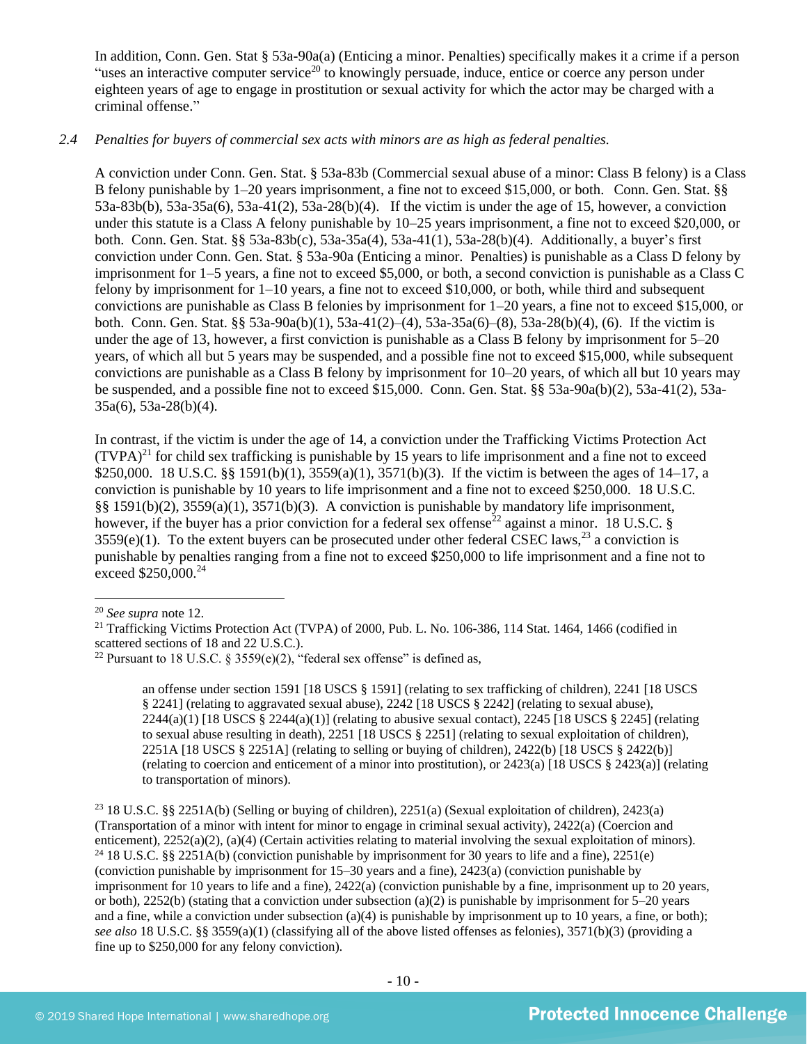In addition, Conn. Gen. Stat § 53a-90a(a) (Enticing a minor. Penalties) specifically makes it a crime if a person "uses an interactive computer service[20] to knowingly persuade, induce, entice or coerce any person under eighteen years of age to engage in prostitution or sexual activity for which the actor may be charged with a criminal offense."

*2.4 Penalties for buyers of commercial sex acts with minors are as high as federal penalties.*

A conviction under Conn. Gen. Stat. § 53a-83b (Commercial sexual abuse of a minor: Class B felony) is a Class B felony punishable by 1–20 years imprisonment, a fine not to exceed $15,000, or both. Conn. Gen. Stat. §§ 53a-83b(b), 53a-35a(6), 53a-41(2), 53a-28(b)(4). If the victim is under the age of 15, however, a conviction under this statute is a Class A felony punishable by 10–25 years imprisonment, a fine not to exceed $20,000, or both. Conn. Gen. Stat. §§ 53a-83b(c), 53a-35a(4), 53a-41(1), 53a-28(b)(4). Additionally, a buyer's first conviction under Conn. Gen. Stat. § 53a-90a (Enticing a minor. Penalties) is punishable as a Class D felony by imprisonment for 1–5 years, a fine not to exceed $5,000, or both, a second conviction is punishable as a Class C felony by imprisonment for 1–10 years, a fine not to exceed $10,000, or both, while third and subsequent convictions are punishable as Class B felonies by imprisonment for 1–20 years, a fine not to exceed $15,000, or both. Conn. Gen. Stat. §§ 53a-90a(b)(1), 53a-41(2)–(4), 53a-35a(6)–(8), 53a-28(b)(4), (6). If the victim is under the age of 13, however, a first conviction is punishable as a Class B felony by imprisonment for 5–20 years, of which all but 5 years may be suspended, and a possible fine not to exceed $15,000, while subsequent convictions are punishable as a Class B felony by imprisonment for 10–20 years, of which all but 10 years may be suspended, and a possible fine not to exceed $15,000. Conn. Gen. Stat. §§ 53a-90a(b)(2), 53a-41(2), 53a-35a(6), 53a-28(b)(4).

In contrast, if the victim is under the age of 14, a conviction under the Trafficking Victims Protection Act (TVPA)[21] for child sex trafficking is punishable by 15 years to life imprisonment and a fine not to exceed $250,000. 18 U.S.C. §§ 1591(b)(1), 3559(a)(1), 3571(b)(3). If the victim is between the ages of 14–17, a conviction is punishable by 10 years to life imprisonment and a fine not to exceed $250,000. 18 U.S.C. §§ 1591(b)(2), 3559(a)(1), 3571(b)(3). A conviction is punishable by mandatory life imprisonment, however, if the buyer has a prior conviction for a federal sex offense[22] against a minor. 18 U.S.C. § 3559(e)(1). To the extent buyers can be prosecuted under other federal CSEC laws,[23] a conviction is punishable by penalties ranging from a fine not to exceed $250,000 to life imprisonment and a fine not to exceed $250,000.[24]

---

[20] *See supra* note 12.

[21] Trafficking Victims Protection Act (TVPA) of 2000, Pub. L. No. 106-386, 114 Stat. 1464, 1466 (codified in scattered sections of 18 and 22 U.S.C.).

[22] Pursuant to 18 U.S.C. § 3559(e)(2), "federal sex offense" is defined as,

> an offense under section 1591 [18 USCS § 1591] (relating to sex trafficking of children), 2241 [18 USCS § 2241] (relating to aggravated sexual abuse), 2242 [18 USCS § 2242] (relating to sexual abuse), 2244(a)(1) [18 USCS § 2244(a)(1)] (relating to abusive sexual contact), 2245 [18 USCS § 2245] (relating to sexual abuse resulting in death), 2251 [18 USCS § 2251] (relating to sexual exploitation of children), 2251A [18 USCS § 2251A] (relating to selling or buying of children), 2422(b) [18 USCS § 2422(b)] (relating to coercion and enticement of a minor into prostitution), or 2423(a) [18 USCS § 2423(a)] (relating to transportation of minors).

[23] 18 U.S.C. §§ 2251A(b) (Selling or buying of children), 2251(a) (Sexual exploitation of children), 2423(a) (Transportation of a minor with intent for minor to engage in criminal sexual activity), 2422(a) (Coercion and enticement), 2252(a)(2), (a)(4) (Certain activities relating to material involving the sexual exploitation of minors).

[24] 18 U.S.C. §§ 2251A(b) (conviction punishable by imprisonment for 30 years to life and a fine), 2251(e) (conviction punishable by imprisonment for 15–30 years and a fine), 2423(a) (conviction punishable by imprisonment for 10 years to life and a fine), 2422(a) (conviction punishable by a fine, imprisonment up to 20 years, or both), 2252(b) (stating that a conviction under subsection (a)(2) is punishable by imprisonment for 5–20 years and a fine, while a conviction under subsection (a)(4) is punishable by imprisonment up to 10 years, a fine, or both); *see also* 18 U.S.C. §§ 3559(a)(1) (classifying all of the above listed offenses as felonies), 3571(b)(3) (providing a fine up to $250,000 for any felony conviction).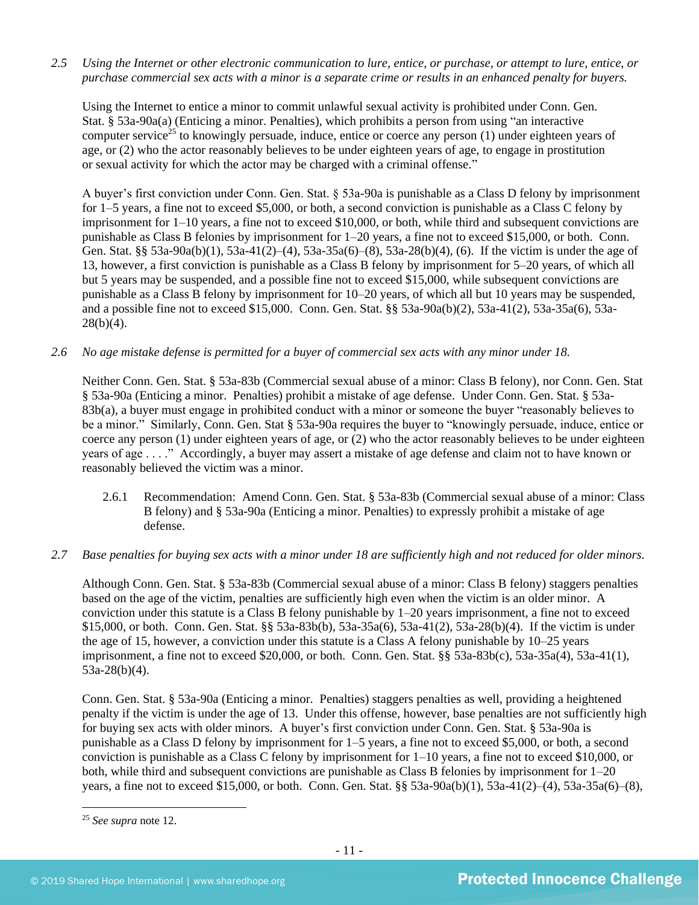*2.5 Using the Internet or other electronic communication to lure, entice, or purchase, or attempt to lure, entice, or purchase commercial sex acts with a minor is a separate crime or results in an enhanced penalty for buyers.*

Using the Internet to entice a minor to commit unlawful sexual activity is prohibited under Conn. Gen. Stat. § 53a-90a(a) (Enticing a minor. Penalties), which prohibits a person from using "an interactive computer service[25] to knowingly persuade, induce, entice or coerce any person (1) under eighteen years of age, or (2) who the actor reasonably believes to be under eighteen years of age, to engage in prostitution or sexual activity for which the actor may be charged with a criminal offense."

A buyer's first conviction under Conn. Gen. Stat. § 53a-90a is punishable as a Class D felony by imprisonment for 1–5 years, a fine not to exceed $5,000, or both, a second conviction is punishable as a Class C felony by imprisonment for 1–10 years, a fine not to exceed $10,000, or both, while third and subsequent convictions are punishable as Class B felonies by imprisonment for 1–20 years, a fine not to exceed $15,000, or both. Conn. Gen. Stat. §§ 53a-90a(b)(1), 53a-41(2)–(4), 53a-35a(6)–(8), 53a-28(b)(4), (6). If the victim is under the age of 13, however, a first conviction is punishable as a Class B felony by imprisonment for 5–20 years, of which all but 5 years may be suspended, and a possible fine not to exceed $15,000, while subsequent convictions are punishable as a Class B felony by imprisonment for 10–20 years, of which all but 10 years may be suspended, and a possible fine not to exceed $15,000. Conn. Gen. Stat. §§ 53a-90a(b)(2), 53a-41(2), 53a-35a(6), 53a-28(b)(4).

*2.6 No age mistake defense is permitted for a buyer of commercial sex acts with any minor under 18.*

Neither Conn. Gen. Stat. § 53a-83b (Commercial sexual abuse of a minor: Class B felony), nor Conn. Gen. Stat § 53a-90a (Enticing a minor. Penalties) prohibit a mistake of age defense. Under Conn. Gen. Stat. § 53a-83b(a), a buyer must engage in prohibited conduct with a minor or someone the buyer "reasonably believes to be a minor." Similarly, Conn. Gen. Stat § 53a-90a requires the buyer to "knowingly persuade, induce, entice or coerce any person (1) under eighteen years of age, or (2) who the actor reasonably believes to be under eighteen years of age . . . ." Accordingly, a buyer may assert a mistake of age defense and claim not to have known or reasonably believed the victim was a minor.

2.6.1 Recommendation: Amend Conn. Gen. Stat. § 53a-83b (Commercial sexual abuse of a minor: Class B felony) and § 53a-90a (Enticing a minor. Penalties) to expressly prohibit a mistake of age defense.

*2.7 Base penalties for buying sex acts with a minor under 18 are sufficiently high and not reduced for older minors.*

Although Conn. Gen. Stat. § 53a-83b (Commercial sexual abuse of a minor: Class B felony) staggers penalties based on the age of the victim, penalties are sufficiently high even when the victim is an older minor. A conviction under this statute is a Class B felony punishable by 1–20 years imprisonment, a fine not to exceed $15,000, or both. Conn. Gen. Stat. §§ 53a-83b(b), 53a-35a(6), 53a-41(2), 53a-28(b)(4). If the victim is under the age of 15, however, a conviction under this statute is a Class A felony punishable by 10–25 years imprisonment, a fine not to exceed $20,000, or both. Conn. Gen. Stat. §§ 53a-83b(c), 53a-35a(4), 53a-41(1), 53a-28(b)(4).

Conn. Gen. Stat. § 53a-90a (Enticing a minor. Penalties) staggers penalties as well, providing a heightened penalty if the victim is under the age of 13. Under this offense, however, base penalties are not sufficiently high for buying sex acts with older minors. A buyer's first conviction under Conn. Gen. Stat. § 53a-90a is punishable as a Class D felony by imprisonment for 1–5 years, a fine not to exceed $5,000, or both, a second conviction is punishable as a Class C felony by imprisonment for 1–10 years, a fine not to exceed $10,000, or both, while third and subsequent convictions are punishable as Class B felonies by imprisonment for 1–20 years, a fine not to exceed $15,000, or both. Conn. Gen. Stat. §§ 53a-90a(b)(1), 53a-41(2)–(4), 53a-35a(6)–(8),

[25] *See supra* note 12.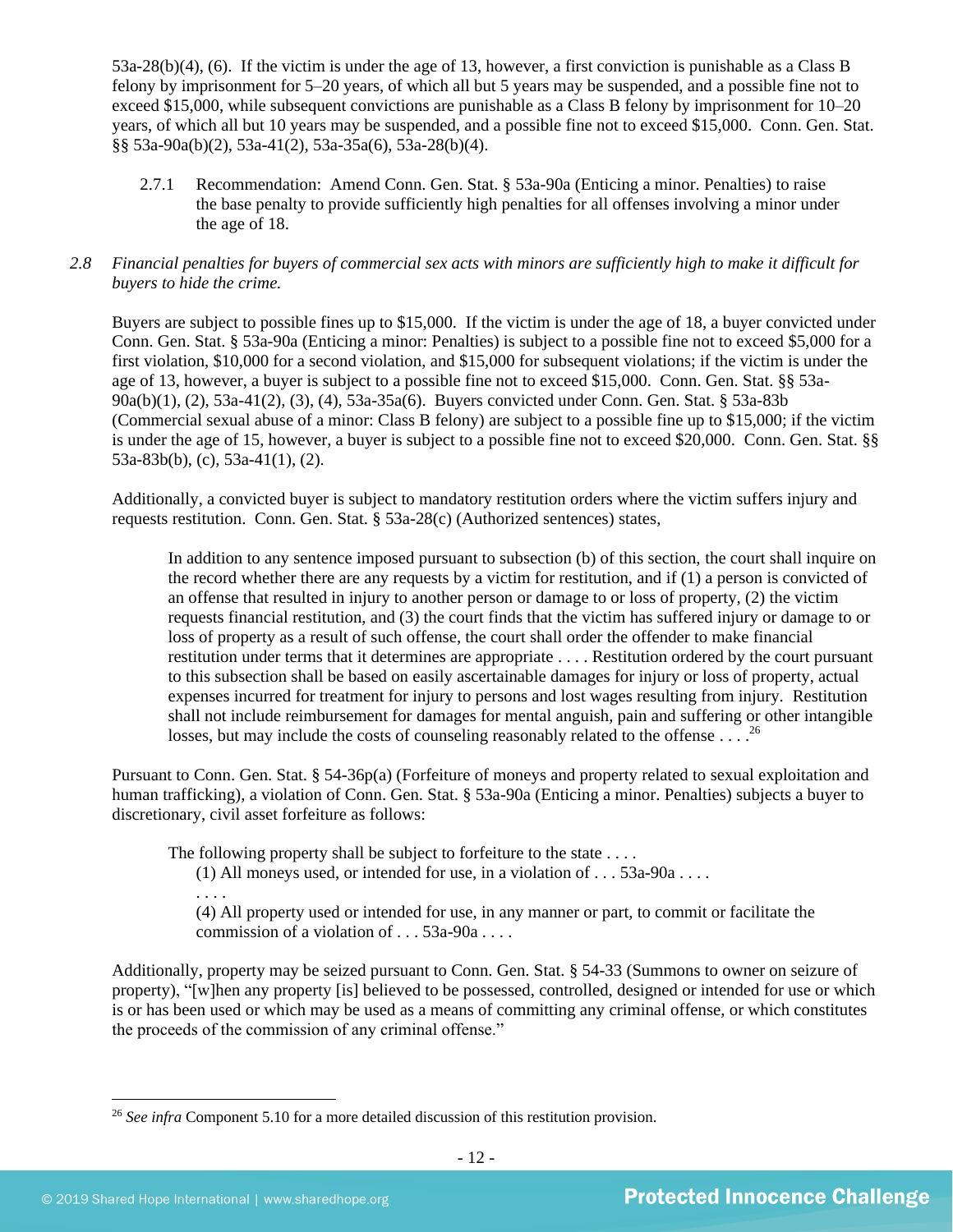53a-28(b)(4), (6). If the victim is under the age of 13, however, a first conviction is punishable as a Class B felony by imprisonment for 5–20 years, of which all but 5 years may be suspended, and a possible fine not to exceed $15,000, while subsequent convictions are punishable as a Class B felony by imprisonment for 10–20 years, of which all but 10 years may be suspended, and a possible fine not to exceed $15,000. Conn. Gen. Stat. §§ 53a-90a(b)(2), 53a-41(2), 53a-35a(6), 53a-28(b)(4).

2.7.1 Recommendation: Amend Conn. Gen. Stat. § 53a-90a (Enticing a minor. Penalties) to raise the base penalty to provide sufficiently high penalties for all offenses involving a minor under the age of 18.

*2.8 Financial penalties for buyers of commercial sex acts with minors are sufficiently high to make it difficult for buyers to hide the crime.*

Buyers are subject to possible fines up to $15,000. If the victim is under the age of 18, a buyer convicted under Conn. Gen. Stat. § 53a-90a (Enticing a minor: Penalties) is subject to a possible fine not to exceed $5,000 for a first violation, $10,000 for a second violation, and $15,000 for subsequent violations; if the victim is under the age of 13, however, a buyer is subject to a possible fine not to exceed $15,000. Conn. Gen. Stat. §§ 53a-90a(b)(1), (2), 53a-41(2), (3), (4), 53a-35a(6). Buyers convicted under Conn. Gen. Stat. § 53a-83b (Commercial sexual abuse of a minor: Class B felony) are subject to a possible fine up to $15,000; if the victim is under the age of 15, however, a buyer is subject to a possible fine not to exceed $20,000. Conn. Gen. Stat. §§ 53a-83b(b), (c), 53a-41(1), (2).

Additionally, a convicted buyer is subject to mandatory restitution orders where the victim suffers injury and requests restitution. Conn. Gen. Stat. § 53a-28(c) (Authorized sentences) states,

> In addition to any sentence imposed pursuant to subsection (b) of this section, the court shall inquire on the record whether there are any requests by a victim for restitution, and if (1) a person is convicted of an offense that resulted in injury to another person or damage to or loss of property, (2) the victim requests financial restitution, and (3) the court finds that the victim has suffered injury or damage to or loss of property as a result of such offense, the court shall order the offender to make financial restitution under terms that it determines are appropriate . . . . Restitution ordered by the court pursuant to this subsection shall be based on easily ascertainable damages for injury or loss of property, actual expenses incurred for treatment for injury to persons and lost wages resulting from injury. Restitution shall not include reimbursement for damages for mental anguish, pain and suffering or other intangible losses, but may include the costs of counseling reasonably related to the offense . . . .[26]

Pursuant to Conn. Gen. Stat. § 54-36p(a) (Forfeiture of moneys and property related to sexual exploitation and human trafficking), a violation of Conn. Gen. Stat. § 53a-90a (Enticing a minor. Penalties) subjects a buyer to discretionary, civil asset forfeiture as follows:

> The following property shall be subject to forfeiture to the state . . . .
> (1) All moneys used, or intended for use, in a violation of . . . 53a-90a . . . .
> . . . .
> (4) All property used or intended for use, in any manner or part, to commit or facilitate the commission of a violation of . . . 53a-90a . . . .

Additionally, property may be seized pursuant to Conn. Gen. Stat. § 54-33 (Summons to owner on seizure of property), "[w]hen any property [is] believed to be possessed, controlled, designed or intended for use or which is or has been used or which may be used as a means of committing any criminal offense, or which constitutes the proceeds of the commission of any criminal offense."

---

[26] *See infra* Component 5.10 for a more detailed discussion of this restitution provision.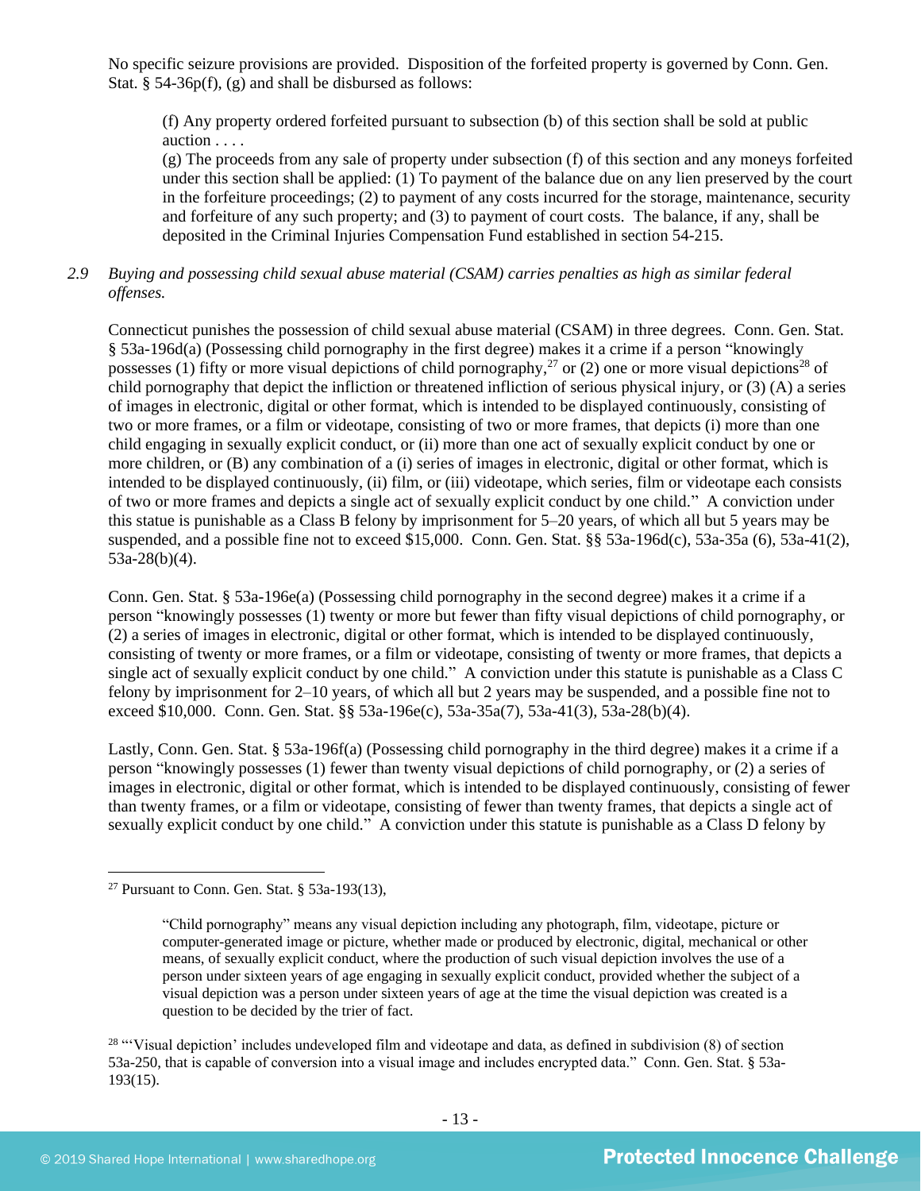No specific seizure provisions are provided. Disposition of the forfeited property is governed by Conn. Gen. Stat. § 54-36p(f), (g) and shall be disbursed as follows:

> (f) Any property ordered forfeited pursuant to subsection (b) of this section shall be sold at public auction . . . .
> (g) The proceeds from any sale of property under subsection (f) of this section and any moneys forfeited under this section shall be applied: (1) To payment of the balance due on any lien preserved by the court in the forfeiture proceedings; (2) to payment of any costs incurred for the storage, maintenance, security and forfeiture of any such property; and (3) to payment of court costs. The balance, if any, shall be deposited in the Criminal Injuries Compensation Fund established in section 54-215.

*2.9 Buying and possessing child sexual abuse material (CSAM) carries penalties as high as similar federal offenses.*

Connecticut punishes the possession of child sexual abuse material (CSAM) in three degrees. Conn. Gen. Stat. § 53a-196d(a) (Possessing child pornography in the first degree) makes it a crime if a person "knowingly possesses (1) fifty or more visual depictions of child pornography,[27] or (2) one or more visual depictions[28] of child pornography that depict the infliction or threatened infliction of serious physical injury, or (3) (A) a series of images in electronic, digital or other format, which is intended to be displayed continuously, consisting of two or more frames, or a film or videotape, consisting of two or more frames, that depicts (i) more than one child engaging in sexually explicit conduct, or (ii) more than one act of sexually explicit conduct by one or more children, or (B) any combination of a (i) series of images in electronic, digital or other format, which is intended to be displayed continuously, (ii) film, or (iii) videotape, which series, film or videotape each consists of two or more frames and depicts a single act of sexually explicit conduct by one child." A conviction under this statue is punishable as a Class B felony by imprisonment for 5–20 years, of which all but 5 years may be suspended, and a possible fine not to exceed $15,000. Conn. Gen. Stat. §§ 53a-196d(c), 53a-35a (6), 53a-41(2), 53a-28(b)(4).

Conn. Gen. Stat. § 53a-196e(a) (Possessing child pornography in the second degree) makes it a crime if a person "knowingly possesses (1) twenty or more but fewer than fifty visual depictions of child pornography, or (2) a series of images in electronic, digital or other format, which is intended to be displayed continuously, consisting of twenty or more frames, or a film or videotape, consisting of twenty or more frames, that depicts a single act of sexually explicit conduct by one child." A conviction under this statute is punishable as a Class C felony by imprisonment for 2–10 years, of which all but 2 years may be suspended, and a possible fine not to exceed $10,000. Conn. Gen. Stat. §§ 53a-196e(c), 53a-35a(7), 53a-41(3), 53a-28(b)(4).

Lastly, Conn. Gen. Stat. § 53a-196f(a) (Possessing child pornography in the third degree) makes it a crime if a person "knowingly possesses (1) fewer than twenty visual depictions of child pornography, or (2) a series of images in electronic, digital or other format, which is intended to be displayed continuously, consisting of fewer than twenty frames, or a film or videotape, consisting of fewer than twenty frames, that depicts a single act of sexually explicit conduct by one child." A conviction under this statute is punishable as a Class D felony by

---

[27] Pursuant to Conn. Gen. Stat. § 53a-193(13),

> "Child pornography" means any visual depiction including any photograph, film, videotape, picture or computer-generated image or picture, whether made or produced by electronic, digital, mechanical or other means, of sexually explicit conduct, where the production of such visual depiction involves the use of a person under sixteen years of age engaging in sexually explicit conduct, provided whether the subject of a visual depiction was a person under sixteen years of age at the time the visual depiction was created is a question to be decided by the trier of fact.

[28] "'Visual depiction' includes undeveloped film and videotape and data, as defined in subdivision (8) of section 53a-250, that is capable of conversion into a visual image and includes encrypted data." Conn. Gen. Stat. § 53a-193(15).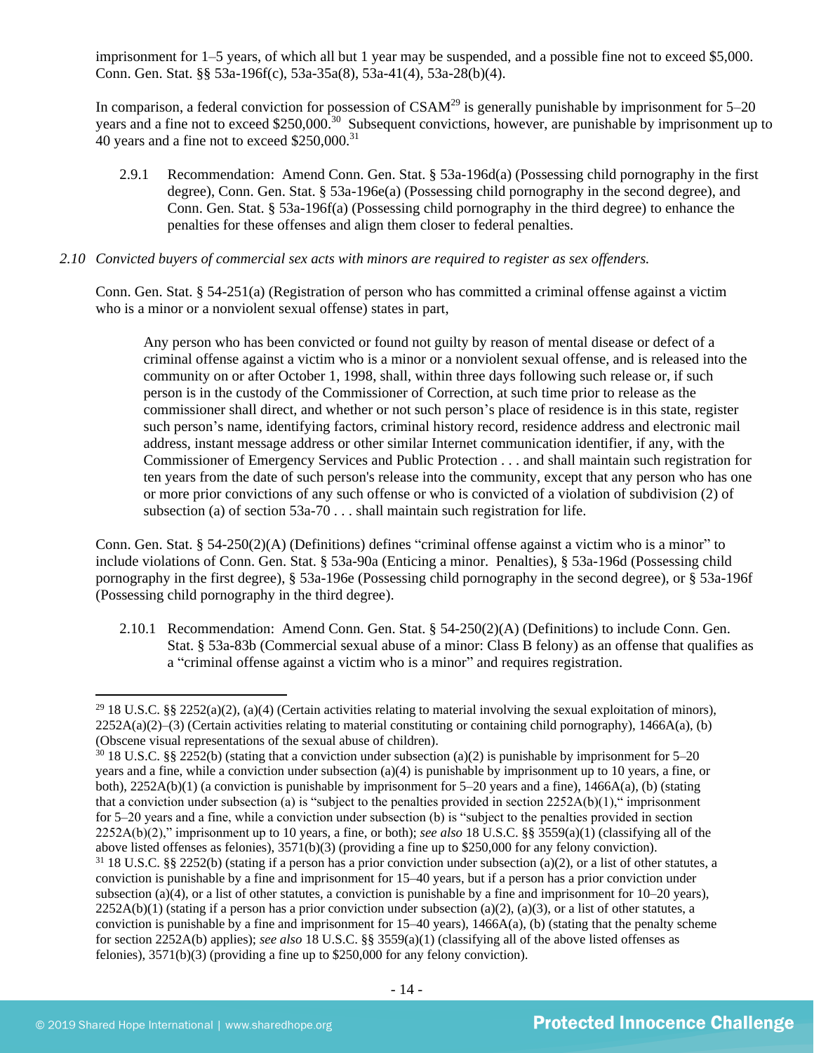imprisonment for 1–5 years, of which all but 1 year may be suspended, and a possible fine not to exceed $5,000. Conn. Gen. Stat. §§ 53a-196f(c), 53a-35a(8), 53a-41(4), 53a-28(b)(4).

In comparison, a federal conviction for possession of CSAM[29] is generally punishable by imprisonment for 5–20 years and a fine not to exceed $250,000.[30] Subsequent convictions, however, are punishable by imprisonment up to 40 years and a fine not to exceed $250,000.[31]

2.9.1 Recommendation: Amend Conn. Gen. Stat. § 53a-196d(a) (Possessing child pornography in the first degree), Conn. Gen. Stat. § 53a-196e(a) (Possessing child pornography in the second degree), and Conn. Gen. Stat. § 53a-196f(a) (Possessing child pornography in the third degree) to enhance the penalties for these offenses and align them closer to federal penalties.

*2.10 Convicted buyers of commercial sex acts with minors are required to register as sex offenders.*

Conn. Gen. Stat. § 54-251(a) (Registration of person who has committed a criminal offense against a victim who is a minor or a nonviolent sexual offense) states in part,

> Any person who has been convicted or found not guilty by reason of mental disease or defect of a criminal offense against a victim who is a minor or a nonviolent sexual offense, and is released into the community on or after October 1, 1998, shall, within three days following such release or, if such person is in the custody of the Commissioner of Correction, at such time prior to release as the commissioner shall direct, and whether or not such person's place of residence is in this state, register such person's name, identifying factors, criminal history record, residence address and electronic mail address, instant message address or other similar Internet communication identifier, if any, with the Commissioner of Emergency Services and Public Protection . . . and shall maintain such registration for ten years from the date of such person's release into the community, except that any person who has one or more prior convictions of any such offense or who is convicted of a violation of subdivision (2) of subsection (a) of section 53a-70 . . . shall maintain such registration for life.

Conn. Gen. Stat. § 54-250(2)(A) (Definitions) defines "criminal offense against a victim who is a minor" to include violations of Conn. Gen. Stat. § 53a-90a (Enticing a minor. Penalties), § 53a-196d (Possessing child pornography in the first degree), § 53a-196e (Possessing child pornography in the second degree), or § 53a-196f (Possessing child pornography in the third degree).

2.10.1 Recommendation: Amend Conn. Gen. Stat. § 54-250(2)(A) (Definitions) to include Conn. Gen. Stat. § 53a-83b (Commercial sexual abuse of a minor: Class B felony) as an offense that qualifies as a "criminal offense against a victim who is a minor" and requires registration.

---

[29] 18 U.S.C. §§ 2252(a)(2), (a)(4) (Certain activities relating to material involving the sexual exploitation of minors), 2252A(a)(2)–(3) (Certain activities relating to material constituting or containing child pornography), 1466A(a), (b) (Obscene visual representations of the sexual abuse of children).

[30] 18 U.S.C. §§ 2252(b) (stating that a conviction under subsection (a)(2) is punishable by imprisonment for 5–20 years and a fine, while a conviction under subsection (a)(4) is punishable by imprisonment up to 10 years, a fine, or both), 2252A(b)(1) (a conviction is punishable by imprisonment for 5–20 years and a fine), 1466A(a), (b) (stating that a conviction under subsection (a) is "subject to the penalties provided in section 2252A(b)(1)," imprisonment for 5–20 years and a fine, while a conviction under subsection (b) is "subject to the penalties provided in section 2252A(b)(2)," imprisonment up to 10 years, a fine, or both); *see also* 18 U.S.C. §§ 3559(a)(1) (classifying all of the above listed offenses as felonies), 3571(b)(3) (providing a fine up to $250,000 for any felony conviction).

[31] 18 U.S.C. §§ 2252(b) (stating if a person has a prior conviction under subsection (a)(2), or a list of other statutes, a conviction is punishable by a fine and imprisonment for 15–40 years, but if a person has a prior conviction under subsection (a)(4), or a list of other statutes, a conviction is punishable by a fine and imprisonment for 10–20 years), 2252A(b)(1) (stating if a person has a prior conviction under subsection (a)(2), (a)(3), or a list of other statutes, a conviction is punishable by a fine and imprisonment for 15–40 years), 1466A(a), (b) (stating that the penalty scheme for section 2252A(b) applies); *see also* 18 U.S.C. §§ 3559(a)(1) (classifying all of the above listed offenses as felonies), 3571(b)(3) (providing a fine up to $250,000 for any felony conviction).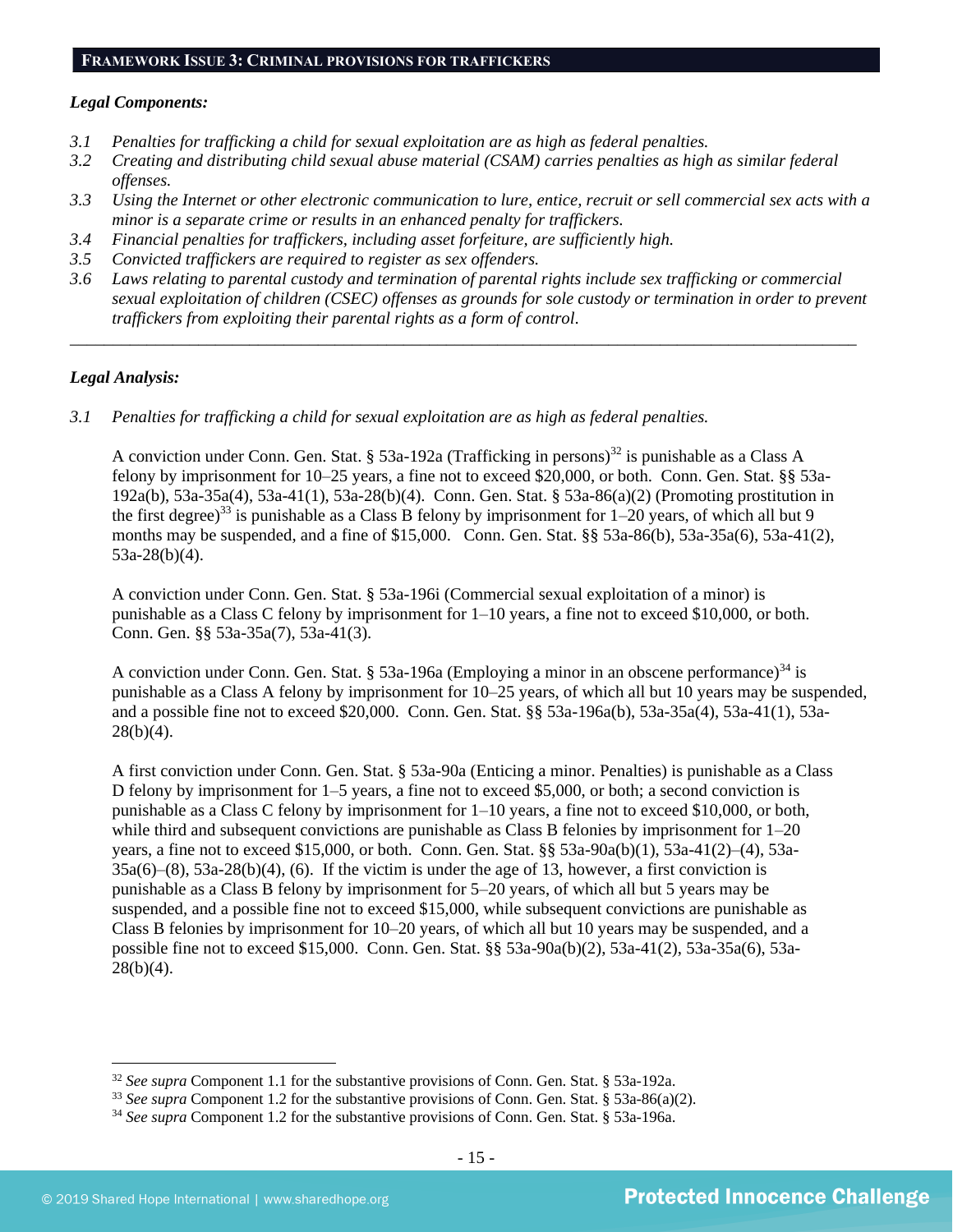## FRAMEWORK ISSUE 3: CRIMINAL PROVISIONS FOR TRAFFICKERS

***Legal Components:***

*3.1 Penalties for trafficking a child for sexual exploitation are as high as federal penalties.*

*3.2 Creating and distributing child sexual abuse material (CSAM) carries penalties as high as similar federal offenses.*

*3.3 Using the Internet or other electronic communication to lure, entice, recruit or sell commercial sex acts with a minor is a separate crime or results in an enhanced penalty for traffickers.*

*3.4 Financial penalties for traffickers, including asset forfeiture, are sufficiently high.*

*3.5 Convicted traffickers are required to register as sex offenders.*

*3.6 Laws relating to parental custody and termination of parental rights include sex trafficking or commercial sexual exploitation of children (CSEC) offenses as grounds for sole custody or termination in order to prevent traffickers from exploiting their parental rights as a form of control.*

---

***Legal Analysis:***

*3.1 Penalties for trafficking a child for sexual exploitation are as high as federal penalties.*

A conviction under Conn. Gen. Stat. § 53a-192a (Trafficking in persons)[32] is punishable as a Class A felony by imprisonment for 10–25 years, a fine not to exceed $20,000, or both. Conn. Gen. Stat. §§ 53a-192a(b), 53a-35a(4), 53a-41(1), 53a-28(b)(4). Conn. Gen. Stat. § 53a-86(a)(2) (Promoting prostitution in the first degree)[33] is punishable as a Class B felony by imprisonment for 1–20 years, of which all but 9 months may be suspended, and a fine of $15,000. Conn. Gen. Stat. §§ 53a-86(b), 53a-35a(6), 53a-41(2), 53a-28(b)(4).

A conviction under Conn. Gen. Stat. § 53a-196i (Commercial sexual exploitation of a minor) is punishable as a Class C felony by imprisonment for 1–10 years, a fine not to exceed $10,000, or both. Conn. Gen. §§ 53a-35a(7), 53a-41(3).

A conviction under Conn. Gen. Stat. § 53a-196a (Employing a minor in an obscene performance)[34] is punishable as a Class A felony by imprisonment for 10–25 years, of which all but 10 years may be suspended, and a possible fine not to exceed $20,000. Conn. Gen. Stat. §§ 53a-196a(b), 53a-35a(4), 53a-41(1), 53a-28(b)(4).

A first conviction under Conn. Gen. Stat. § 53a-90a (Enticing a minor. Penalties) is punishable as a Class D felony by imprisonment for 1–5 years, a fine not to exceed $5,000, or both; a second conviction is punishable as a Class C felony by imprisonment for 1–10 years, a fine not to exceed $10,000, or both, while third and subsequent convictions are punishable as Class B felonies by imprisonment for 1–20 years, a fine not to exceed $15,000, or both. Conn. Gen. Stat. §§ 53a-90a(b)(1), 53a-41(2)–(4), 53a-35a(6)–(8), 53a-28(b)(4), (6). If the victim is under the age of 13, however, a first conviction is punishable as a Class B felony by imprisonment for 5–20 years, of which all but 5 years may be suspended, and a possible fine not to exceed $15,000, while subsequent convictions are punishable as Class B felonies by imprisonment for 10–20 years, of which all but 10 years may be suspended, and a possible fine not to exceed $15,000. Conn. Gen. Stat. §§ 53a-90a(b)(2), 53a-41(2), 53a-35a(6), 53a-28(b)(4).

---

[32] *See supra* Component 1.1 for the substantive provisions of Conn. Gen. Stat. § 53a-192a.

[33] *See supra* Component 1.2 for the substantive provisions of Conn. Gen. Stat. § 53a-86(a)(2).

[34] *See supra* Component 1.2 for the substantive provisions of Conn. Gen. Stat. § 53a-196a.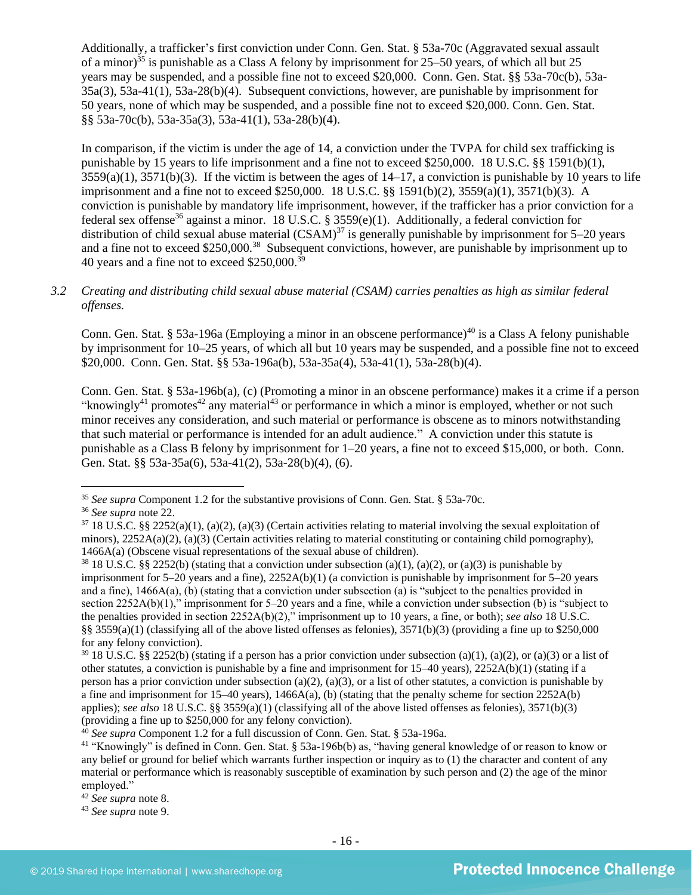Additionally, a trafficker's first conviction under Conn. Gen. Stat. § 53a-70c (Aggravated sexual assault of a minor)[35] is punishable as a Class A felony by imprisonment for 25–50 years, of which all but 25 years may be suspended, and a possible fine not to exceed $20,000. Conn. Gen. Stat. §§ 53a-70c(b), 53a-35a(3), 53a-41(1), 53a-28(b)(4). Subsequent convictions, however, are punishable by imprisonment for 50 years, none of which may be suspended, and a possible fine not to exceed $20,000. Conn. Gen. Stat. §§ 53a-70c(b), 53a-35a(3), 53a-41(1), 53a-28(b)(4).

In comparison, if the victim is under the age of 14, a conviction under the TVPA for child sex trafficking is punishable by 15 years to life imprisonment and a fine not to exceed $250,000. 18 U.S.C. §§ 1591(b)(1), 3559(a)(1), 3571(b)(3). If the victim is between the ages of 14–17, a conviction is punishable by 10 years to life imprisonment and a fine not to exceed $250,000. 18 U.S.C. §§ 1591(b)(2), 3559(a)(1), 3571(b)(3). A conviction is punishable by mandatory life imprisonment, however, if the trafficker has a prior conviction for a federal sex offense[36] against a minor. 18 U.S.C. § 3559(e)(1). Additionally, a federal conviction for distribution of child sexual abuse material (CSAM)[37] is generally punishable by imprisonment for 5–20 years and a fine not to exceed $250,000.[38] Subsequent convictions, however, are punishable by imprisonment up to 40 years and a fine not to exceed $250,000.[39]

*3.2 Creating and distributing child sexual abuse material (CSAM) carries penalties as high as similar federal offenses.*

Conn. Gen. Stat. § 53a-196a (Employing a minor in an obscene performance)[40] is a Class A felony punishable by imprisonment for 10–25 years, of which all but 10 years may be suspended, and a possible fine not to exceed $20,000. Conn. Gen. Stat. §§ 53a-196a(b), 53a-35a(4), 53a-41(1), 53a-28(b)(4).

Conn. Gen. Stat. § 53a-196b(a), (c) (Promoting a minor in an obscene performance) makes it a crime if a person "knowingly[41] promotes[42] any material[43] or performance in which a minor is employed, whether or not such minor receives any consideration, and such material or performance is obscene as to minors notwithstanding that such material or performance is intended for an adult audience." A conviction under this statute is punishable as a Class B felony by imprisonment for 1–20 years, a fine not to exceed $15,000, or both. Conn. Gen. Stat. §§ 53a-35a(6), 53a-41(2), 53a-28(b)(4), (6).

---

[35] *See supra* Component 1.2 for the substantive provisions of Conn. Gen. Stat. § 53a-70c.

[36] *See supra* note 22.

[37] 18 U.S.C. §§ 2252(a)(1), (a)(2), (a)(3) (Certain activities relating to material involving the sexual exploitation of minors), 2252A(a)(2), (a)(3) (Certain activities relating to material constituting or containing child pornography), 1466A(a) (Obscene visual representations of the sexual abuse of children).

[38] 18 U.S.C. §§ 2252(b) (stating that a conviction under subsection (a)(1), (a)(2), or (a)(3) is punishable by imprisonment for 5–20 years and a fine), 2252A(b)(1) (a conviction is punishable by imprisonment for 5–20 years and a fine), 1466A(a), (b) (stating that a conviction under subsection (a) is "subject to the penalties provided in section 2252A(b)(1)," imprisonment for 5–20 years and a fine, while a conviction under subsection (b) is "subject to the penalties provided in section 2252A(b)(2)," imprisonment up to 10 years, a fine, or both); *see also* 18 U.S.C. §§ 3559(a)(1) (classifying all of the above listed offenses as felonies), 3571(b)(3) (providing a fine up to $250,000 for any felony conviction).

[39] 18 U.S.C. §§ 2252(b) (stating if a person has a prior conviction under subsection (a)(1), (a)(2), or (a)(3) or a list of other statutes, a conviction is punishable by a fine and imprisonment for 15–40 years), 2252A(b)(1) (stating if a person has a prior conviction under subsection (a)(2), (a)(3), or a list of other statutes, a conviction is punishable by a fine and imprisonment for 15–40 years), 1466A(a), (b) (stating that the penalty scheme for section 2252A(b) applies); *see also* 18 U.S.C. §§ 3559(a)(1) (classifying all of the above listed offenses as felonies), 3571(b)(3) (providing a fine up to $250,000 for any felony conviction).

[40] *See supra* Component 1.2 for a full discussion of Conn. Gen. Stat. § 53a-196a.

[41] "Knowingly" is defined in Conn. Gen. Stat. § 53a-196b(b) as, "having general knowledge of or reason to know or any belief or ground for belief which warrants further inspection or inquiry as to (1) the character and content of any material or performance which is reasonably susceptible of examination by such person and (2) the age of the minor employed."

[42] *See supra* note 8.

[43] *See supra* note 9.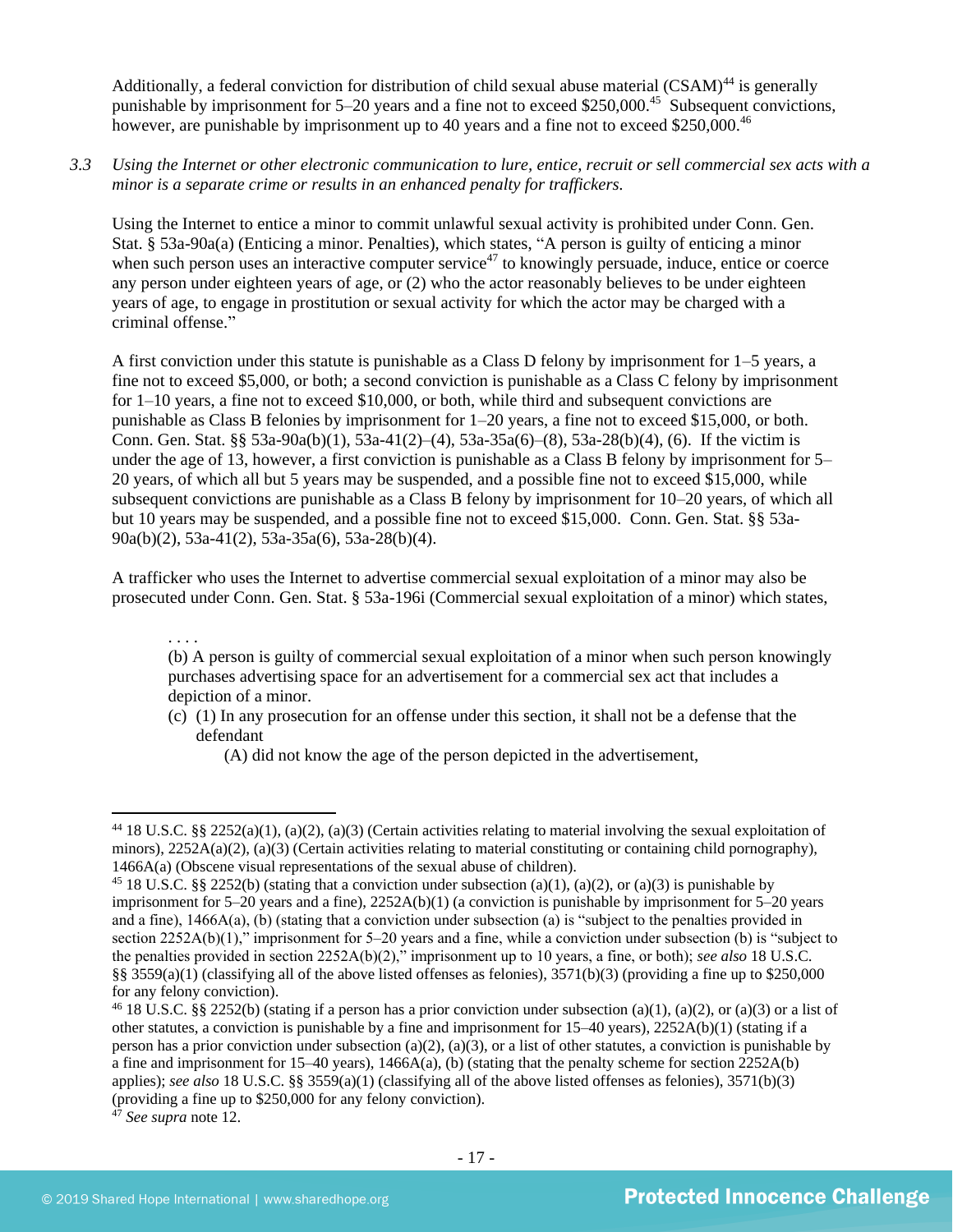Additionally, a federal conviction for distribution of child sexual abuse material (CSAM)[44] is generally punishable by imprisonment for 5–20 years and a fine not to exceed $250,000.[45] Subsequent convictions, however, are punishable by imprisonment up to 40 years and a fine not to exceed $250,000.[46]

*3.3 Using the Internet or other electronic communication to lure, entice, recruit or sell commercial sex acts with a minor is a separate crime or results in an enhanced penalty for traffickers.*

Using the Internet to entice a minor to commit unlawful sexual activity is prohibited under Conn. Gen. Stat. § 53a-90a(a) (Enticing a minor. Penalties), which states, "A person is guilty of enticing a minor when such person uses an interactive computer service[47] to knowingly persuade, induce, entice or coerce any person under eighteen years of age, or (2) who the actor reasonably believes to be under eighteen years of age, to engage in prostitution or sexual activity for which the actor may be charged with a criminal offense."

A first conviction under this statute is punishable as a Class D felony by imprisonment for 1–5 years, a fine not to exceed $5,000, or both; a second conviction is punishable as a Class C felony by imprisonment for 1–10 years, a fine not to exceed $10,000, or both, while third and subsequent convictions are punishable as Class B felonies by imprisonment for 1–20 years, a fine not to exceed $15,000, or both. Conn. Gen. Stat. §§ 53a-90a(b)(1), 53a-41(2)–(4), 53a-35a(6)–(8), 53a-28(b)(4), (6). If the victim is under the age of 13, however, a first conviction is punishable as a Class B felony by imprisonment for 5–20 years, of which all but 5 years may be suspended, and a possible fine not to exceed $15,000, while subsequent convictions are punishable as a Class B felony by imprisonment for 10–20 years, of which all but 10 years may be suspended, and a possible fine not to exceed $15,000. Conn. Gen. Stat. §§ 53a-90a(b)(2), 53a-41(2), 53a-35a(6), 53a-28(b)(4).

A trafficker who uses the Internet to advertise commercial sexual exploitation of a minor may also be prosecuted under Conn. Gen. Stat. § 53a-196i (Commercial sexual exploitation of a minor) which states,

> . . . .
> (b) A person is guilty of commercial sexual exploitation of a minor when such person knowingly purchases advertising space for an advertisement for a commercial sex act that includes a depiction of a minor.
> (c) (1) In any prosecution for an offense under this section, it shall not be a defense that the defendant
> (A) did not know the age of the person depicted in the advertisement,

---

[44] 18 U.S.C. §§ 2252(a)(1), (a)(2), (a)(3) (Certain activities relating to material involving the sexual exploitation of minors), 2252A(a)(2), (a)(3) (Certain activities relating to material constituting or containing child pornography), 1466A(a) (Obscene visual representations of the sexual abuse of children).

[45] 18 U.S.C. §§ 2252(b) (stating that a conviction under subsection (a)(1), (a)(2), or (a)(3) is punishable by imprisonment for 5–20 years and a fine), 2252A(b)(1) (a conviction is punishable by imprisonment for 5–20 years and a fine), 1466A(a), (b) (stating that a conviction under subsection (a) is "subject to the penalties provided in section 2252A(b)(1)," imprisonment for 5–20 years and a fine, while a conviction under subsection (b) is "subject to the penalties provided in section 2252A(b)(2)," imprisonment up to 10 years, a fine, or both); *see also* 18 U.S.C. §§ 3559(a)(1) (classifying all of the above listed offenses as felonies), 3571(b)(3) (providing a fine up to $250,000 for any felony conviction).

[46] 18 U.S.C. §§ 2252(b) (stating if a person has a prior conviction under subsection (a)(1), (a)(2), or (a)(3) or a list of other statutes, a conviction is punishable by a fine and imprisonment for 15–40 years), 2252A(b)(1) (stating if a person has a prior conviction under subsection (a)(2), (a)(3), or a list of other statutes, a conviction is punishable by a fine and imprisonment for 15–40 years), 1466A(a), (b) (stating that the penalty scheme for section 2252A(b) applies); *see also* 18 U.S.C. §§ 3559(a)(1) (classifying all of the above listed offenses as felonies), 3571(b)(3) (providing a fine up to $250,000 for any felony conviction).

[47] *See supra* note 12.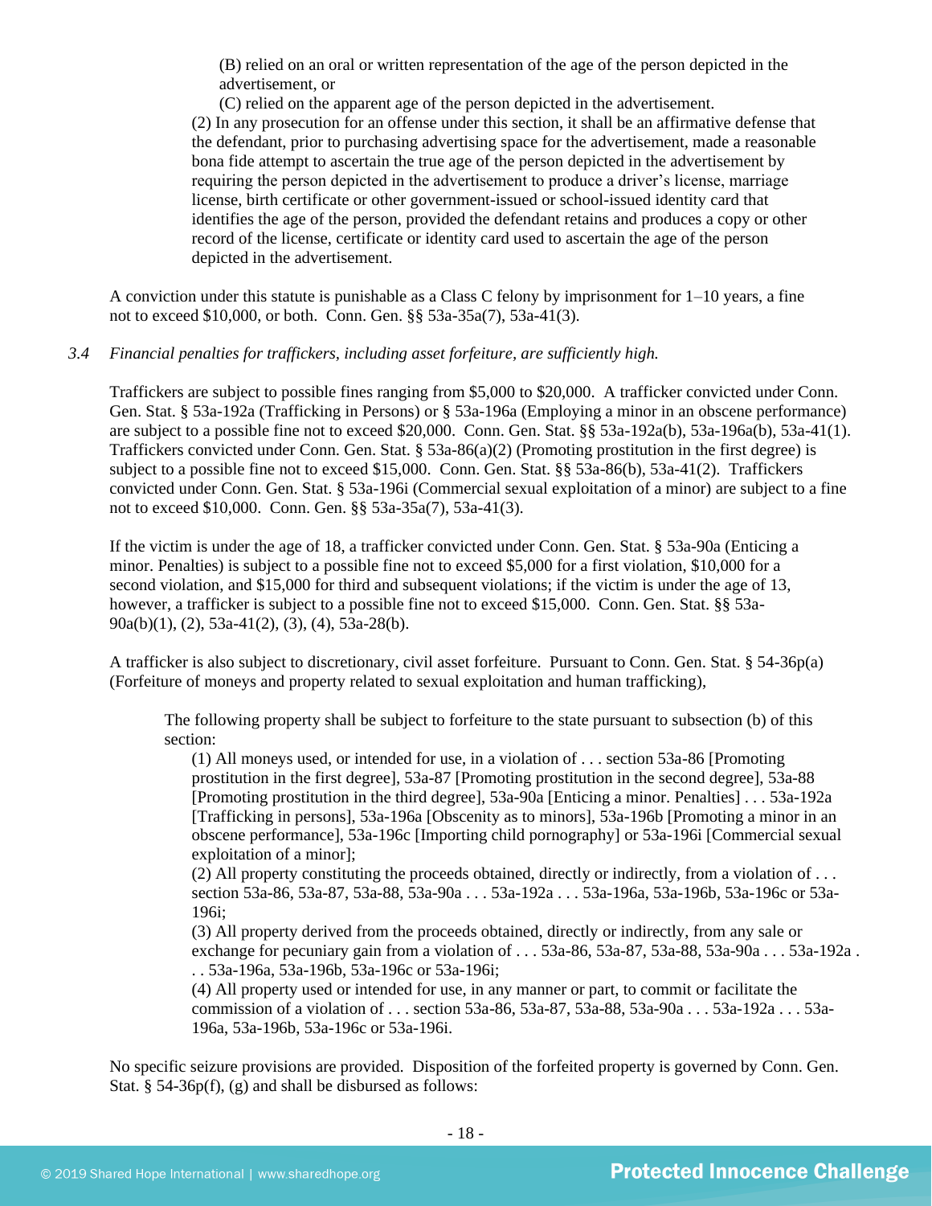(B) relied on an oral or written representation of the age of the person depicted in the advertisement, or

(C) relied on the apparent age of the person depicted in the advertisement.

(2) In any prosecution for an offense under this section, it shall be an affirmative defense that the defendant, prior to purchasing advertising space for the advertisement, made a reasonable bona fide attempt to ascertain the true age of the person depicted in the advertisement by requiring the person depicted in the advertisement to produce a driver's license, marriage license, birth certificate or other government-issued or school-issued identity card that identifies the age of the person, provided the defendant retains and produces a copy or other record of the license, certificate or identity card used to ascertain the age of the person depicted in the advertisement.

A conviction under this statute is punishable as a Class C felony by imprisonment for 1–10 years, a fine not to exceed $10,000, or both. Conn. Gen. §§ 53a-35a(7), 53a-41(3).

*3.4 Financial penalties for traffickers, including asset forfeiture, are sufficiently high.*

Traffickers are subject to possible fines ranging from $5,000 to $20,000. A trafficker convicted under Conn. Gen. Stat. § 53a-192a (Trafficking in Persons) or § 53a-196a (Employing a minor in an obscene performance) are subject to a possible fine not to exceed $20,000. Conn. Gen. Stat. §§ 53a-192a(b), 53a-196a(b), 53a-41(1). Traffickers convicted under Conn. Gen. Stat. § 53a-86(a)(2) (Promoting prostitution in the first degree) is subject to a possible fine not to exceed $15,000. Conn. Gen. Stat. §§ 53a-86(b), 53a-41(2). Traffickers convicted under Conn. Gen. Stat. § 53a-196i (Commercial sexual exploitation of a minor) are subject to a fine not to exceed $10,000. Conn. Gen. §§ 53a-35a(7), 53a-41(3).

If the victim is under the age of 18, a trafficker convicted under Conn. Gen. Stat. § 53a-90a (Enticing a minor. Penalties) is subject to a possible fine not to exceed $5,000 for a first violation, $10,000 for a second violation, and $15,000 for third and subsequent violations; if the victim is under the age of 13, however, a trafficker is subject to a possible fine not to exceed $15,000. Conn. Gen. Stat. §§ 53a-90a(b)(1), (2), 53a-41(2), (3), (4), 53a-28(b).

A trafficker is also subject to discretionary, civil asset forfeiture. Pursuant to Conn. Gen. Stat. § 54-36p(a) (Forfeiture of moneys and property related to sexual exploitation and human trafficking),

> The following property shall be subject to forfeiture to the state pursuant to subsection (b) of this section:
>
> (1) All moneys used, or intended for use, in a violation of . . . section 53a-86 [Promoting prostitution in the first degree], 53a-87 [Promoting prostitution in the second degree], 53a-88 [Promoting prostitution in the third degree], 53a-90a [Enticing a minor. Penalties] . . . 53a-192a [Trafficking in persons], 53a-196a [Obscenity as to minors], 53a-196b [Promoting a minor in an obscene performance], 53a-196c [Importing child pornography] or 53a-196i [Commercial sexual exploitation of a minor];
>
> (2) All property constituting the proceeds obtained, directly or indirectly, from a violation of . . . section 53a-86, 53a-87, 53a-88, 53a-90a . . . 53a-192a . . . 53a-196a, 53a-196b, 53a-196c or 53a-196i;
>
> (3) All property derived from the proceeds obtained, directly or indirectly, from any sale or exchange for pecuniary gain from a violation of . . . 53a-86, 53a-87, 53a-88, 53a-90a . . . 53a-192a . . . 53a-196a, 53a-196b, 53a-196c or 53a-196i;
>
> (4) All property used or intended for use, in any manner or part, to commit or facilitate the commission of a violation of . . . section 53a-86, 53a-87, 53a-88, 53a-90a . . . 53a-192a . . . 53a-196a, 53a-196b, 53a-196c or 53a-196i.

No specific seizure provisions are provided. Disposition of the forfeited property is governed by Conn. Gen. Stat. § 54-36p(f), (g) and shall be disbursed as follows: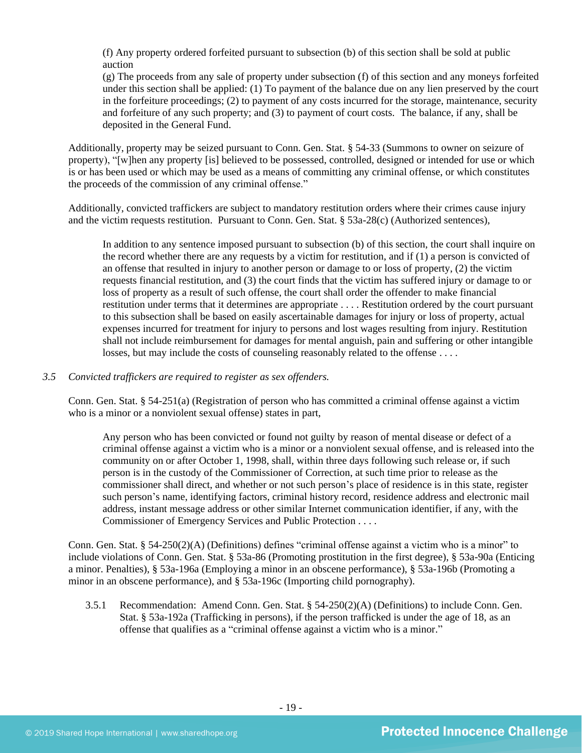(f) Any property ordered forfeited pursuant to subsection (b) of this section shall be sold at public auction

(g) The proceeds from any sale of property under subsection (f) of this section and any moneys forfeited under this section shall be applied: (1) To payment of the balance due on any lien preserved by the court in the forfeiture proceedings; (2) to payment of any costs incurred for the storage, maintenance, security and forfeiture of any such property; and (3) to payment of court costs. The balance, if any, shall be deposited in the General Fund.

Additionally, property may be seized pursuant to Conn. Gen. Stat. § 54-33 (Summons to owner on seizure of property), "[w]hen any property [is] believed to be possessed, controlled, designed or intended for use or which is or has been used or which may be used as a means of committing any criminal offense, or which constitutes the proceeds of the commission of any criminal offense."

Additionally, convicted traffickers are subject to mandatory restitution orders where their crimes cause injury and the victim requests restitution. Pursuant to Conn. Gen. Stat. § 53a-28(c) (Authorized sentences),

> In addition to any sentence imposed pursuant to subsection (b) of this section, the court shall inquire on the record whether there are any requests by a victim for restitution, and if (1) a person is convicted of an offense that resulted in injury to another person or damage to or loss of property, (2) the victim requests financial restitution, and (3) the court finds that the victim has suffered injury or damage to or loss of property as a result of such offense, the court shall order the offender to make financial restitution under terms that it determines are appropriate . . . . Restitution ordered by the court pursuant to this subsection shall be based on easily ascertainable damages for injury or loss of property, actual expenses incurred for treatment for injury to persons and lost wages resulting from injury. Restitution shall not include reimbursement for damages for mental anguish, pain and suffering or other intangible losses, but may include the costs of counseling reasonably related to the offense . . . .

*3.5 Convicted traffickers are required to register as sex offenders.*

Conn. Gen. Stat. § 54-251(a) (Registration of person who has committed a criminal offense against a victim who is a minor or a nonviolent sexual offense) states in part,

> Any person who has been convicted or found not guilty by reason of mental disease or defect of a criminal offense against a victim who is a minor or a nonviolent sexual offense, and is released into the community on or after October 1, 1998, shall, within three days following such release or, if such person is in the custody of the Commissioner of Correction, at such time prior to release as the commissioner shall direct, and whether or not such person's place of residence is in this state, register such person's name, identifying factors, criminal history record, residence address and electronic mail address, instant message address or other similar Internet communication identifier, if any, with the Commissioner of Emergency Services and Public Protection . . . .

Conn. Gen. Stat. § 54-250(2)(A) (Definitions) defines "criminal offense against a victim who is a minor" to include violations of Conn. Gen. Stat. § 53a-86 (Promoting prostitution in the first degree), § 53a-90a (Enticing a minor. Penalties), § 53a-196a (Employing a minor in an obscene performance), § 53a-196b (Promoting a minor in an obscene performance), and § 53a-196c (Importing child pornography).

3.5.1 Recommendation: Amend Conn. Gen. Stat. § 54-250(2)(A) (Definitions) to include Conn. Gen. Stat. § 53a-192a (Trafficking in persons), if the person trafficked is under the age of 18, as an offense that qualifies as a "criminal offense against a victim who is a minor."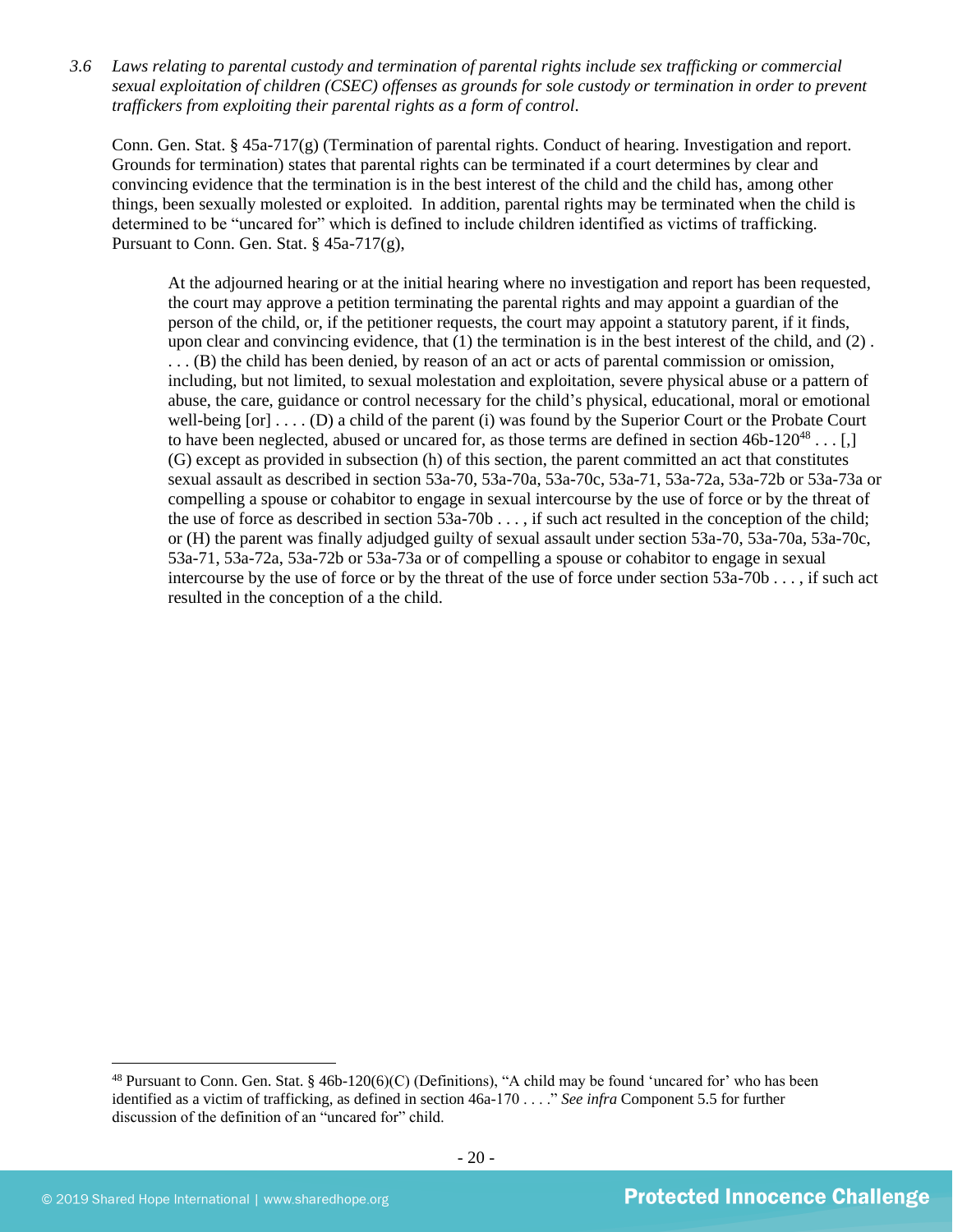3.6 *Laws relating to parental custody and termination of parental rights include sex trafficking or commercial sexual exploitation of children (CSEC) offenses as grounds for sole custody or termination in order to prevent traffickers from exploiting their parental rights as a form of control.*

Conn. Gen. Stat. § 45a-717(g) (Termination of parental rights. Conduct of hearing. Investigation and report. Grounds for termination) states that parental rights can be terminated if a court determines by clear and convincing evidence that the termination is in the best interest of the child and the child has, among other things, been sexually molested or exploited. In addition, parental rights may be terminated when the child is determined to be "uncared for" which is defined to include children identified as victims of trafficking. Pursuant to Conn. Gen. Stat. § 45a-717(g),

> At the adjourned hearing or at the initial hearing where no investigation and report has been requested, the court may approve a petition terminating the parental rights and may appoint a guardian of the person of the child, or, if the petitioner requests, the court may appoint a statutory parent, if it finds, upon clear and convincing evidence, that (1) the termination is in the best interest of the child, and (2) . . . . (B) the child has been denied, by reason of an act or acts of parental commission or omission, including, but not limited, to sexual molestation and exploitation, severe physical abuse or a pattern of abuse, the care, guidance or control necessary for the child's physical, educational, moral or emotional well-being [or] . . . . (D) a child of the parent (i) was found by the Superior Court or the Probate Court to have been neglected, abused or uncared for, as those terms are defined in section 46b-120[48] . . . [,] (G) except as provided in subsection (h) of this section, the parent committed an act that constitutes sexual assault as described in section 53a-70, 53a-70a, 53a-70c, 53a-71, 53a-72a, 53a-72b or 53a-73a or compelling a spouse or cohabitor to engage in sexual intercourse by the use of force or by the threat of the use of force as described in section 53a-70b . . . , if such act resulted in the conception of the child; or (H) the parent was finally adjudged guilty of sexual assault under section 53a-70, 53a-70a, 53a-70c, 53a-71, 53a-72a, 53a-72b or 53a-73a or of compelling a spouse or cohabitor to engage in sexual intercourse by the use of force or by the threat of the use of force under section 53a-70b . . . , if such act resulted in the conception of a the child.

---

[48] Pursuant to Conn. Gen. Stat. § 46b-120(6)(C) (Definitions), "A child may be found 'uncared for' who has been identified as a victim of trafficking, as defined in section 46a-170 . . . ." *See infra* Component 5.5 for further discussion of the definition of an "uncared for" child.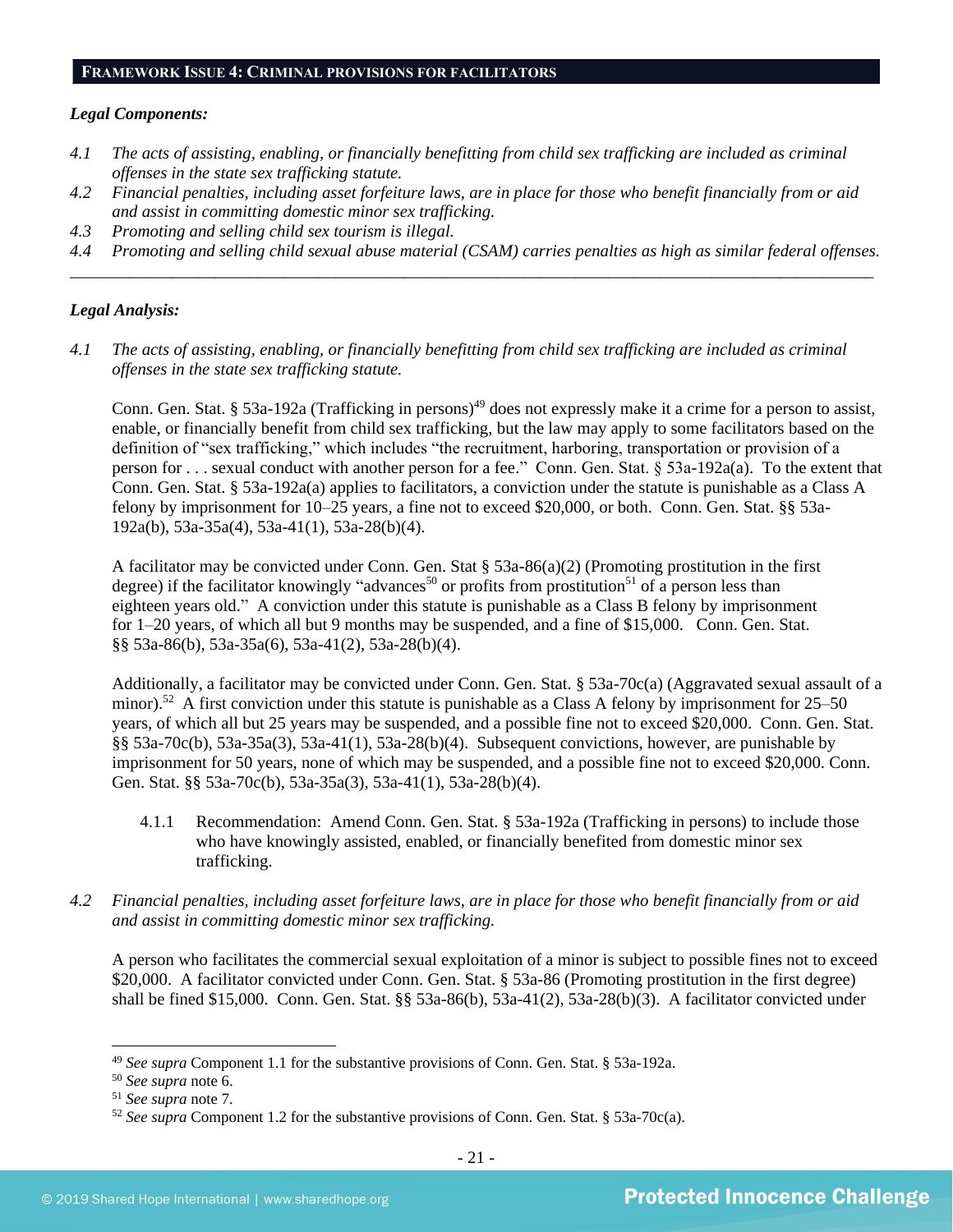## FRAMEWORK ISSUE 4: CRIMINAL PROVISIONS FOR FACILITATORS

***Legal Components:***

*4.1 The acts of assisting, enabling, or financially benefitting from child sex trafficking are included as criminal offenses in the state sex trafficking statute.*

*4.2 Financial penalties, including asset forfeiture laws, are in place for those who benefit financially from or aid and assist in committing domestic minor sex trafficking.*

*4.3 Promoting and selling child sex tourism is illegal.*

*4.4 Promoting and selling child sexual abuse material (CSAM) carries penalties as high as similar federal offenses.*

---

***Legal Analysis:***

*4.1 The acts of assisting, enabling, or financially benefitting from child sex trafficking are included as criminal offenses in the state sex trafficking statute.*

Conn. Gen. Stat. § 53a-192a (Trafficking in persons)[49] does not expressly make it a crime for a person to assist, enable, or financially benefit from child sex trafficking, but the law may apply to some facilitators based on the definition of "sex trafficking," which includes "the recruitment, harboring, transportation or provision of a person for . . . sexual conduct with another person for a fee." Conn. Gen. Stat. § 53a-192a(a). To the extent that Conn. Gen. Stat. § 53a-192a(a) applies to facilitators, a conviction under the statute is punishable as a Class A felony by imprisonment for 10–25 years, a fine not to exceed $20,000, or both. Conn. Gen. Stat. §§ 53a-192a(b), 53a-35a(4), 53a-41(1), 53a-28(b)(4).

A facilitator may be convicted under Conn. Gen. Stat § 53a-86(a)(2) (Promoting prostitution in the first degree) if the facilitator knowingly "advances[50] or profits from prostitution[51] of a person less than eighteen years old." A conviction under this statute is punishable as a Class B felony by imprisonment for 1–20 years, of which all but 9 months may be suspended, and a fine of $15,000. Conn. Gen. Stat. §§ 53a-86(b), 53a-35a(6), 53a-41(2), 53a-28(b)(4).

Additionally, a facilitator may be convicted under Conn. Gen. Stat. § 53a-70c(a) (Aggravated sexual assault of a minor).[52] A first conviction under this statute is punishable as a Class A felony by imprisonment for 25–50 years, of which all but 25 years may be suspended, and a possible fine not to exceed $20,000. Conn. Gen. Stat. §§ 53a-70c(b), 53a-35a(3), 53a-41(1), 53a-28(b)(4). Subsequent convictions, however, are punishable by imprisonment for 50 years, none of which may be suspended, and a possible fine not to exceed $20,000. Conn. Gen. Stat. §§ 53a-70c(b), 53a-35a(3), 53a-41(1), 53a-28(b)(4).

4.1.1 Recommendation: Amend Conn. Gen. Stat. § 53a-192a (Trafficking in persons) to include those who have knowingly assisted, enabled, or financially benefited from domestic minor sex trafficking.

*4.2 Financial penalties, including asset forfeiture laws, are in place for those who benefit financially from or aid and assist in committing domestic minor sex trafficking.*

A person who facilitates the commercial sexual exploitation of a minor is subject to possible fines not to exceed $20,000. A facilitator convicted under Conn. Gen. Stat. § 53a-86 (Promoting prostitution in the first degree) shall be fined $15,000. Conn. Gen. Stat. §§ 53a-86(b), 53a-41(2), 53a-28(b)(3). A facilitator convicted under

---

[49] *See supra* Component 1.1 for the substantive provisions of Conn. Gen. Stat. § 53a-192a.

[50] *See supra* note 6.

[51] *See supra* note 7.

[52] *See supra* Component 1.2 for the substantive provisions of Conn. Gen. Stat. § 53a-70c(a).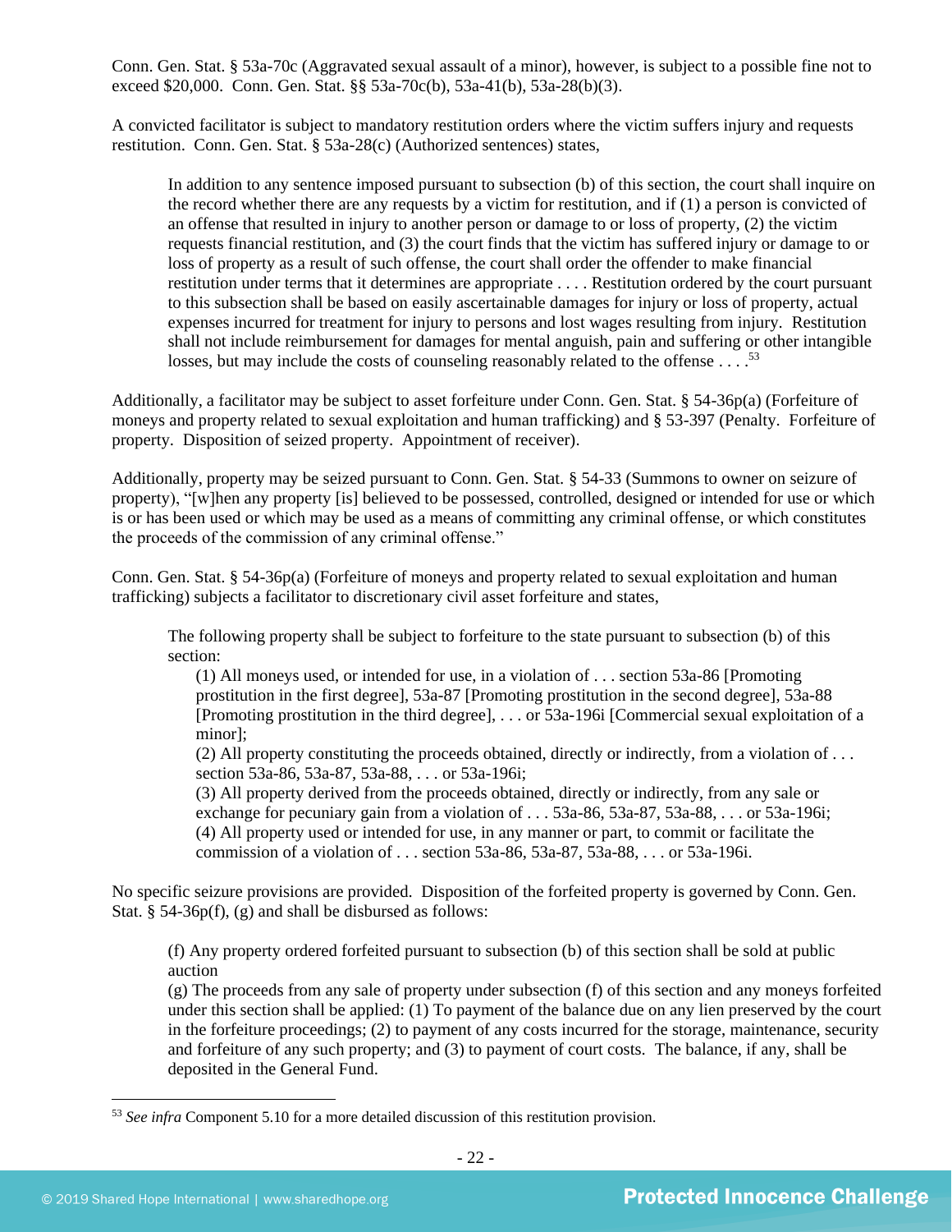Conn. Gen. Stat. § 53a-70c (Aggravated sexual assault of a minor), however, is subject to a possible fine not to exceed $20,000. Conn. Gen. Stat. §§ 53a-70c(b), 53a-41(b), 53a-28(b)(3).

A convicted facilitator is subject to mandatory restitution orders where the victim suffers injury and requests restitution. Conn. Gen. Stat. § 53a-28(c) (Authorized sentences) states,

> In addition to any sentence imposed pursuant to subsection (b) of this section, the court shall inquire on the record whether there are any requests by a victim for restitution, and if (1) a person is convicted of an offense that resulted in injury to another person or damage to or loss of property, (2) the victim requests financial restitution, and (3) the court finds that the victim has suffered injury or damage to or loss of property as a result of such offense, the court shall order the offender to make financial restitution under terms that it determines are appropriate . . . . Restitution ordered by the court pursuant to this subsection shall be based on easily ascertainable damages for injury or loss of property, actual expenses incurred for treatment for injury to persons and lost wages resulting from injury. Restitution shall not include reimbursement for damages for mental anguish, pain and suffering or other intangible losses, but may include the costs of counseling reasonably related to the offense . . . .[53]

Additionally, a facilitator may be subject to asset forfeiture under Conn. Gen. Stat. § 54-36p(a) (Forfeiture of moneys and property related to sexual exploitation and human trafficking) and § 53-397 (Penalty. Forfeiture of property. Disposition of seized property. Appointment of receiver).

Additionally, property may be seized pursuant to Conn. Gen. Stat. § 54-33 (Summons to owner on seizure of property), "[w]hen any property [is] believed to be possessed, controlled, designed or intended for use or which is or has been used or which may be used as a means of committing any criminal offense, or which constitutes the proceeds of the commission of any criminal offense."

Conn. Gen. Stat. § 54-36p(a) (Forfeiture of moneys and property related to sexual exploitation and human trafficking) subjects a facilitator to discretionary civil asset forfeiture and states,

> The following property shall be subject to forfeiture to the state pursuant to subsection (b) of this section:
>
> (1) All moneys used, or intended for use, in a violation of . . . section 53a-86 [Promoting prostitution in the first degree], 53a-87 [Promoting prostitution in the second degree], 53a-88 [Promoting prostitution in the third degree], . . . or 53a-196i [Commercial sexual exploitation of a minor];
>
> (2) All property constituting the proceeds obtained, directly or indirectly, from a violation of . . . section 53a-86, 53a-87, 53a-88, . . . or 53a-196i;
>
> (3) All property derived from the proceeds obtained, directly or indirectly, from any sale or exchange for pecuniary gain from a violation of . . . 53a-86, 53a-87, 53a-88, . . . or 53a-196i;
>
> (4) All property used or intended for use, in any manner or part, to commit or facilitate the commission of a violation of . . . section 53a-86, 53a-87, 53a-88, . . . or 53a-196i.

No specific seizure provisions are provided. Disposition of the forfeited property is governed by Conn. Gen. Stat. § 54-36p(f), (g) and shall be disbursed as follows:

> (f) Any property ordered forfeited pursuant to subsection (b) of this section shall be sold at public auction
>
> (g) The proceeds from any sale of property under subsection (f) of this section and any moneys forfeited under this section shall be applied: (1) To payment of the balance due on any lien preserved by the court in the forfeiture proceedings; (2) to payment of any costs incurred for the storage, maintenance, security and forfeiture of any such property; and (3) to payment of court costs. The balance, if any, shall be deposited in the General Fund.

---

[53] *See infra* Component 5.10 for a more detailed discussion of this restitution provision.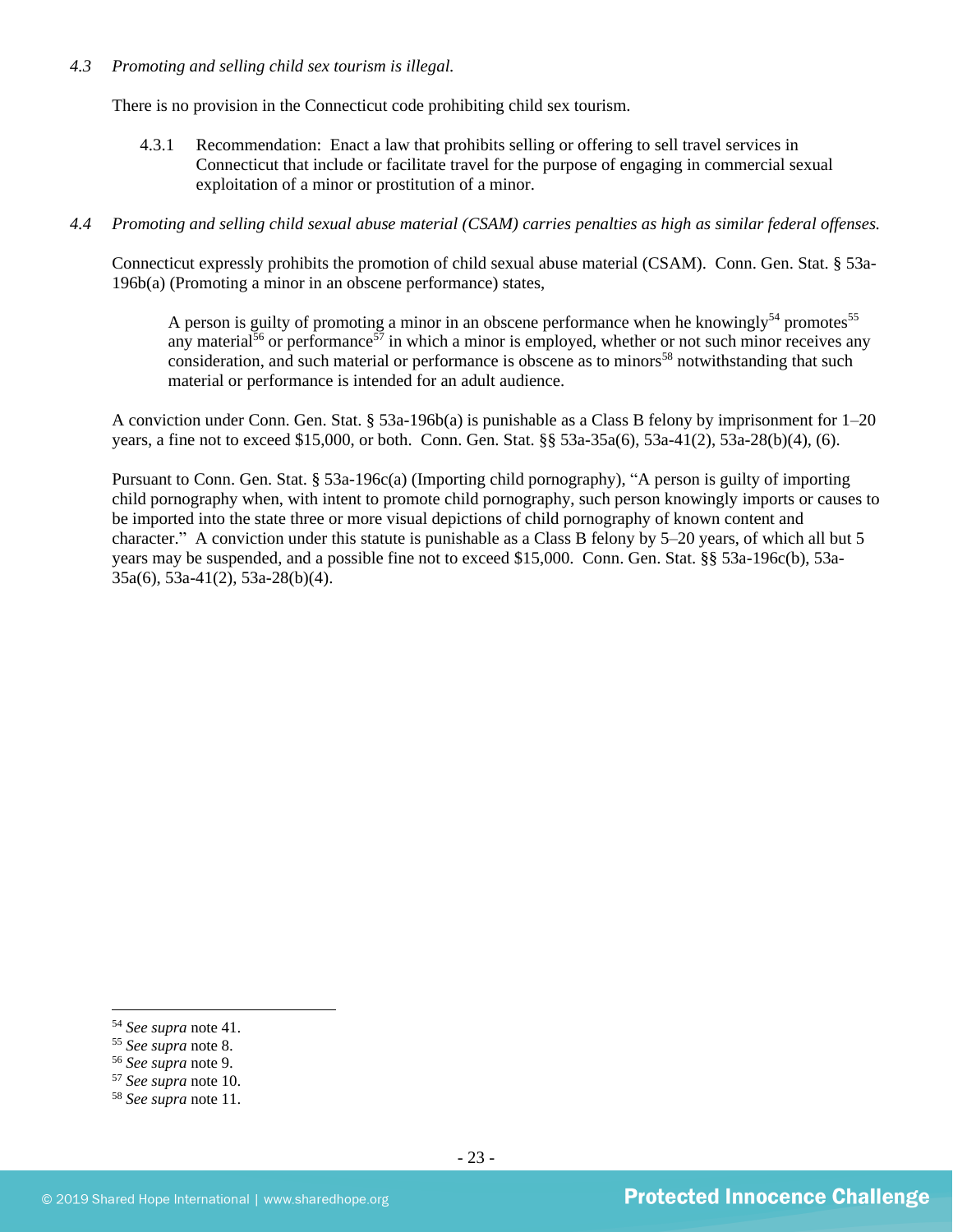*4.3 Promoting and selling child sex tourism is illegal.*

There is no provision in the Connecticut code prohibiting child sex tourism.

4.3.1 Recommendation: Enact a law that prohibits selling or offering to sell travel services in Connecticut that include or facilitate travel for the purpose of engaging in commercial sexual exploitation of a minor or prostitution of a minor.

*4.4 Promoting and selling child sexual abuse material (CSAM) carries penalties as high as similar federal offenses.*

Connecticut expressly prohibits the promotion of child sexual abuse material (CSAM). Conn. Gen. Stat. § 53a-196b(a) (Promoting a minor in an obscene performance) states,

> A person is guilty of promoting a minor in an obscene performance when he knowingly[54] promotes[55] any material[56] or performance[57] in which a minor is employed, whether or not such minor receives any consideration, and such material or performance is obscene as to minors[58] notwithstanding that such material or performance is intended for an adult audience.

A conviction under Conn. Gen. Stat. § 53a-196b(a) is punishable as a Class B felony by imprisonment for 1–20 years, a fine not to exceed $15,000, or both. Conn. Gen. Stat. §§ 53a-35a(6), 53a-41(2), 53a-28(b)(4), (6).

Pursuant to Conn. Gen. Stat. § 53a-196c(a) (Importing child pornography), "A person is guilty of importing child pornography when, with intent to promote child pornography, such person knowingly imports or causes to be imported into the state three or more visual depictions of child pornography of known content and character." A conviction under this statute is punishable as a Class B felony by 5–20 years, of which all but 5 years may be suspended, and a possible fine not to exceed $15,000. Conn. Gen. Stat. §§ 53a-196c(b), 53a-35a(6), 53a-41(2), 53a-28(b)(4).

---

[54] *See supra* note 41.
[55] *See supra* note 8.
[56] *See supra* note 9.
[57] *See supra* note 10.
[58] *See supra* note 11.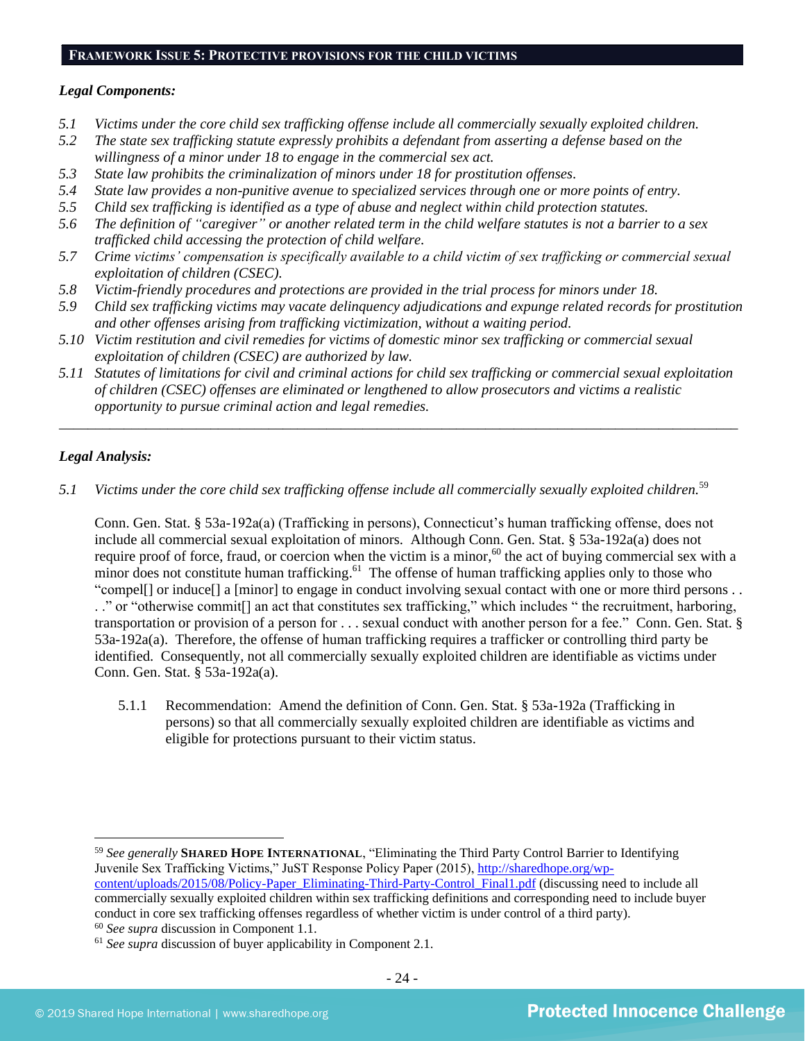## FRAMEWORK ISSUE 5: PROTECTIVE PROVISIONS FOR THE CHILD VICTIMS

***Legal Components:***

*5.1 Victims under the core child sex trafficking offense include all commercially sexually exploited children.*
*5.2 The state sex trafficking statute expressly prohibits a defendant from asserting a defense based on the willingness of a minor under 18 to engage in the commercial sex act.*
*5.3 State law prohibits the criminalization of minors under 18 for prostitution offenses.*
*5.4 State law provides a non-punitive avenue to specialized services through one or more points of entry.*
*5.5 Child sex trafficking is identified as a type of abuse and neglect within child protection statutes.*
*5.6 The definition of "caregiver" or another related term in the child welfare statutes is not a barrier to a sex trafficked child accessing the protection of child welfare.*
*5.7 Crime victims' compensation is specifically available to a child victim of sex trafficking or commercial sexual exploitation of children (CSEC).*
*5.8 Victim-friendly procedures and protections are provided in the trial process for minors under 18.*
*5.9 Child sex trafficking victims may vacate delinquency adjudications and expunge related records for prostitution and other offenses arising from trafficking victimization, without a waiting period.*
*5.10 Victim restitution and civil remedies for victims of domestic minor sex trafficking or commercial sexual exploitation of children (CSEC) are authorized by law.*
*5.11 Statutes of limitations for civil and criminal actions for child sex trafficking or commercial sexual exploitation of children (CSEC) offenses are eliminated or lengthened to allow prosecutors and victims a realistic opportunity to pursue criminal action and legal remedies.*

---

***Legal Analysis:***

*5.1 Victims under the core child sex trafficking offense include all commercially sexually exploited children.*[59]

Conn. Gen. Stat. § 53a-192a(a) (Trafficking in persons), Connecticut's human trafficking offense, does not include all commercial sexual exploitation of minors. Although Conn. Gen. Stat. § 53a-192a(a) does not require proof of force, fraud, or coercion when the victim is a minor,[60] the act of buying commercial sex with a minor does not constitute human trafficking.[61] The offense of human trafficking applies only to those who "compel[] or induce[] a [minor] to engage in conduct involving sexual contact with one or more third persons . . . ." or "otherwise commit[] an act that constitutes sex trafficking," which includes " the recruitment, harboring, transportation or provision of a person for . . . sexual conduct with another person for a fee." Conn. Gen. Stat. § 53a-192a(a). Therefore, the offense of human trafficking requires a trafficker or controlling third party be identified. Consequently, not all commercially sexually exploited children are identifiable as victims under Conn. Gen. Stat. § 53a-192a(a).

5.1.1 Recommendation: Amend the definition of Conn. Gen. Stat. § 53a-192a (Trafficking in persons) so that all commercially sexually exploited children are identifiable as victims and eligible for protections pursuant to their victim status.

---

[59] *See generally* **SHARED HOPE INTERNATIONAL**, "Eliminating the Third Party Control Barrier to Identifying Juvenile Sex Trafficking Victims," JuST Response Policy Paper (2015), http://sharedhope.org/wp-content/uploads/2015/08/Policy-Paper_Eliminating-Third-Party-Control_Final1.pdf (discussing need to include all commercially sexually exploited children within sex trafficking definitions and corresponding need to include buyer conduct in core sex trafficking offenses regardless of whether victim is under control of a third party).

[60] *See supra* discussion in Component 1.1.

[61] *See supra* discussion of buyer applicability in Component 2.1.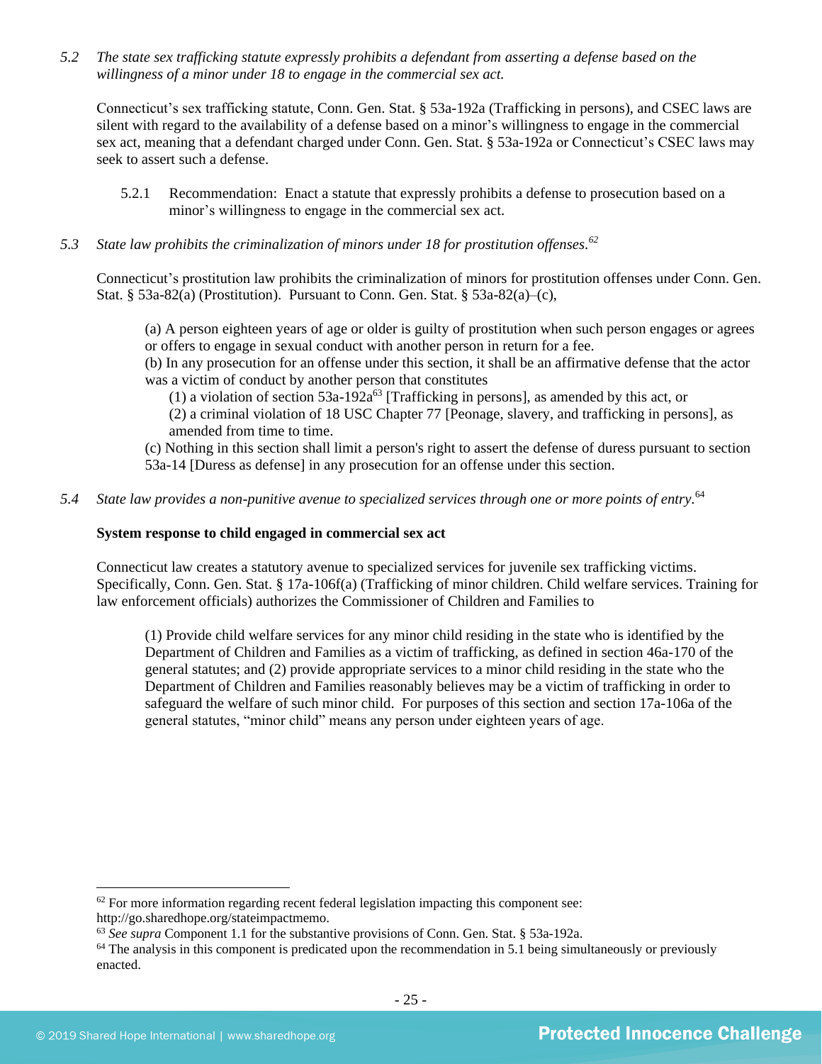*5.2 The state sex trafficking statute expressly prohibits a defendant from asserting a defense based on the willingness of a minor under 18 to engage in the commercial sex act.*

Connecticut's sex trafficking statute, Conn. Gen. Stat. § 53a-192a (Trafficking in persons), and CSEC laws are silent with regard to the availability of a defense based on a minor's willingness to engage in the commercial sex act, meaning that a defendant charged under Conn. Gen. Stat. § 53a-192a or Connecticut's CSEC laws may seek to assert such a defense.

5.2.1 Recommendation: Enact a statute that expressly prohibits a defense to prosecution based on a minor's willingness to engage in the commercial sex act.

*5.3 State law prohibits the criminalization of minors under 18 for prostitution offenses.*[62]

Connecticut's prostitution law prohibits the criminalization of minors for prostitution offenses under Conn. Gen. Stat. § 53a-82(a) (Prostitution). Pursuant to Conn. Gen. Stat. § 53a-82(a)–(c),

> (a) A person eighteen years of age or older is guilty of prostitution when such person engages or agrees or offers to engage in sexual conduct with another person in return for a fee.
> (b) In any prosecution for an offense under this section, it shall be an affirmative defense that the actor was a victim of conduct by another person that constitutes
> (1) a violation of section 53a-192a[63] [Trafficking in persons], as amended by this act, or
> (2) a criminal violation of 18 USC Chapter 77 [Peonage, slavery, and trafficking in persons], as amended from time to time.
> (c) Nothing in this section shall limit a person's right to assert the defense of duress pursuant to section 53a-14 [Duress as defense] in any prosecution for an offense under this section.

*5.4 State law provides a non-punitive avenue to specialized services through one or more points of entry.*[64]

**System response to child engaged in commercial sex act**

Connecticut law creates a statutory avenue to specialized services for juvenile sex trafficking victims. Specifically, Conn. Gen. Stat. § 17a-106f(a) (Trafficking of minor children. Child welfare services. Training for law enforcement officials) authorizes the Commissioner of Children and Families to

> (1) Provide child welfare services for any minor child residing in the state who is identified by the Department of Children and Families as a victim of trafficking, as defined in section 46a-170 of the general statutes; and (2) provide appropriate services to a minor child residing in the state who the Department of Children and Families reasonably believes may be a victim of trafficking in order to safeguard the welfare of such minor child. For purposes of this section and section 17a-106a of the general statutes, "minor child" means any person under eighteen years of age.

---

[62] For more information regarding recent federal legislation impacting this component see: http://go.sharedhope.org/stateimpactmemo.

[63] *See supra* Component 1.1 for the substantive provisions of Conn. Gen. Stat. § 53a-192a.

[64] The analysis in this component is predicated upon the recommendation in 5.1 being simultaneously or previously enacted.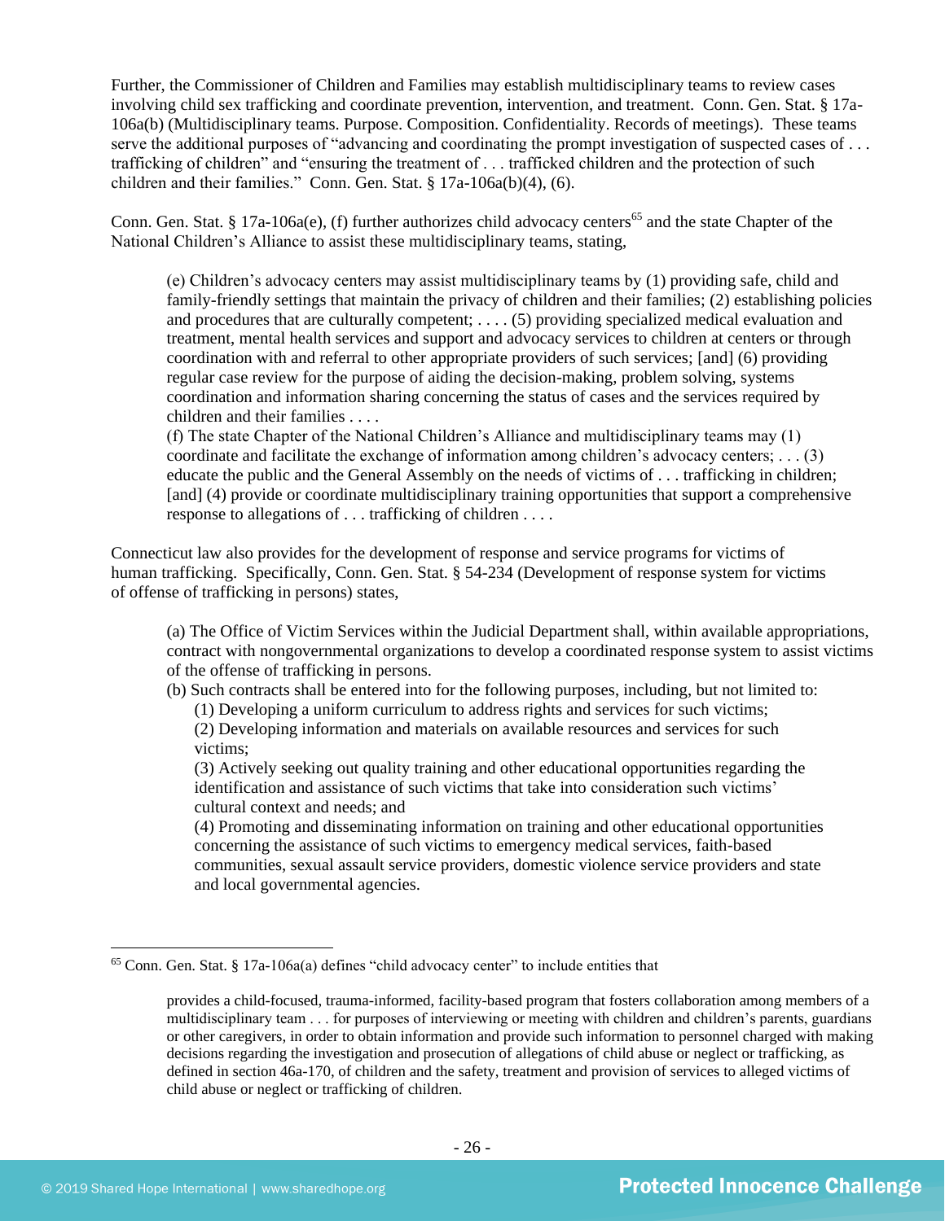Further, the Commissioner of Children and Families may establish multidisciplinary teams to review cases involving child sex trafficking and coordinate prevention, intervention, and treatment. Conn. Gen. Stat. § 17a-106a(b) (Multidisciplinary teams. Purpose. Composition. Confidentiality. Records of meetings). These teams serve the additional purposes of "advancing and coordinating the prompt investigation of suspected cases of . . . trafficking of children" and "ensuring the treatment of . . . trafficked children and the protection of such children and their families." Conn. Gen. Stat. § 17a-106a(b)(4), (6).

Conn. Gen. Stat. § 17a-106a(e), (f) further authorizes child advocacy centers[65] and the state Chapter of the National Children's Alliance to assist these multidisciplinary teams, stating,

> (e) Children's advocacy centers may assist multidisciplinary teams by (1) providing safe, child and family-friendly settings that maintain the privacy of children and their families; (2) establishing policies and procedures that are culturally competent; . . . . (5) providing specialized medical evaluation and treatment, mental health services and support and advocacy services to children at centers or through coordination with and referral to other appropriate providers of such services; [and] (6) providing regular case review for the purpose of aiding the decision-making, problem solving, systems coordination and information sharing concerning the status of cases and the services required by children and their families . . . .
> (f) The state Chapter of the National Children's Alliance and multidisciplinary teams may (1) coordinate and facilitate the exchange of information among children's advocacy centers; . . . (3) educate the public and the General Assembly on the needs of victims of . . . trafficking in children; [and] (4) provide or coordinate multidisciplinary training opportunities that support a comprehensive response to allegations of . . . trafficking of children . . . .

Connecticut law also provides for the development of response and service programs for victims of human trafficking. Specifically, Conn. Gen. Stat. § 54-234 (Development of response system for victims of offense of trafficking in persons) states,

> (a) The Office of Victim Services within the Judicial Department shall, within available appropriations, contract with nongovernmental organizations to develop a coordinated response system to assist victims of the offense of trafficking in persons.
> (b) Such contracts shall be entered into for the following purposes, including, but not limited to:
> (1) Developing a uniform curriculum to address rights and services for such victims;
> (2) Developing information and materials on available resources and services for such victims;
> (3) Actively seeking out quality training and other educational opportunities regarding the identification and assistance of such victims that take into consideration such victims' cultural context and needs; and
> (4) Promoting and disseminating information on training and other educational opportunities concerning the assistance of such victims to emergency medical services, faith-based communities, sexual assault service providers, domestic violence service providers and state and local governmental agencies.

---

[65] Conn. Gen. Stat. § 17a-106a(a) defines "child advocacy center" to include entities that

> provides a child-focused, trauma-informed, facility-based program that fosters collaboration among members of a multidisciplinary team . . . for purposes of interviewing or meeting with children and children's parents, guardians or other caregivers, in order to obtain information and provide such information to personnel charged with making decisions regarding the investigation and prosecution of allegations of child abuse or neglect or trafficking, as defined in section 46a-170, of children and the safety, treatment and provision of services to alleged victims of child abuse or neglect or trafficking of children.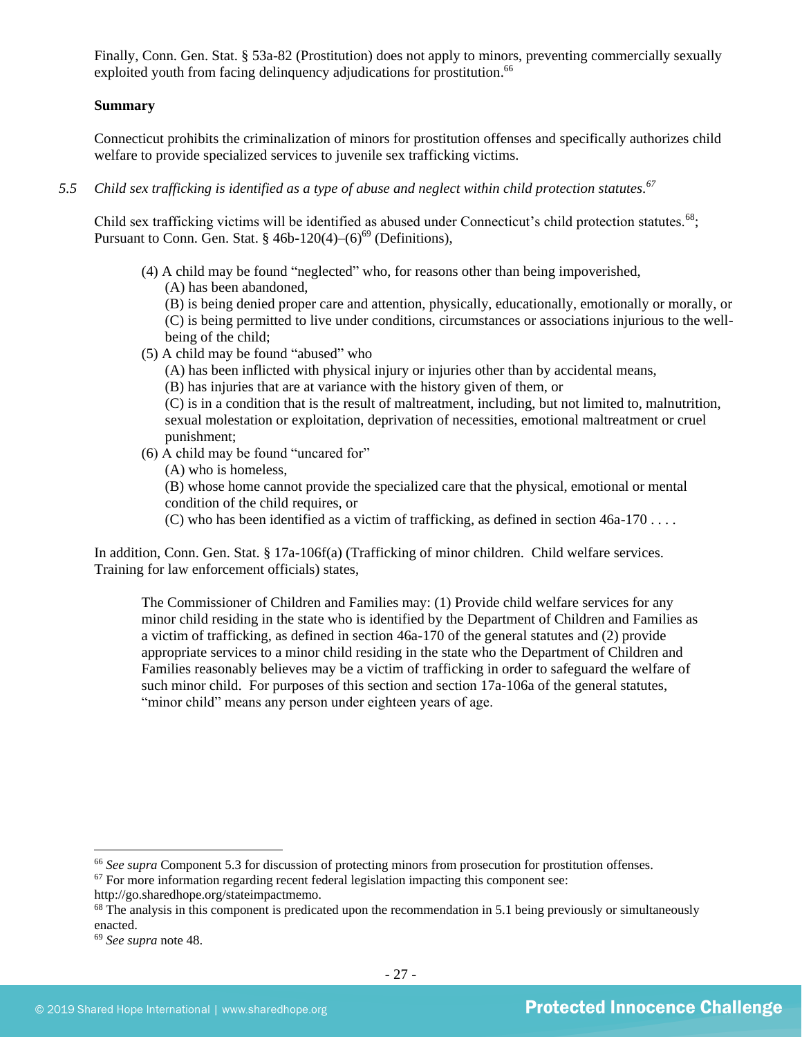Finally, Conn. Gen. Stat. § 53a-82 (Prostitution) does not apply to minors, preventing commercially sexually exploited youth from facing delinquency adjudications for prostitution.[66]

**Summary**

Connecticut prohibits the criminalization of minors for prostitution offenses and specifically authorizes child welfare to provide specialized services to juvenile sex trafficking victims.

*5.5 Child sex trafficking is identified as a type of abuse and neglect within child protection statutes.*[67]

Child sex trafficking victims will be identified as abused under Connecticut's child protection statutes.[68]; Pursuant to Conn. Gen. Stat. § 46b-120(4)–(6)[69] (Definitions),

> (4) A child may be found "neglected" who, for reasons other than being impoverished,
> (A) has been abandoned,
> (B) is being denied proper care and attention, physically, educationally, emotionally or morally, or
> (C) is being permitted to live under conditions, circumstances or associations injurious to the well-being of the child;
>
> (5) A child may be found "abused" who
> (A) has been inflicted with physical injury or injuries other than by accidental means,
> (B) has injuries that are at variance with the history given of them, or
> (C) is in a condition that is the result of maltreatment, including, but not limited to, malnutrition, sexual molestation or exploitation, deprivation of necessities, emotional maltreatment or cruel punishment;
>
> (6) A child may be found "uncared for"
> (A) who is homeless,
> (B) whose home cannot provide the specialized care that the physical, emotional or mental condition of the child requires, or
> (C) who has been identified as a victim of trafficking, as defined in section 46a-170 . . . .

In addition, Conn. Gen. Stat. § 17a-106f(a) (Trafficking of minor children. Child welfare services. Training for law enforcement officials) states,

> The Commissioner of Children and Families may: (1) Provide child welfare services for any minor child residing in the state who is identified by the Department of Children and Families as a victim of trafficking, as defined in section 46a-170 of the general statutes and (2) provide appropriate services to a minor child residing in the state who the Department of Children and Families reasonably believes may be a victim of trafficking in order to safeguard the welfare of such minor child. For purposes of this section and section 17a-106a of the general statutes, "minor child" means any person under eighteen years of age.

---

[66] *See supra* Component 5.3 for discussion of protecting minors from prosecution for prostitution offenses.

[67] For more information regarding recent federal legislation impacting this component see: http://go.sharedhope.org/stateimpactmemo.

[68] The analysis in this component is predicated upon the recommendation in 5.1 being previously or simultaneously enacted.

[69] *See supra* note 48.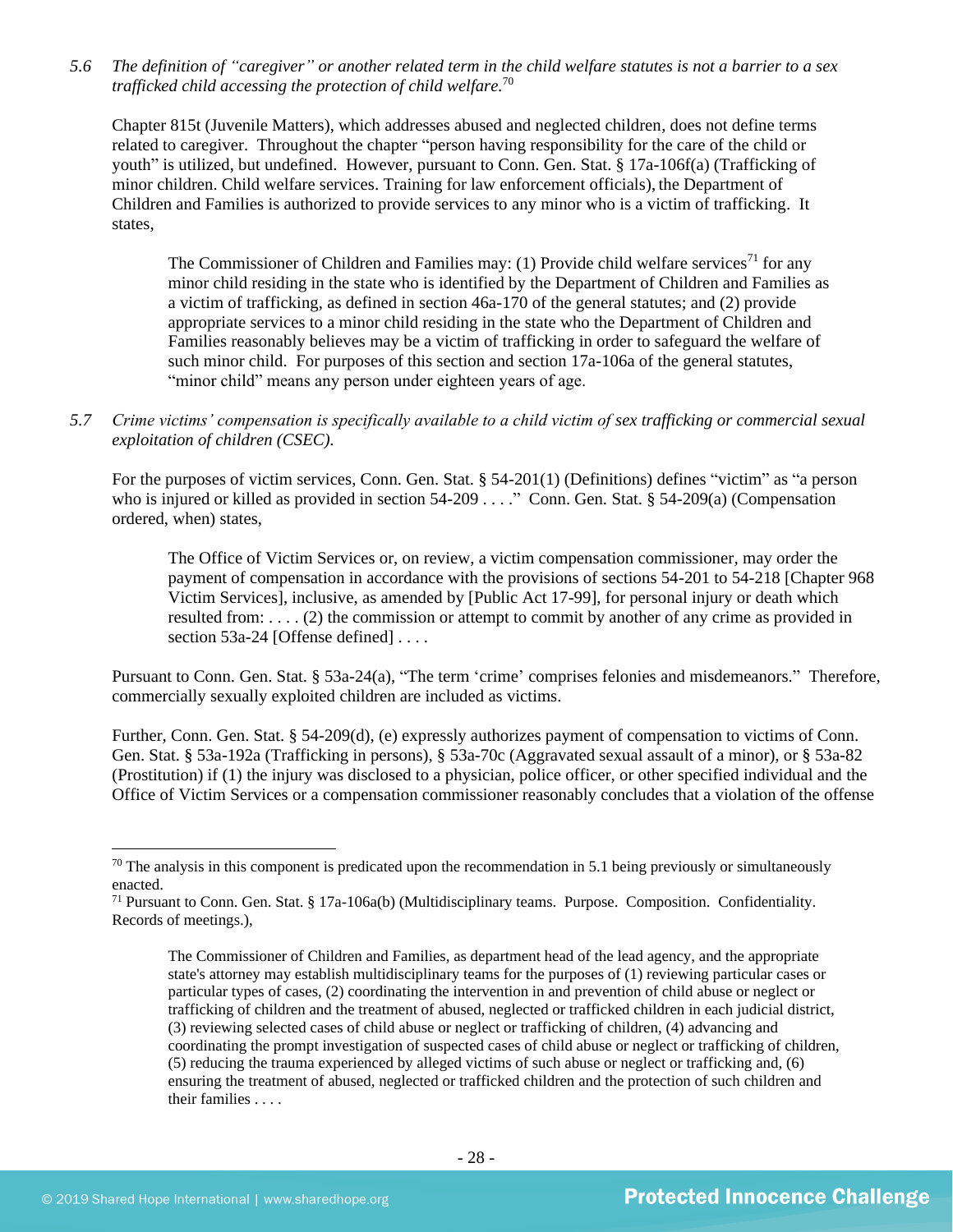*5.6 The definition of "caregiver" or another related term in the child welfare statutes is not a barrier to a sex trafficked child accessing the protection of child welfare.*[70]

Chapter 815t (Juvenile Matters), which addresses abused and neglected children, does not define terms related to caregiver. Throughout the chapter "person having responsibility for the care of the child or youth" is utilized, but undefined. However, pursuant to Conn. Gen. Stat. § 17a-106f(a) (Trafficking of minor children. Child welfare services. Training for law enforcement officials), the Department of Children and Families is authorized to provide services to any minor who is a victim of trafficking. It states,

> The Commissioner of Children and Families may: (1) Provide child welfare services[71] for any minor child residing in the state who is identified by the Department of Children and Families as a victim of trafficking, as defined in section 46a-170 of the general statutes; and (2) provide appropriate services to a minor child residing in the state who the Department of Children and Families reasonably believes may be a victim of trafficking in order to safeguard the welfare of such minor child. For purposes of this section and section 17a-106a of the general statutes, "minor child" means any person under eighteen years of age.

*5.7 Crime victims' compensation is specifically available to a child victim of sex trafficking or commercial sexual exploitation of children (CSEC).*

For the purposes of victim services, Conn. Gen. Stat. § 54-201(1) (Definitions) defines "victim" as "a person who is injured or killed as provided in section 54-209 . . . ." Conn. Gen. Stat. § 54-209(a) (Compensation ordered, when) states,

> The Office of Victim Services or, on review, a victim compensation commissioner, may order the payment of compensation in accordance with the provisions of sections 54-201 to 54-218 [Chapter 968 Victim Services], inclusive, as amended by [Public Act 17-99], for personal injury or death which resulted from: . . . . (2) the commission or attempt to commit by another of any crime as provided in section 53a-24 [Offense defined] . . . .

Pursuant to Conn. Gen. Stat. § 53a-24(a), "The term 'crime' comprises felonies and misdemeanors." Therefore, commercially sexually exploited children are included as victims.

Further, Conn. Gen. Stat. § 54-209(d), (e) expressly authorizes payment of compensation to victims of Conn. Gen. Stat. § 53a-192a (Trafficking in persons), § 53a-70c (Aggravated sexual assault of a minor), or § 53a-82 (Prostitution) if (1) the injury was disclosed to a physician, police officer, or other specified individual and the Office of Victim Services or a compensation commissioner reasonably concludes that a violation of the offense

---

[70] The analysis in this component is predicated upon the recommendation in 5.1 being previously or simultaneously enacted.

[71] Pursuant to Conn. Gen. Stat. § 17a-106a(b) (Multidisciplinary teams. Purpose. Composition. Confidentiality. Records of meetings.),

> The Commissioner of Children and Families, as department head of the lead agency, and the appropriate state's attorney may establish multidisciplinary teams for the purposes of (1) reviewing particular cases or particular types of cases, (2) coordinating the intervention in and prevention of child abuse or neglect or trafficking of children and the treatment of abused, neglected or trafficked children in each judicial district, (3) reviewing selected cases of child abuse or neglect or trafficking of children, (4) advancing and coordinating the prompt investigation of suspected cases of child abuse or neglect or trafficking of children, (5) reducing the trauma experienced by alleged victims of such abuse or neglect or trafficking and, (6) ensuring the treatment of abused, neglected or trafficked children and the protection of such children and their families . . . .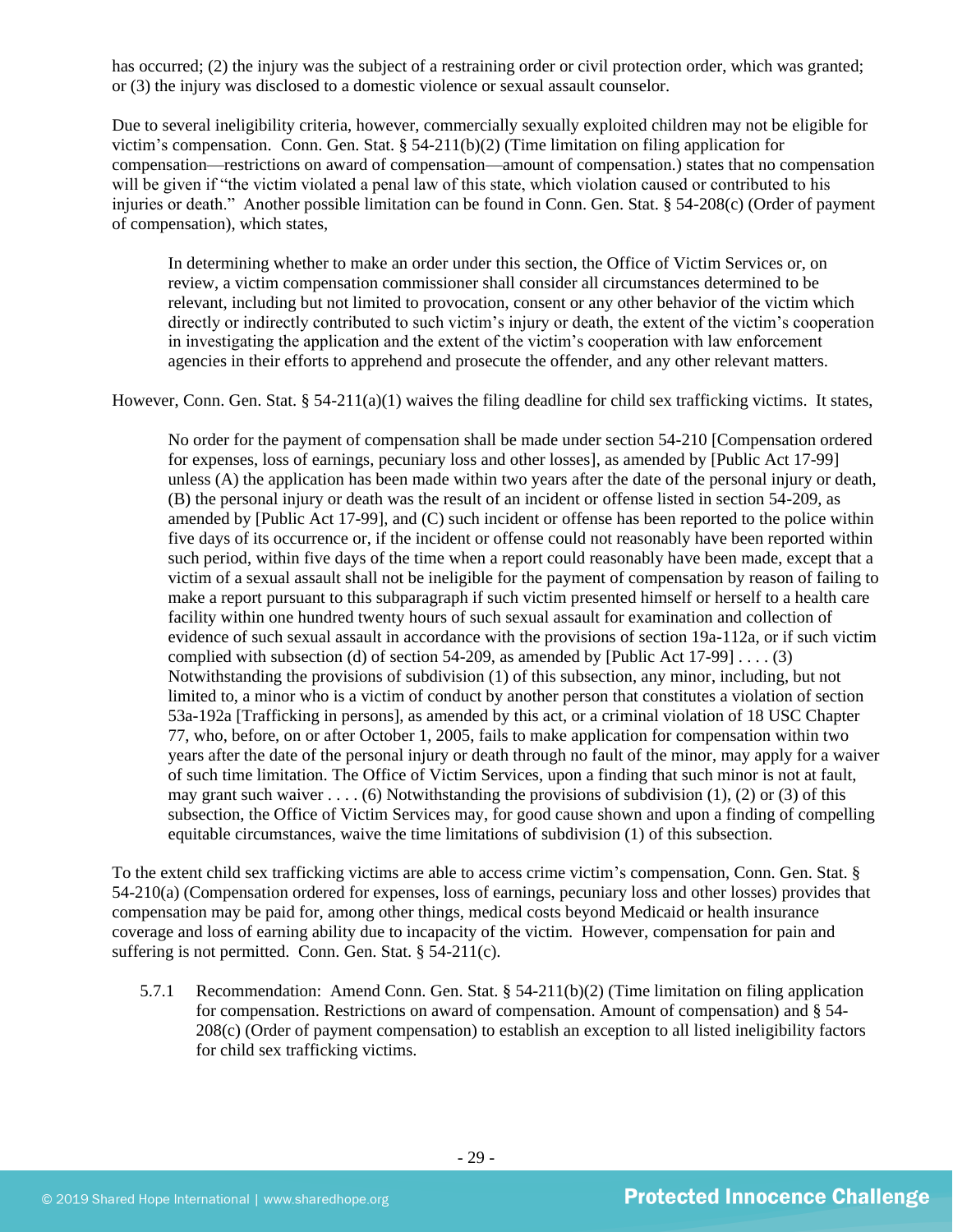has occurred; (2) the injury was the subject of a restraining order or civil protection order, which was granted; or (3) the injury was disclosed to a domestic violence or sexual assault counselor.

Due to several ineligibility criteria, however, commercially sexually exploited children may not be eligible for victim's compensation. Conn. Gen. Stat. § 54-211(b)(2) (Time limitation on filing application for compensation—restrictions on award of compensation—amount of compensation.) states that no compensation will be given if "the victim violated a penal law of this state, which violation caused or contributed to his injuries or death." Another possible limitation can be found in Conn. Gen. Stat. § 54-208(c) (Order of payment of compensation), which states,

> In determining whether to make an order under this section, the Office of Victim Services or, on review, a victim compensation commissioner shall consider all circumstances determined to be relevant, including but not limited to provocation, consent or any other behavior of the victim which directly or indirectly contributed to such victim's injury or death, the extent of the victim's cooperation in investigating the application and the extent of the victim's cooperation with law enforcement agencies in their efforts to apprehend and prosecute the offender, and any other relevant matters.

However, Conn. Gen. Stat. § 54-211(a)(1) waives the filing deadline for child sex trafficking victims. It states,

> No order for the payment of compensation shall be made under section 54-210 [Compensation ordered for expenses, loss of earnings, pecuniary loss and other losses], as amended by [Public Act 17-99] unless (A) the application has been made within two years after the date of the personal injury or death, (B) the personal injury or death was the result of an incident or offense listed in section 54-209, as amended by [Public Act 17-99], and (C) such incident or offense has been reported to the police within five days of its occurrence or, if the incident or offense could not reasonably have been reported within such period, within five days of the time when a report could reasonably have been made, except that a victim of a sexual assault shall not be ineligible for the payment of compensation by reason of failing to make a report pursuant to this subparagraph if such victim presented himself or herself to a health care facility within one hundred twenty hours of such sexual assault for examination and collection of evidence of such sexual assault in accordance with the provisions of section 19a-112a, or if such victim complied with subsection (d) of section 54-209, as amended by [Public Act 17-99] . . . . (3) Notwithstanding the provisions of subdivision (1) of this subsection, any minor, including, but not limited to, a minor who is a victim of conduct by another person that constitutes a violation of section 53a-192a [Trafficking in persons], as amended by this act, or a criminal violation of 18 USC Chapter 77, who, before, on or after October 1, 2005, fails to make application for compensation within two years after the date of the personal injury or death through no fault of the minor, may apply for a waiver of such time limitation. The Office of Victim Services, upon a finding that such minor is not at fault, may grant such waiver . . . . (6) Notwithstanding the provisions of subdivision (1), (2) or (3) of this subsection, the Office of Victim Services may, for good cause shown and upon a finding of compelling equitable circumstances, waive the time limitations of subdivision (1) of this subsection.

To the extent child sex trafficking victims are able to access crime victim's compensation, Conn. Gen. Stat. § 54-210(a) (Compensation ordered for expenses, loss of earnings, pecuniary loss and other losses) provides that compensation may be paid for, among other things, medical costs beyond Medicaid or health insurance coverage and loss of earning ability due to incapacity of the victim. However, compensation for pain and suffering is not permitted. Conn. Gen. Stat. § 54-211(c).

5.7.1 Recommendation: Amend Conn. Gen. Stat. § 54-211(b)(2) (Time limitation on filing application for compensation. Restrictions on award of compensation. Amount of compensation) and § 54-208(c) (Order of payment compensation) to establish an exception to all listed ineligibility factors for child sex trafficking victims.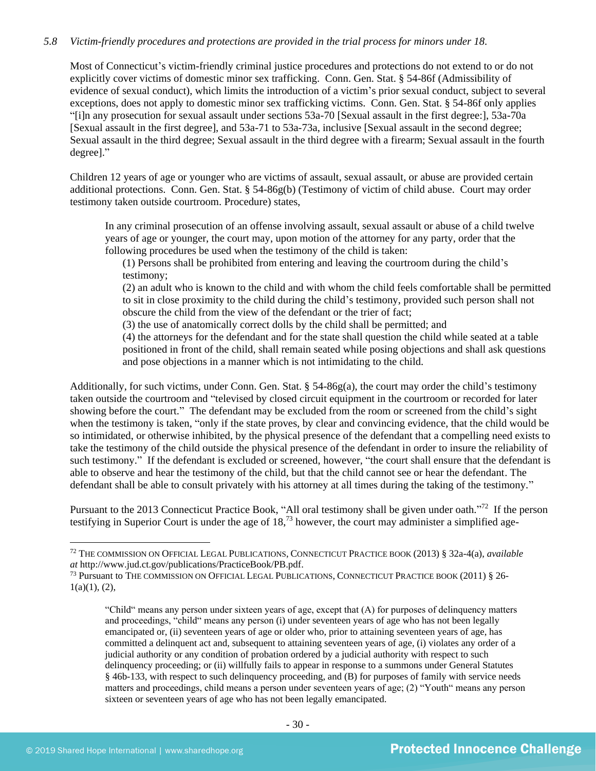*5.8 Victim-friendly procedures and protections are provided in the trial process for minors under 18.*

Most of Connecticut's victim-friendly criminal justice procedures and protections do not extend to or do not explicitly cover victims of domestic minor sex trafficking. Conn. Gen. Stat. § 54-86f (Admissibility of evidence of sexual conduct), which limits the introduction of a victim's prior sexual conduct, subject to several exceptions, does not apply to domestic minor sex trafficking victims. Conn. Gen. Stat. § 54-86f only applies "[i]n any prosecution for sexual assault under sections 53a-70 [Sexual assault in the first degree:], 53a-70a [Sexual assault in the first degree], and 53a-71 to 53a-73a, inclusive [Sexual assault in the second degree; Sexual assault in the third degree; Sexual assault in the third degree with a firearm; Sexual assault in the fourth degree]."

Children 12 years of age or younger who are victims of assault, sexual assault, or abuse are provided certain additional protections. Conn. Gen. Stat. § 54-86g(b) (Testimony of victim of child abuse. Court may order testimony taken outside courtroom. Procedure) states,

> In any criminal prosecution of an offense involving assault, sexual assault or abuse of a child twelve years of age or younger, the court may, upon motion of the attorney for any party, order that the following procedures be used when the testimony of the child is taken:
>
> (1) Persons shall be prohibited from entering and leaving the courtroom during the child's testimony;
>
> (2) an adult who is known to the child and with whom the child feels comfortable shall be permitted to sit in close proximity to the child during the child's testimony, provided such person shall not obscure the child from the view of the defendant or the trier of fact;
>
> (3) the use of anatomically correct dolls by the child shall be permitted; and
>
> (4) the attorneys for the defendant and for the state shall question the child while seated at a table positioned in front of the child, shall remain seated while posing objections and shall ask questions and pose objections in a manner which is not intimidating to the child.

Additionally, for such victims, under Conn. Gen. Stat. § 54-86g(a), the court may order the child's testimony taken outside the courtroom and "televised by closed circuit equipment in the courtroom or recorded for later showing before the court." The defendant may be excluded from the room or screened from the child's sight when the testimony is taken, "only if the state proves, by clear and convincing evidence, that the child would be so intimidated, or otherwise inhibited, by the physical presence of the defendant that a compelling need exists to take the testimony of the child outside the physical presence of the defendant in order to insure the reliability of such testimony." If the defendant is excluded or screened, however, "the court shall ensure that the defendant is able to observe and hear the testimony of the child, but that the child cannot see or hear the defendant. The defendant shall be able to consult privately with his attorney at all times during the taking of the testimony."

Pursuant to the 2013 Connecticut Practice Book, "All oral testimony shall be given under oath."[72] If the person testifying in Superior Court is under the age of 18,[73] however, the court may administer a simplified age-

---

[72] THE COMMISSION ON OFFICIAL LEGAL PUBLICATIONS, CONNECTICUT PRACTICE BOOK (2013) § 32a-4(a), *available at* http://www.jud.ct.gov/publications/PracticeBook/PB.pdf.

[73] Pursuant to THE COMMISSION ON OFFICIAL LEGAL PUBLICATIONS, CONNECTICUT PRACTICE BOOK (2011) § 26-1(a)(1), (2),

> "Child" means any person under sixteen years of age, except that (A) for purposes of delinquency matters and proceedings, "child" means any person (i) under seventeen years of age who has not been legally emancipated or, (ii) seventeen years of age or older who, prior to attaining seventeen years of age, has committed a delinquent act and, subsequent to attaining seventeen years of age, (i) violates any order of a judicial authority or any condition of probation ordered by a judicial authority with respect to such delinquency proceeding; or (ii) willfully fails to appear in response to a summons under General Statutes § 46b-133, with respect to such delinquency proceeding, and (B) for purposes of family with service needs matters and proceedings, child means a person under seventeen years of age; (2) "Youth" means any person sixteen or seventeen years of age who has not been legally emancipated.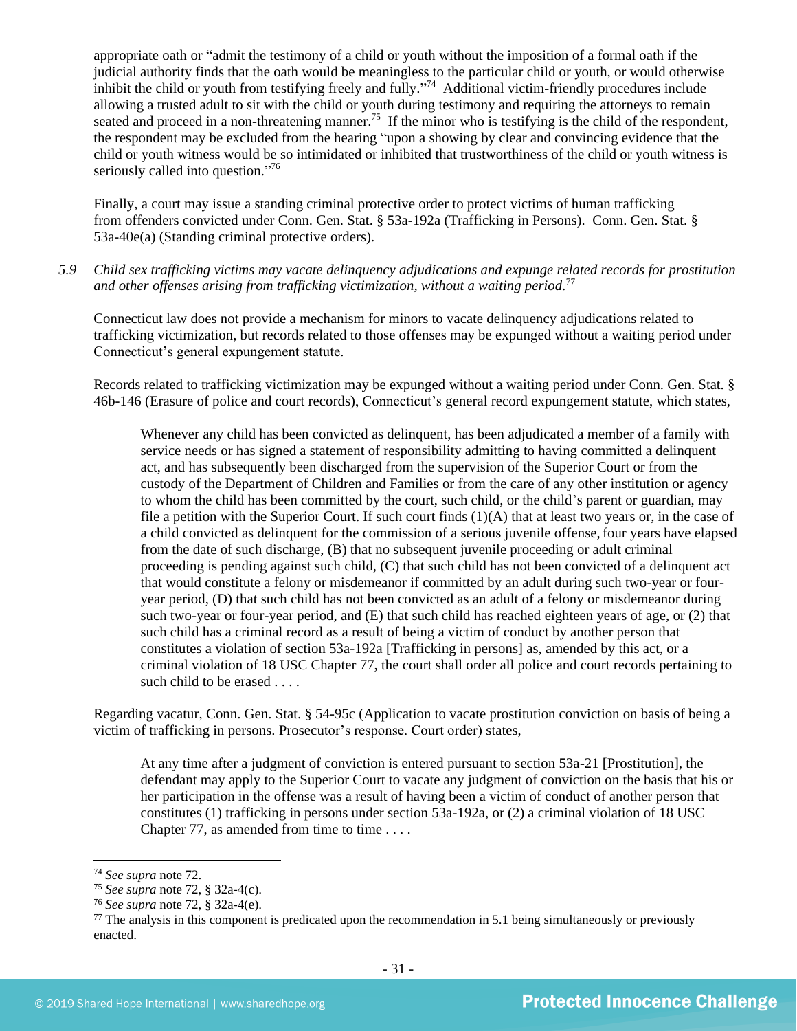appropriate oath or "admit the testimony of a child or youth without the imposition of a formal oath if the judicial authority finds that the oath would be meaningless to the particular child or youth, or would otherwise inhibit the child or youth from testifying freely and fully."[74] Additional victim-friendly procedures include allowing a trusted adult to sit with the child or youth during testimony and requiring the attorneys to remain seated and proceed in a non-threatening manner.[75] If the minor who is testifying is the child of the respondent, the respondent may be excluded from the hearing "upon a showing by clear and convincing evidence that the child or youth witness would be so intimidated or inhibited that trustworthiness of the child or youth witness is seriously called into question."[76]

Finally, a court may issue a standing criminal protective order to protect victims of human trafficking from offenders convicted under Conn. Gen. Stat. § 53a-192a (Trafficking in Persons). Conn. Gen. Stat. § 53a-40e(a) (Standing criminal protective orders).

5.9 *Child sex trafficking victims may vacate delinquency adjudications and expunge related records for prostitution and other offenses arising from trafficking victimization, without a waiting period.*[77]

Connecticut law does not provide a mechanism for minors to vacate delinquency adjudications related to trafficking victimization, but records related to those offenses may be expunged without a waiting period under Connecticut's general expungement statute.

Records related to trafficking victimization may be expunged without a waiting period under Conn. Gen. Stat. § 46b-146 (Erasure of police and court records), Connecticut's general record expungement statute, which states,

> Whenever any child has been convicted as delinquent, has been adjudicated a member of a family with service needs or has signed a statement of responsibility admitting to having committed a delinquent act, and has subsequently been discharged from the supervision of the Superior Court or from the custody of the Department of Children and Families or from the care of any other institution or agency to whom the child has been committed by the court, such child, or the child's parent or guardian, may file a petition with the Superior Court. If such court finds (1)(A) that at least two years or, in the case of a child convicted as delinquent for the commission of a serious juvenile offense, four years have elapsed from the date of such discharge, (B) that no subsequent juvenile proceeding or adult criminal proceeding is pending against such child, (C) that such child has not been convicted of a delinquent act that would constitute a felony or misdemeanor if committed by an adult during such two-year or four-year period, (D) that such child has not been convicted as an adult of a felony or misdemeanor during such two-year or four-year period, and (E) that such child has reached eighteen years of age, or (2) that such child has a criminal record as a result of being a victim of conduct by another person that constitutes a violation of section 53a-192a [Trafficking in persons] as, amended by this act, or a criminal violation of 18 USC Chapter 77, the court shall order all police and court records pertaining to such child to be erased . . . .

Regarding vacatur, Conn. Gen. Stat. § 54-95c (Application to vacate prostitution conviction on basis of being a victim of trafficking in persons. Prosecutor's response. Court order) states,

> At any time after a judgment of conviction is entered pursuant to section 53a-21 [Prostitution], the defendant may apply to the Superior Court to vacate any judgment of conviction on the basis that his or her participation in the offense was a result of having been a victim of conduct of another person that constitutes (1) trafficking in persons under section 53a-192a, or (2) a criminal violation of 18 USC Chapter 77, as amended from time to time . . . .

---

[74] *See supra* note 72.

[75] *See supra* note 72, § 32a-4(c).

[76] *See supra* note 72, § 32a-4(e).

[77] The analysis in this component is predicated upon the recommendation in 5.1 being simultaneously or previously enacted.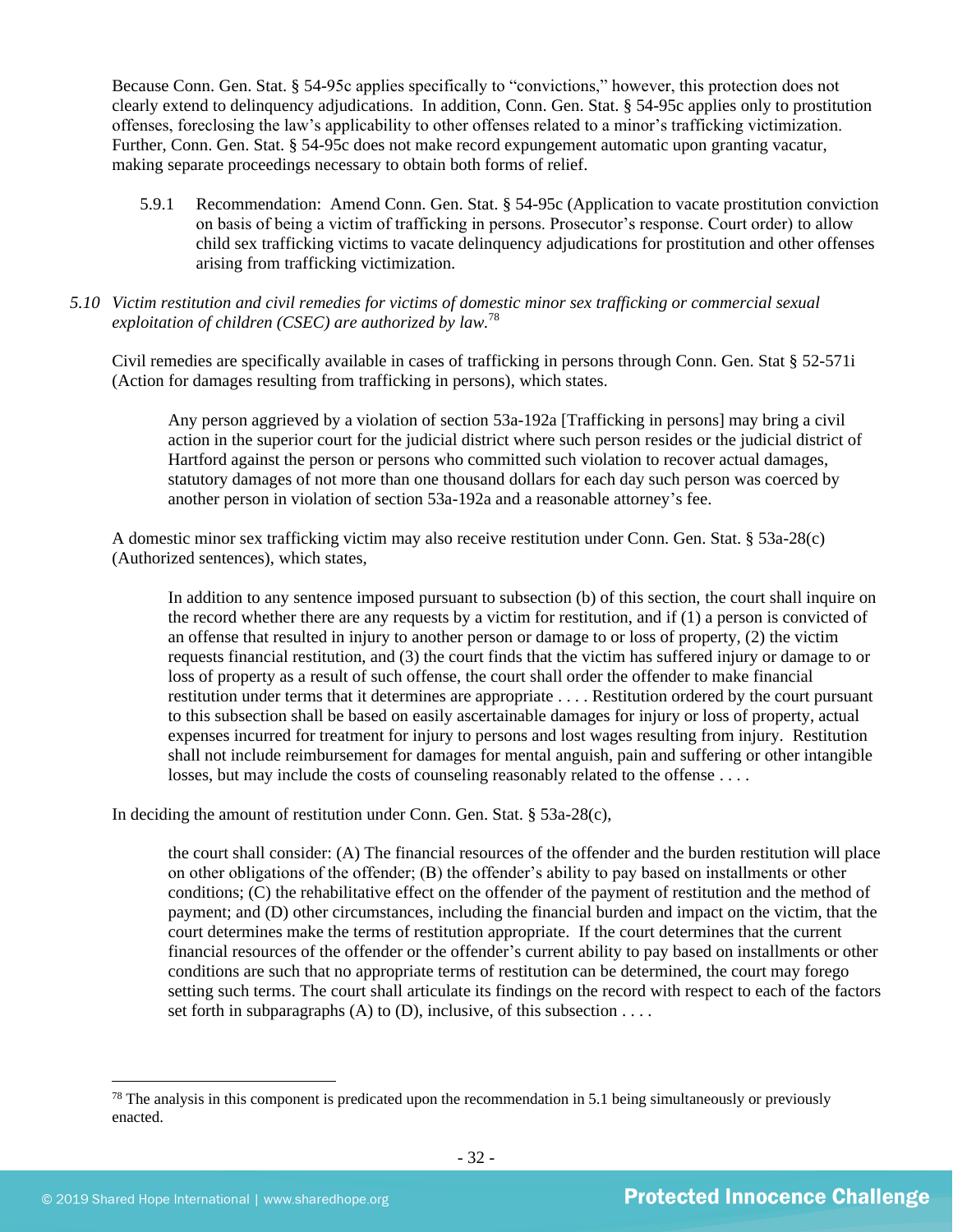Because Conn. Gen. Stat. § 54-95c applies specifically to "convictions," however, this protection does not clearly extend to delinquency adjudications. In addition, Conn. Gen. Stat. § 54-95c applies only to prostitution offenses, foreclosing the law's applicability to other offenses related to a minor's trafficking victimization. Further, Conn. Gen. Stat. § 54-95c does not make record expungement automatic upon granting vacatur, making separate proceedings necessary to obtain both forms of relief.

> 5.9.1 Recommendation: Amend Conn. Gen. Stat. § 54-95c (Application to vacate prostitution conviction on basis of being a victim of trafficking in persons. Prosecutor's response. Court order) to allow child sex trafficking victims to vacate delinquency adjudications for prostitution and other offenses arising from trafficking victimization.

*5.10 Victim restitution and civil remedies for victims of domestic minor sex trafficking or commercial sexual exploitation of children (CSEC) are authorized by law.*[78]

Civil remedies are specifically available in cases of trafficking in persons through Conn. Gen. Stat § 52-571i (Action for damages resulting from trafficking in persons), which states.

> Any person aggrieved by a violation of section 53a-192a [Trafficking in persons] may bring a civil action in the superior court for the judicial district where such person resides or the judicial district of Hartford against the person or persons who committed such violation to recover actual damages, statutory damages of not more than one thousand dollars for each day such person was coerced by another person in violation of section 53a-192a and a reasonable attorney's fee.

A domestic minor sex trafficking victim may also receive restitution under Conn. Gen. Stat. § 53a-28(c) (Authorized sentences), which states,

> In addition to any sentence imposed pursuant to subsection (b) of this section, the court shall inquire on the record whether there are any requests by a victim for restitution, and if (1) a person is convicted of an offense that resulted in injury to another person or damage to or loss of property, (2) the victim requests financial restitution, and (3) the court finds that the victim has suffered injury or damage to or loss of property as a result of such offense, the court shall order the offender to make financial restitution under terms that it determines are appropriate . . . . Restitution ordered by the court pursuant to this subsection shall be based on easily ascertainable damages for injury or loss of property, actual expenses incurred for treatment for injury to persons and lost wages resulting from injury. Restitution shall not include reimbursement for damages for mental anguish, pain and suffering or other intangible losses, but may include the costs of counseling reasonably related to the offense . . . .

In deciding the amount of restitution under Conn. Gen. Stat. § 53a-28(c),

> the court shall consider: (A) The financial resources of the offender and the burden restitution will place on other obligations of the offender; (B) the offender's ability to pay based on installments or other conditions; (C) the rehabilitative effect on the offender of the payment of restitution and the method of payment; and (D) other circumstances, including the financial burden and impact on the victim, that the court determines make the terms of restitution appropriate. If the court determines that the current financial resources of the offender or the offender's current ability to pay based on installments or other conditions are such that no appropriate terms of restitution can be determined, the court may forego setting such terms. The court shall articulate its findings on the record with respect to each of the factors set forth in subparagraphs (A) to (D), inclusive, of this subsection . . . .

---

[78] The analysis in this component is predicated upon the recommendation in 5.1 being simultaneously or previously enacted.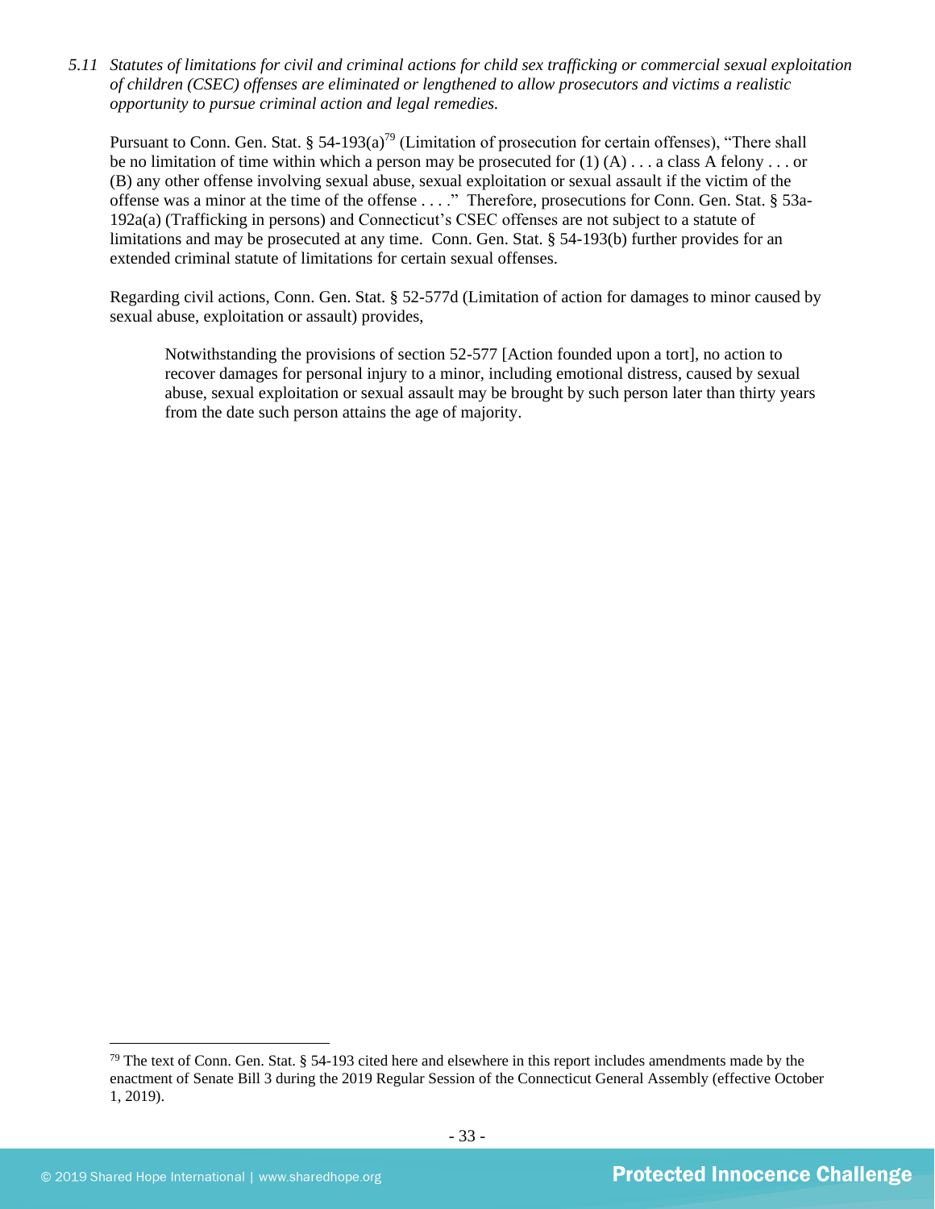*5.11 Statutes of limitations for civil and criminal actions for child sex trafficking or commercial sexual exploitation of children (CSEC) offenses are eliminated or lengthened to allow prosecutors and victims a realistic opportunity to pursue criminal action and legal remedies.*

Pursuant to Conn. Gen. Stat. § 54-193(a)[79] (Limitation of prosecution for certain offenses), "There shall be no limitation of time within which a person may be prosecuted for (1) (A) . . . a class A felony . . . or (B) any other offense involving sexual abuse, sexual exploitation or sexual assault if the victim of the offense was a minor at the time of the offense . . . ." Therefore, prosecutions for Conn. Gen. Stat. § 53a-192a(a) (Trafficking in persons) and Connecticut's CSEC offenses are not subject to a statute of limitations and may be prosecuted at any time. Conn. Gen. Stat. § 54-193(b) further provides for an extended criminal statute of limitations for certain sexual offenses.

Regarding civil actions, Conn. Gen. Stat. § 52-577d (Limitation of action for damages to minor caused by sexual abuse, exploitation or assault) provides,

> Notwithstanding the provisions of section 52-577 [Action founded upon a tort], no action to recover damages for personal injury to a minor, including emotional distress, caused by sexual abuse, sexual exploitation or sexual assault may be brought by such person later than thirty years from the date such person attains the age of majority.

---

[79] The text of Conn. Gen. Stat. § 54-193 cited here and elsewhere in this report includes amendments made by the enactment of Senate Bill 3 during the 2019 Regular Session of the Connecticut General Assembly (effective October 1, 2019).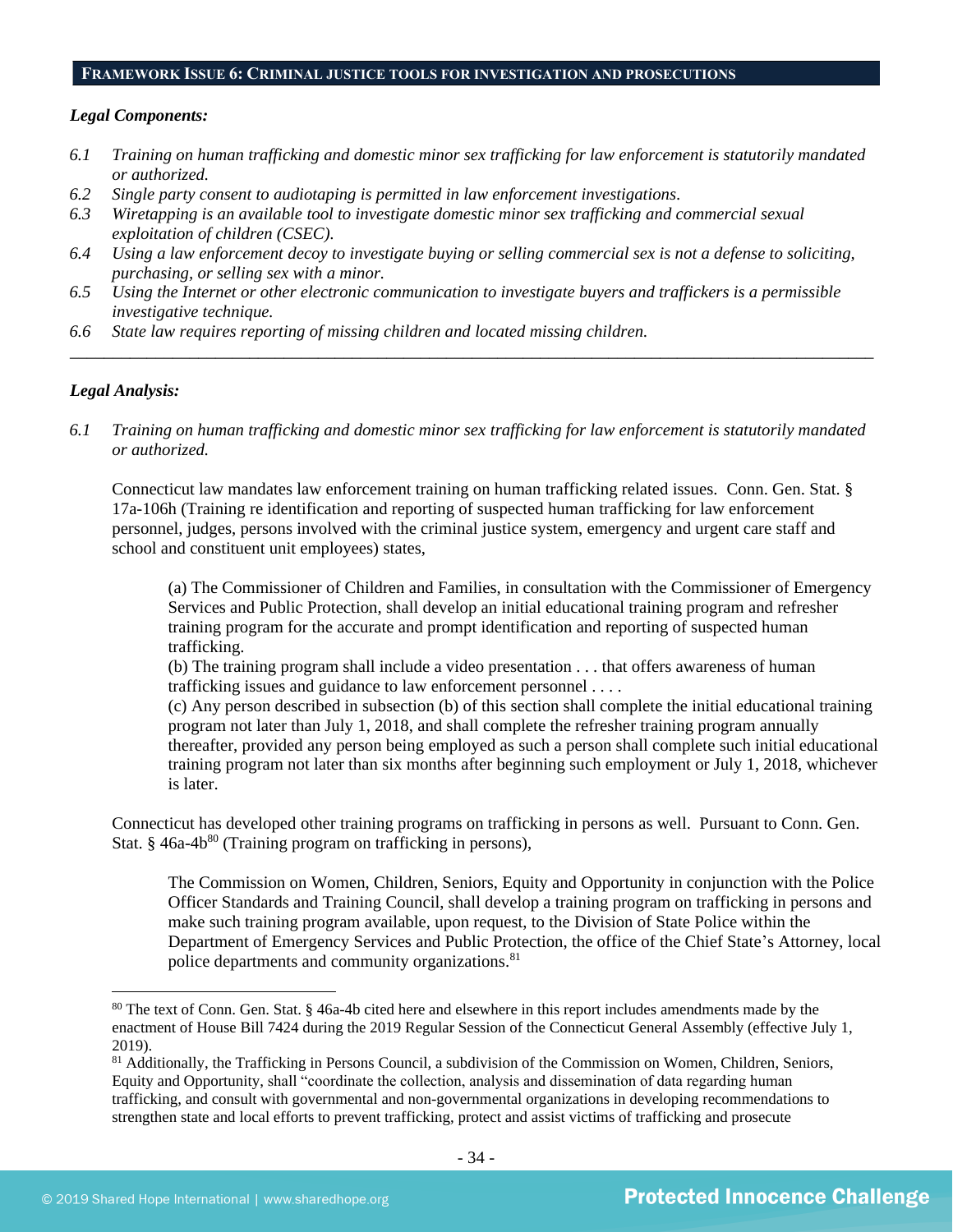## FRAMEWORK ISSUE 6: CRIMINAL JUSTICE TOOLS FOR INVESTIGATION AND PROSECUTIONS

***Legal Components:***

*6.1 Training on human trafficking and domestic minor sex trafficking for law enforcement is statutorily mandated or authorized.*
*6.2 Single party consent to audiotaping is permitted in law enforcement investigations.*
*6.3 Wiretapping is an available tool to investigate domestic minor sex trafficking and commercial sexual exploitation of children (CSEC).*
*6.4 Using a law enforcement decoy to investigate buying or selling commercial sex is not a defense to soliciting, purchasing, or selling sex with a minor.*
*6.5 Using the Internet or other electronic communication to investigate buyers and traffickers is a permissible investigative technique.*
*6.6 State law requires reporting of missing children and located missing children.*

---

***Legal Analysis:***

*6.1 Training on human trafficking and domestic minor sex trafficking for law enforcement is statutorily mandated or authorized.*

Connecticut law mandates law enforcement training on human trafficking related issues. Conn. Gen. Stat. § 17a-106h (Training re identification and reporting of suspected human trafficking for law enforcement personnel, judges, persons involved with the criminal justice system, emergency and urgent care staff and school and constituent unit employees) states,

> (a) The Commissioner of Children and Families, in consultation with the Commissioner of Emergency Services and Public Protection, shall develop an initial educational training program and refresher training program for the accurate and prompt identification and reporting of suspected human trafficking.
> (b) The training program shall include a video presentation . . . that offers awareness of human trafficking issues and guidance to law enforcement personnel . . . .
> (c) Any person described in subsection (b) of this section shall complete the initial educational training program not later than July 1, 2018, and shall complete the refresher training program annually thereafter, provided any person being employed as such a person shall complete such initial educational training program not later than six months after beginning such employment or July 1, 2018, whichever is later.

Connecticut has developed other training programs on trafficking in persons as well. Pursuant to Conn. Gen. Stat. § 46a-4b[80] (Training program on trafficking in persons),

> The Commission on Women, Children, Seniors, Equity and Opportunity in conjunction with the Police Officer Standards and Training Council, shall develop a training program on trafficking in persons and make such training program available, upon request, to the Division of State Police within the Department of Emergency Services and Public Protection, the office of the Chief State's Attorney, local police departments and community organizations.[81]

---

[80] The text of Conn. Gen. Stat. § 46a-4b cited here and elsewhere in this report includes amendments made by the enactment of House Bill 7424 during the 2019 Regular Session of the Connecticut General Assembly (effective July 1, 2019).

[81] Additionally, the Trafficking in Persons Council, a subdivision of the Commission on Women, Children, Seniors, Equity and Opportunity, shall "coordinate the collection, analysis and dissemination of data regarding human trafficking, and consult with governmental and non-governmental organizations in developing recommendations to strengthen state and local efforts to prevent trafficking, protect and assist victims of trafficking and prosecute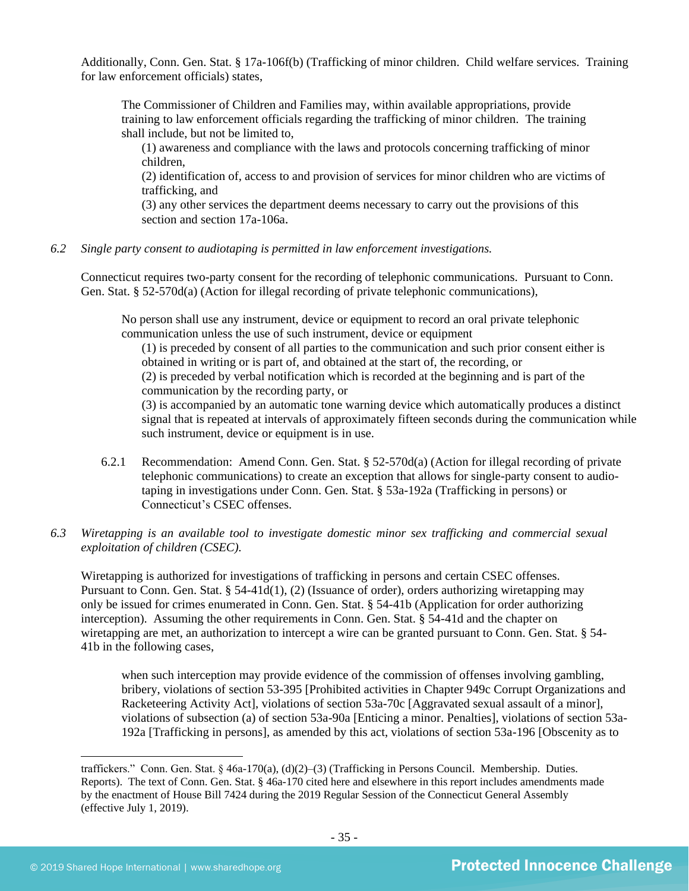Additionally, Conn. Gen. Stat. § 17a-106f(b) (Trafficking of minor children. Child welfare services. Training for law enforcement officials) states,

> The Commissioner of Children and Families may, within available appropriations, provide training to law enforcement officials regarding the trafficking of minor children. The training shall include, but not be limited to,
>
> (1) awareness and compliance with the laws and protocols concerning trafficking of minor children,
>
> (2) identification of, access to and provision of services for minor children who are victims of trafficking, and
>
> (3) any other services the department deems necessary to carry out the provisions of this section and section 17a-106a.

*6.2 Single party consent to audiotaping is permitted in law enforcement investigations.*

Connecticut requires two-party consent for the recording of telephonic communications. Pursuant to Conn. Gen. Stat. § 52-570d(a) (Action for illegal recording of private telephonic communications),

> No person shall use any instrument, device or equipment to record an oral private telephonic communication unless the use of such instrument, device or equipment
>
> (1) is preceded by consent of all parties to the communication and such prior consent either is obtained in writing or is part of, and obtained at the start of, the recording, or
>
> (2) is preceded by verbal notification which is recorded at the beginning and is part of the communication by the recording party, or
>
> (3) is accompanied by an automatic tone warning device which automatically produces a distinct signal that is repeated at intervals of approximately fifteen seconds during the communication while such instrument, device or equipment is in use.

6.2.1 Recommendation: Amend Conn. Gen. Stat. § 52-570d(a) (Action for illegal recording of private telephonic communications) to create an exception that allows for single-party consent to audio-taping in investigations under Conn. Gen. Stat. § 53a-192a (Trafficking in persons) or Connecticut's CSEC offenses.

*6.3 Wiretapping is an available tool to investigate domestic minor sex trafficking and commercial sexual exploitation of children (CSEC).*

Wiretapping is authorized for investigations of trafficking in persons and certain CSEC offenses. Pursuant to Conn. Gen. Stat. § 54-41d(1), (2) (Issuance of order), orders authorizing wiretapping may only be issued for crimes enumerated in Conn. Gen. Stat. § 54-41b (Application for order authorizing interception). Assuming the other requirements in Conn. Gen. Stat. § 54-41d and the chapter on wiretapping are met, an authorization to intercept a wire can be granted pursuant to Conn. Gen. Stat. § 54-41b in the following cases,

> when such interception may provide evidence of the commission of offenses involving gambling, bribery, violations of section 53-395 [Prohibited activities in Chapter 949c Corrupt Organizations and Racketeering Activity Act], violations of section 53a-70c [Aggravated sexual assault of a minor], violations of subsection (a) of section 53a-90a [Enticing a minor. Penalties], violations of section 53a-192a [Trafficking in persons], as amended by this act, violations of section 53a-196 [Obscenity as to

---

traffickers." Conn. Gen. Stat. § 46a-170(a), (d)(2)–(3) (Trafficking in Persons Council. Membership. Duties. Reports). The text of Conn. Gen. Stat. § 46a-170 cited here and elsewhere in this report includes amendments made by the enactment of House Bill 7424 during the 2019 Regular Session of the Connecticut General Assembly (effective July 1, 2019).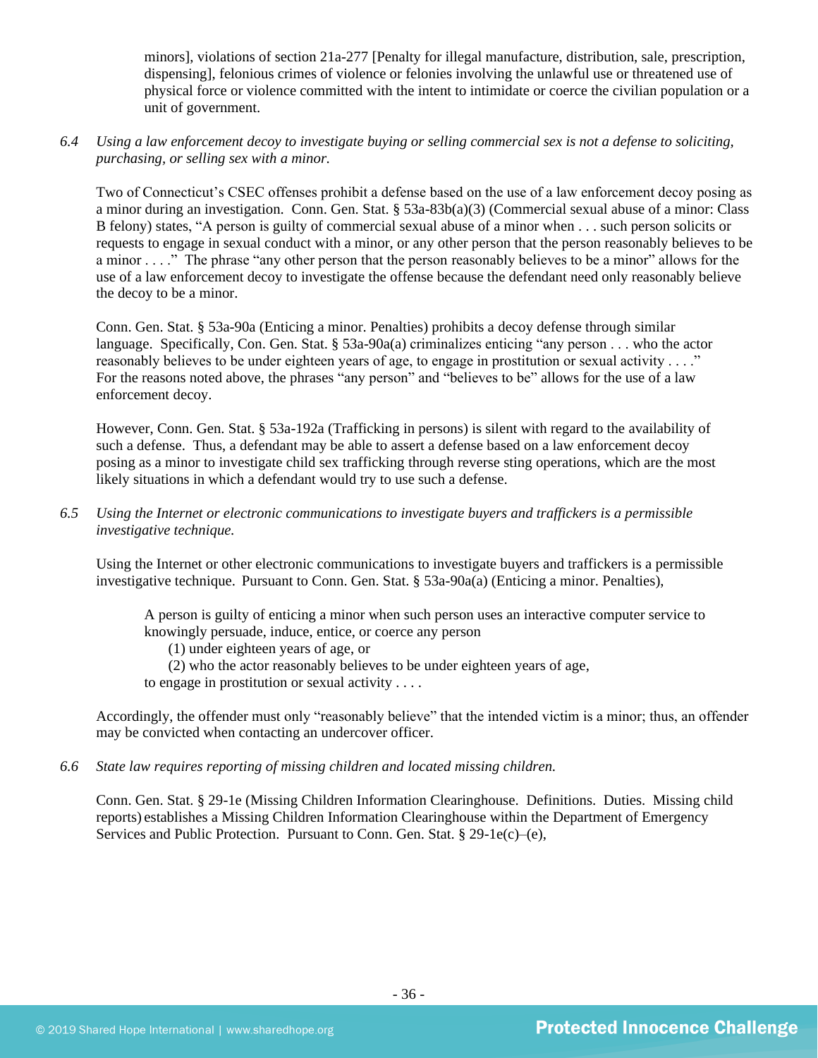minors], violations of section 21a-277 [Penalty for illegal manufacture, distribution, sale, prescription, dispensing], felonious crimes of violence or felonies involving the unlawful use or threatened use of physical force or violence committed with the intent to intimidate or coerce the civilian population or a unit of government.

*6.4 Using a law enforcement decoy to investigate buying or selling commercial sex is not a defense to soliciting, purchasing, or selling sex with a minor.*

Two of Connecticut's CSEC offenses prohibit a defense based on the use of a law enforcement decoy posing as a minor during an investigation. Conn. Gen. Stat. § 53a-83b(a)(3) (Commercial sexual abuse of a minor: Class B felony) states, "A person is guilty of commercial sexual abuse of a minor when . . . such person solicits or requests to engage in sexual conduct with a minor, or any other person that the person reasonably believes to be a minor . . . ." The phrase "any other person that the person reasonably believes to be a minor" allows for the use of a law enforcement decoy to investigate the offense because the defendant need only reasonably believe the decoy to be a minor.

Conn. Gen. Stat. § 53a-90a (Enticing a minor. Penalties) prohibits a decoy defense through similar language. Specifically, Con. Gen. Stat. § 53a-90a(a) criminalizes enticing "any person . . . who the actor reasonably believes to be under eighteen years of age, to engage in prostitution or sexual activity . . . ." For the reasons noted above, the phrases "any person" and "believes to be" allows for the use of a law enforcement decoy.

However, Conn. Gen. Stat. § 53a-192a (Trafficking in persons) is silent with regard to the availability of such a defense. Thus, a defendant may be able to assert a defense based on a law enforcement decoy posing as a minor to investigate child sex trafficking through reverse sting operations, which are the most likely situations in which a defendant would try to use such a defense.

*6.5 Using the Internet or electronic communications to investigate buyers and traffickers is a permissible investigative technique.*

Using the Internet or other electronic communications to investigate buyers and traffickers is a permissible investigative technique. Pursuant to Conn. Gen. Stat. § 53a-90a(a) (Enticing a minor. Penalties),

> A person is guilty of enticing a minor when such person uses an interactive computer service to knowingly persuade, induce, entice, or coerce any person
> (1) under eighteen years of age, or
> (2) who the actor reasonably believes to be under eighteen years of age,
> to engage in prostitution or sexual activity . . . .

Accordingly, the offender must only "reasonably believe" that the intended victim is a minor; thus, an offender may be convicted when contacting an undercover officer.

*6.6 State law requires reporting of missing children and located missing children.*

Conn. Gen. Stat. § 29-1e (Missing Children Information Clearinghouse. Definitions. Duties. Missing child reports) establishes a Missing Children Information Clearinghouse within the Department of Emergency Services and Public Protection. Pursuant to Conn. Gen. Stat. § 29-1e(c)–(e),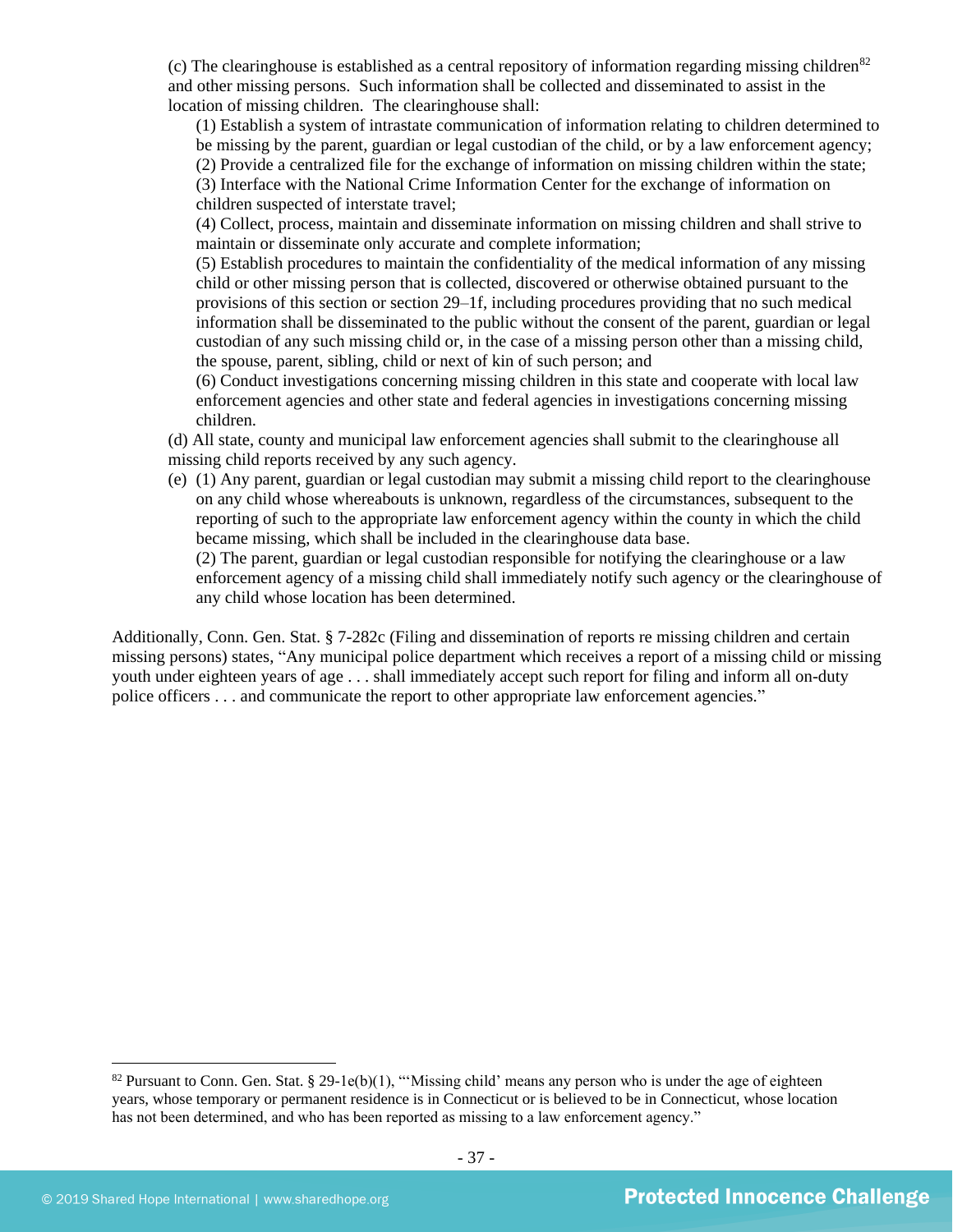(c) The clearinghouse is established as a central repository of information regarding missing children[82] and other missing persons. Such information shall be collected and disseminated to assist in the location of missing children. The clearinghouse shall:

(1) Establish a system of intrastate communication of information relating to children determined to be missing by the parent, guardian or legal custodian of the child, or by a law enforcement agency;

(2) Provide a centralized file for the exchange of information on missing children within the state;

(3) Interface with the National Crime Information Center for the exchange of information on children suspected of interstate travel;

(4) Collect, process, maintain and disseminate information on missing children and shall strive to maintain or disseminate only accurate and complete information;

(5) Establish procedures to maintain the confidentiality of the medical information of any missing child or other missing person that is collected, discovered or otherwise obtained pursuant to the provisions of this section or section 29–1f, including procedures providing that no such medical information shall be disseminated to the public without the consent of the parent, guardian or legal custodian of any such missing child or, in the case of a missing person other than a missing child, the spouse, parent, sibling, child or next of kin of such person; and

(6) Conduct investigations concerning missing children in this state and cooperate with local law enforcement agencies and other state and federal agencies in investigations concerning missing children.

(d) All state, county and municipal law enforcement agencies shall submit to the clearinghouse all missing child reports received by any such agency.

(e) (1) Any parent, guardian or legal custodian may submit a missing child report to the clearinghouse on any child whose whereabouts is unknown, regardless of the circumstances, subsequent to the reporting of such to the appropriate law enforcement agency within the county in which the child became missing, which shall be included in the clearinghouse data base.

(2) The parent, guardian or legal custodian responsible for notifying the clearinghouse or a law enforcement agency of a missing child shall immediately notify such agency or the clearinghouse of any child whose location has been determined.

Additionally, Conn. Gen. Stat. § 7-282c (Filing and dissemination of reports re missing children and certain missing persons) states, "Any municipal police department which receives a report of a missing child or missing youth under eighteen years of age . . . shall immediately accept such report for filing and inform all on-duty police officers . . . and communicate the report to other appropriate law enforcement agencies."

[82] Pursuant to Conn. Gen. Stat. § 29-1e(b)(1), "'Missing child' means any person who is under the age of eighteen years, whose temporary or permanent residence is in Connecticut or is believed to be in Connecticut, whose location has not been determined, and who has been reported as missing to a law enforcement agency."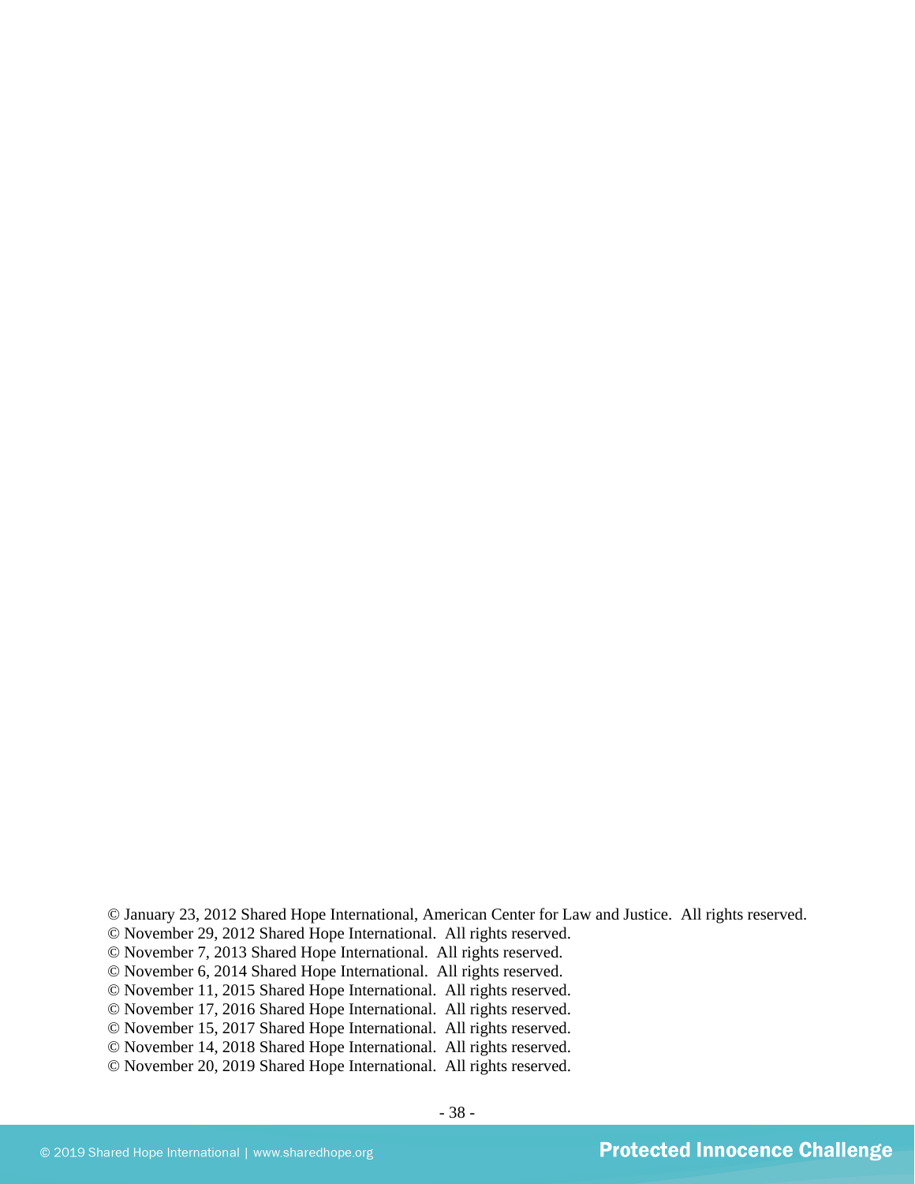© January 23, 2012 Shared Hope International, American Center for Law and Justice. All rights reserved.
© November 29, 2012 Shared Hope International. All rights reserved.
© November 7, 2013 Shared Hope International. All rights reserved.
© November 6, 2014 Shared Hope International. All rights reserved.
© November 11, 2015 Shared Hope International. All rights reserved.
© November 17, 2016 Shared Hope International. All rights reserved.
© November 15, 2017 Shared Hope International. All rights reserved.
© November 14, 2018 Shared Hope International. All rights reserved.
© November 20, 2019 Shared Hope International. All rights reserved.